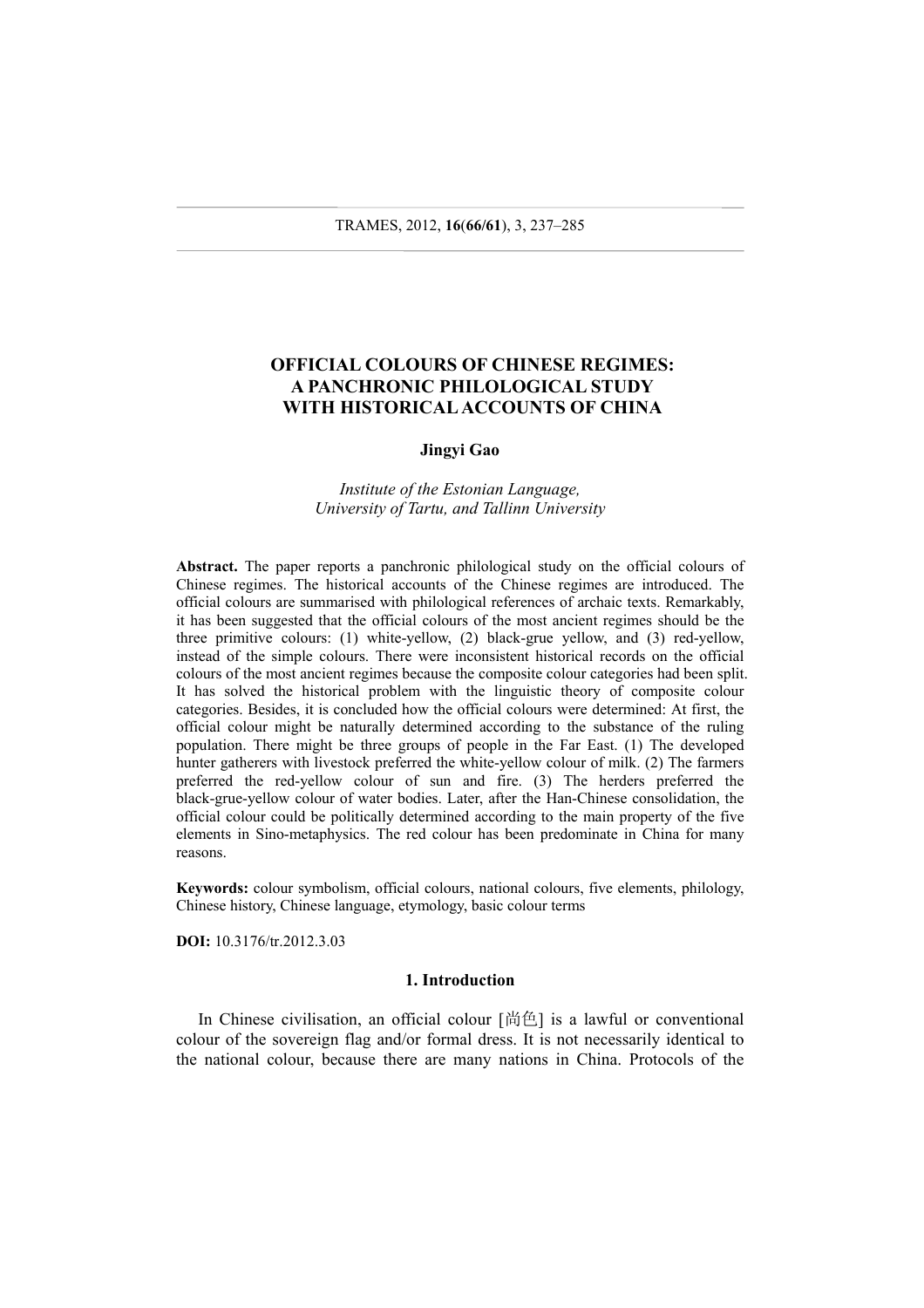# OFFICIAL COLOURS OF CHINESE REGIMES: A PANCHRONIC PHILOLOGICAL STUDY WITH HISTORICAL ACCOUNTS OF CHINA

**Jingyi Gao**

*Institute of the Estonian Language, University of Tartu, and Tallinn University*

**Abstract.** The paper reports a panchronic philological study on the official colours of Chinese regimes. The historical accounts of the Chinese regimes are introduced. The official colours are summarised with philological references of archaic texts. Remarkably, it has been suggested that the official colours of the most ancient regimes should be the three primitive colours: (1) white-yellow, (2) black-grue yellow, and (3) red-yellow, instead of the simple colours. There were inconsistent historical records on the official colours of the most ancient regimes because the composite colour categories had been split. It has solved the historical problem with the linguistic theory of composite colour categories. Besides, it is concluded how the official colours were determined: At first, the official colour might be naturally determined according to the substance of the ruling population. There might be three groups of people in the Far East. (1) The developed hunter gatherers with livestock preferred the white-yellow colour of milk. (2) The farmers preferred the red-yellow colour of sun and fire. (3) The herders preferred the black-grue-yellow colour of water bodies. Later, after the Han-Chinese consolidation, the official colour could be politically determined according to the main property of the five elements in Sino-metaphysics. The red colour has been predominate in China for many reasons.

**Keywords:** colour symbolism, official colours, national colours, five elements, philology, Chinese history, Chinese language, etymology, basic colour terms

**DOI:** 10.3176/tr.2012.3.03

## 1. Introduction

In Chinese civilisation, an official colour [尚色] is a lawful or conventional colour of the sovereign flag and/or formal dress. It is not necessarily identical to the national colour, because there are many nations in China. Protocols of the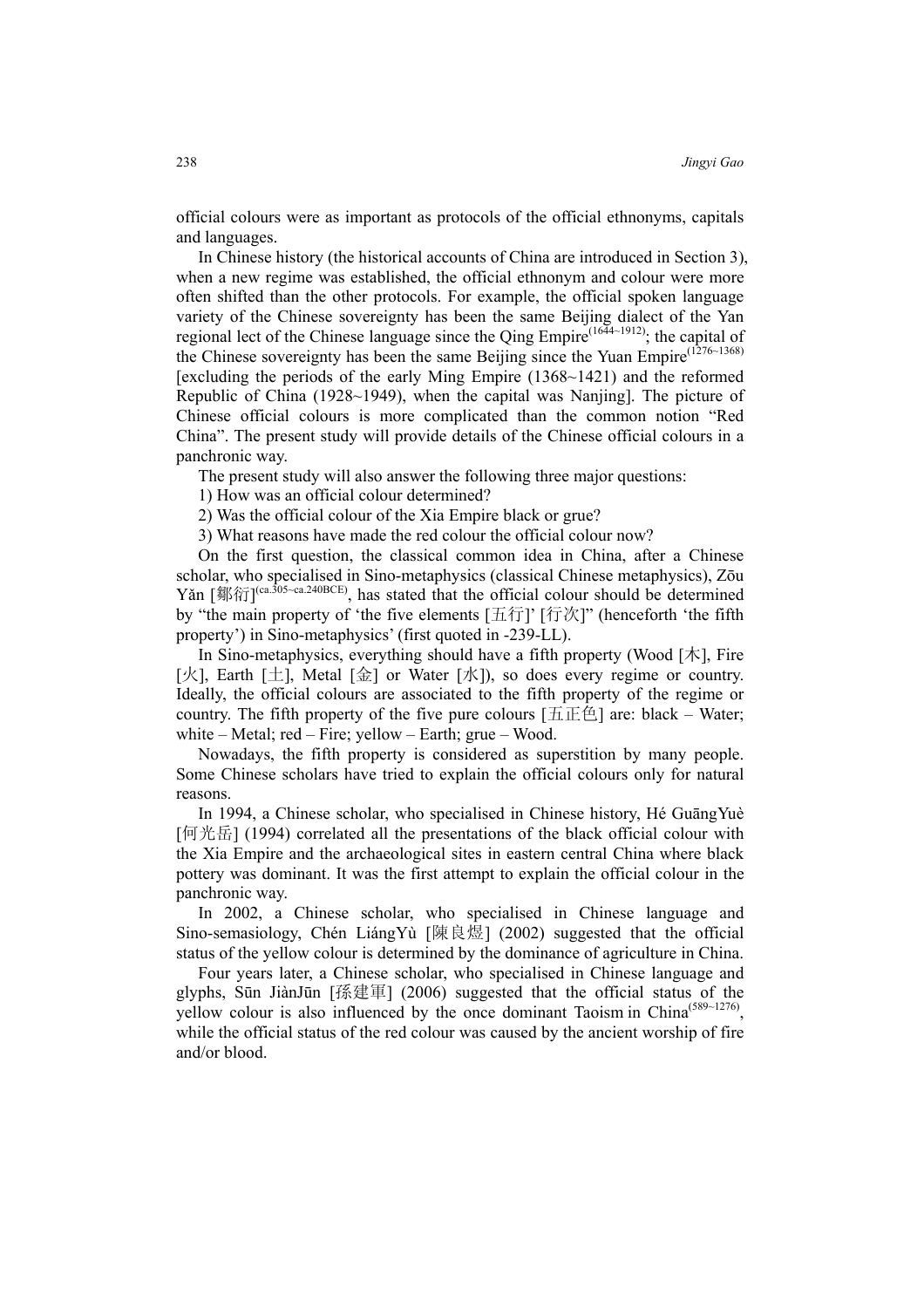official colours were as important as protocols of the official ethnonyms, capitals and languages.

In Chinese history (the historical accounts of China are introduced in Section 3), when a new regime was established, the official ethnonym and colour were more often shifted than the other protocols. For example, the official spoken language variety of the Chinese sovereignty has been the same Beijing dialect of the Yan regional lect of the Chinese language since the Qing Empire(1644~1912); the capital of the Chinese sovereignty has been the same Beijing since the Yuan Empire(1276~1368) [excluding the periods of the early Ming Empire (1368~1421) and the reformed Republic of China (1928~1949), when the capital was Nanjing]. The picture of Chinese official colours is more complicated than the common notion "Red China". The present study will provide details of the Chinese official colours in a panchronic way.

The present study will also answer the following three major questions:

1) How was an official colour determined?

2) Was the official colour of the Xia Empire black or grue?

3) What reasons have made the red colour the official colour now?

On the first question, the classical common idea in China, after a Chinese scholar, who specialised in Sino-metaphysics (classical Chinese metaphysics), Zōu Yǎn [鄒衍](ca.305~ca.240BCE), has stated that the official colour should be determined by "the main property of 'the five elements [五行]' [行次]" (henceforth 'the fifth property') in Sino-metaphysics' (first quoted in -239-LL).

In Sino-metaphysics, everything should have a fifth property (Wood [木], Fire [火], Earth [土], Metal [金] or Water [水]), so does every regime or country. Ideally, the official colours are associated to the fifth property of the regime or country. The fifth property of the five pure colours [五正色] are: black – Water; white – Metal; red – Fire; yellow – Earth; grue – Wood.

Nowadays, the fifth property is considered as superstition by many people. Some Chinese scholars have tried to explain the official colours only for natural reasons.

In 1994, a Chinese scholar, who specialised in Chinese history, Hé GuāngYuè [何光岳] (1994) correlated all the presentations of the black official colour with the Xia Empire and the archaeological sites in eastern central China where black pottery was dominant. It was the first attempt to explain the official colour in the panchronic way.

In 2002, a Chinese scholar, who specialised in Chinese language and Sino-semasiology, Chén LiángYù [陳良煜] (2002) suggested that the official status of the yellow colour is determined by the dominance of agriculture in China.

Four years later, a Chinese scholar, who specialised in Chinese language and glyphs, Sūn JiànJūn [孫建軍] (2006) suggested that the official status of the yellow colour is also influenced by the once dominant Taoism in China(589~1276), while the official status of the red colour was caused by the ancient worship of fire and/or blood.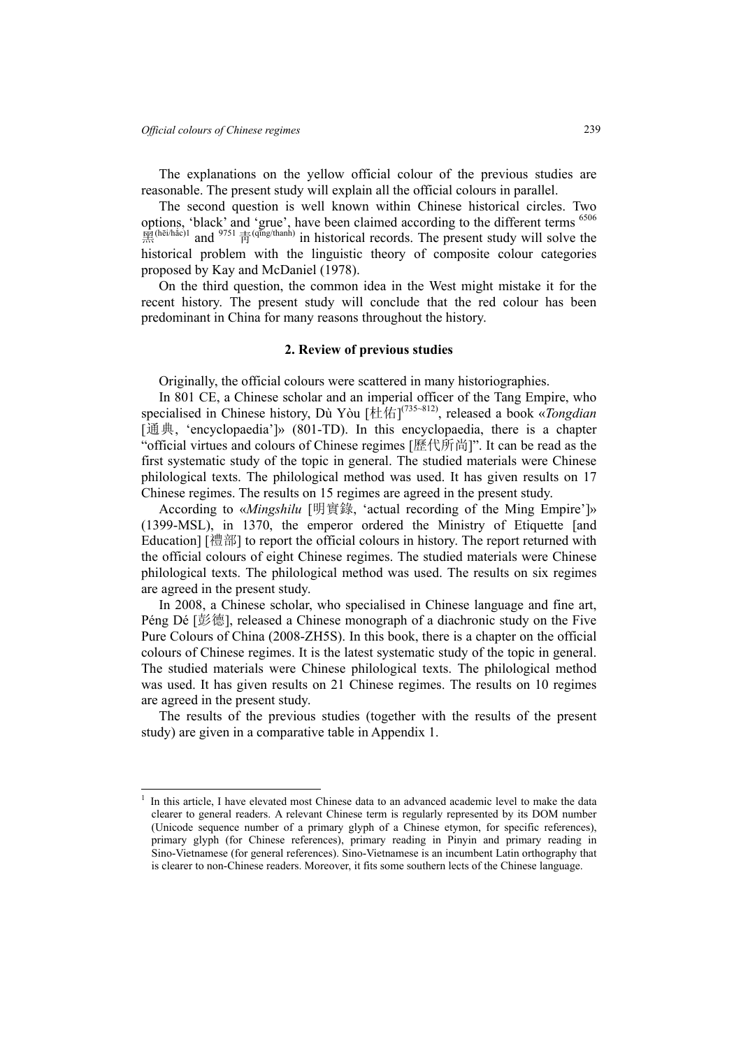The explanations on the yellow official colour of the previous studies are reasonable. The present study will explain all the official colours in parallel.

The second question is well known within Chinese historical circles. Two options, 'black' and 'grue', have been claimed according to the different terms [6506] 黑[(hēi/hắc)1] and [9751] 青[(qīng/thanh)] in historical records. The present study will solve the historical problem with the linguistic theory of composite colour categories proposed by Kay and McDaniel (1978).

On the third question, the common idea in the West might mistake it for the recent history. The present study will conclude that the red colour has been predominant in China for many reasons throughout the history.

## 2. Review of previous studies

Originally, the official colours were scattered in many historiographies.

In 801 CE, a Chinese scholar and an imperial officer of the Tang Empire, who specialised in Chinese history, Dù Yòu [杜佑][(735~812)], released a book «*Tongdian* [通典, 'encyclopaedia']» (801-TD). In this encyclopaedia, there is a chapter "official virtues and colours of Chinese regimes [歷代所尚]". It can be read as the first systematic study of the topic in general. The studied materials were Chinese philological texts. The philological method was used. It has given results on 17 Chinese regimes. The results on 15 regimes are agreed in the present study.

According to «*Mingshilu* [明實錄, 'actual recording of the Ming Empire']» (1399-MSL), in 1370, the emperor ordered the Ministry of Etiquette [and Education] [禮部] to report the official colours in history. The report returned with the official colours of eight Chinese regimes. The studied materials were Chinese philological texts. The philological method was used. The results on six regimes are agreed in the present study.

In 2008, a Chinese scholar, who specialised in Chinese language and fine art, Péng Dé [彭德], released a Chinese monograph of a diachronic study on the Five Pure Colours of China (2008-ZH5S). In this book, there is a chapter on the official colours of Chinese regimes. It is the latest systematic study of the topic in general. The studied materials were Chinese philological texts. The philological method was used. It has given results on 21 Chinese regimes. The results on 10 regimes are agreed in the present study.

The results of the previous studies (together with the results of the present study) are given in a comparative table in Appendix 1.

---

[1] In this article, I have elevated most Chinese data to an advanced academic level to make the data clearer to general readers. A relevant Chinese term is regularly represented by its DOM number (Unicode sequence number of a primary glyph of a Chinese etymon, for specific references), primary glyph (for Chinese references), primary reading in Pinyin and primary reading in Sino-Vietnamese (for general references). Sino-Vietnamese is an incumbent Latin orthography that is clearer to non-Chinese readers. Moreover, it fits some southern lects of the Chinese language.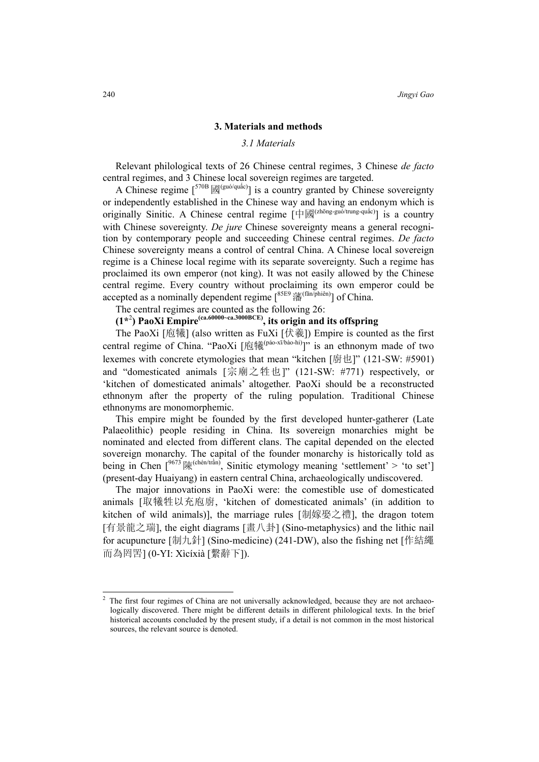## 3. Materials and methods

### *3.1 Materials*

Relevant philological texts of 26 Chinese central regimes, 3 Chinese *de facto* central regimes, and 3 Chinese local sovereign regimes are targeted.

A Chinese regime [570B 國(guó/quấc)] is a country granted by Chinese sovereignty or independently established in the Chinese way and having an endonym which is originally Sinitic. A Chinese central regime [中國(zhōng-guó/trung-quấc)] is a country with Chinese sovereignty. *De jure* Chinese sovereignty means a general recognition by contemporary people and succeeding Chinese central regimes. *De facto* Chinese sovereignty means a control of central China. A Chinese local sovereign regime is a Chinese local regime with its separate sovereignty. Such a regime has proclaimed its own emperor (not king). It was not easily allowed by the Chinese central regime. Every country without proclaiming its own emperor could be accepted as a nominally dependent regime [85E9 藩(fān/phiên)] of China.

The central regimes are counted as the following 26:

**(1*[2]) PaoXi Empire(ca.60000~ca.3000BCE), its origin and its offspring**

The PaoXi [庖犧] (also written as FuXi [伏羲]) Empire is counted as the first central regime of China. "PaoXi [庖犧(páo-xī/bào-hì)]" is an ethnonym made of two lexemes with concrete etymologies that mean "kitchen [廚也]" (121-SW: #5901) and "domesticated animals [宗廟之牲也]" (121-SW: #771) respectively, or 'kitchen of domesticated animals' altogether. PaoXi should be a reconstructed ethnonym after the property of the ruling population. Traditional Chinese ethnonyms are monomorphemic.

This empire might be founded by the first developed hunter-gatherer (Late Palaeolithic) people residing in China. Its sovereign monarchies might be nominated and elected from different clans. The capital depended on the elected sovereign monarchy. The capital of the founder monarchy is historically told as being in Chen [9673 陳(chén/trần), Sinitic etymology meaning 'settlement' > 'to set'] (present-day Huaiyang) in eastern central China, archaeologically undiscovered.

The major innovations in PaoXi were: the comestible use of domesticated animals [取犧牲以充庖廚, 'kitchen of domesticated animals' (in addition to kitchen of wild animals)], the marriage rules [制嫁娶之禮], the dragon totem [有景龍之瑞], the eight diagrams [畫八卦] (Sino-metaphysics) and the lithic nail for acupuncture [制九針] (Sino-medicine) (241-DW), also the fishing net [作結繩而為罔罟] (0-YI: Xìcíxià [繫辭下]).

---

[2] The first four regimes of China are not universally acknowledged, because they are not archaeologically discovered. There might be different details in different philological texts. In the brief historical accounts concluded by the present study, if a detail is not common in the most historical sources, the relevant source is denoted.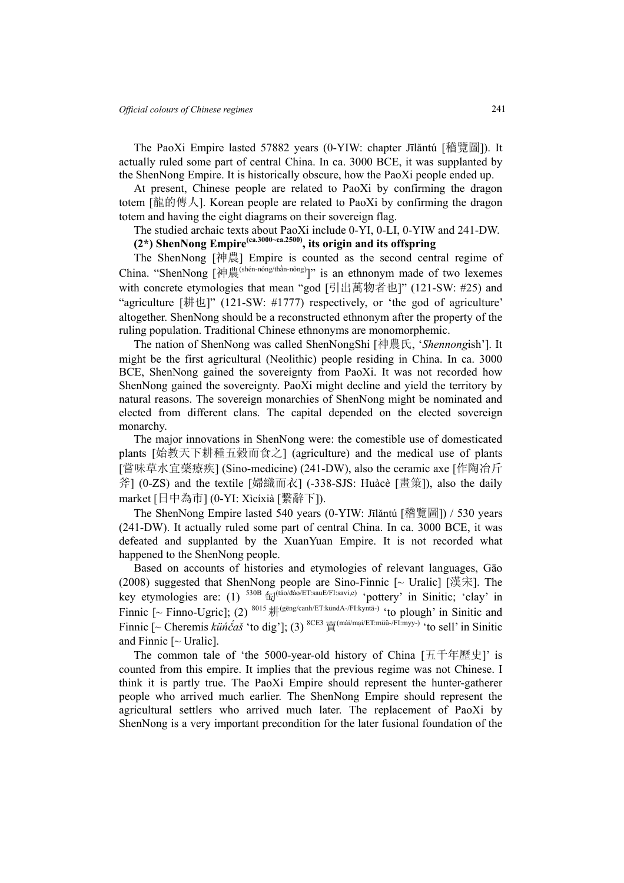The PaoXi Empire lasted 57882 years (0-YIW: chapter Jīlǎntú [稽覽圖]). It actually ruled some part of central China. In ca. 3000 BCE, it was supplanted by the ShenNong Empire. It is historically obscure, how the PaoXi people ended up.

At present, Chinese people are related to PaoXi by confirming the dragon totem [龍的傳人]. Korean people are related to PaoXi by confirming the dragon totem and having the eight diagrams on their sovereign flag.

The studied archaic texts about PaoXi include 0-YI, 0-LI, 0-YIW and 241-DW.

**(2*) ShenNong Empire(ca.3000~ca.2500), its origin and its offspring**

The ShenNong [神農] Empire is counted as the second central regime of China. "ShenNong [神農(shén-nóng/thần-nông)]" is an ethnonym made of two lexemes with concrete etymologies that mean "god [引出萬物者也]" (121-SW: #25) and "agriculture [耕也]" (121-SW: #1777) respectively, or 'the god of agriculture' altogether. ShenNong should be a reconstructed ethnonym after the property of the ruling population. Traditional Chinese ethnonyms are monomorphemic.

The nation of ShenNong was called ShenNongShi [神農氏, '*Shennong*ish']. It might be the first agricultural (Neolithic) people residing in China. In ca. 3000 BCE, ShenNong gained the sovereignty from PaoXi. It was not recorded how ShenNong gained the sovereignty. PaoXi might decline and yield the territory by natural reasons. The sovereign monarchies of ShenNong might be nominated and elected from different clans. The capital depended on the elected sovereign monarchy.

The major innovations in ShenNong were: the comestible use of domesticated plants [始教天下耕種五穀而食之] (agriculture) and the medical use of plants [嘗味草水宜藥療疾] (Sino-medicine) (241-DW), also the ceramic axe [作陶冶斤斧] (0-ZS) and the textile [婦織而衣] (-338-SJS: Huàcè [畫策]), also the daily market [日中為市] (0-YI: Xìcíxià [繫辭下]).

The ShenNong Empire lasted 540 years (0-YIW: Jīlǎntú [稽覽圖]) / 530 years (241-DW). It actually ruled some part of central China. In ca. 3000 BCE, it was defeated and supplanted by the XuanYuan Empire. It is not recorded what happened to the ShenNong people.

Based on accounts of histories and etymologies of relevant languages, Gāo (2008) suggested that ShenNong people are Sino-Finnic [~ Uralic] [漢宋]. The key etymologies are: (1) 530B 匋(táo/đào/ET:sauE/FI:savi,e) 'pottery' in Sinitic; 'clay' in Finnic [~ Finno-Ugric]; (2) 8015 耕(gēng/canh/ET:kündA-/FI:kyntä-) 'to plough' in Sinitic and Finnic [~ Cheremis *küńčaš* 'to dig']; (3) 8CE3 賣(mài/mại/ET:müü-/FI:myy-) 'to sell' in Sinitic and Finnic [~ Uralic].

The common tale of 'the 5000-year-old history of China [五千年歷史]' is counted from this empire. It implies that the previous regime was not Chinese. I think it is partly true. The PaoXi Empire should represent the hunter-gatherer people who arrived much earlier. The ShenNong Empire should represent the agricultural settlers who arrived much later. The replacement of PaoXi by ShenNong is a very important precondition for the later fusional foundation of the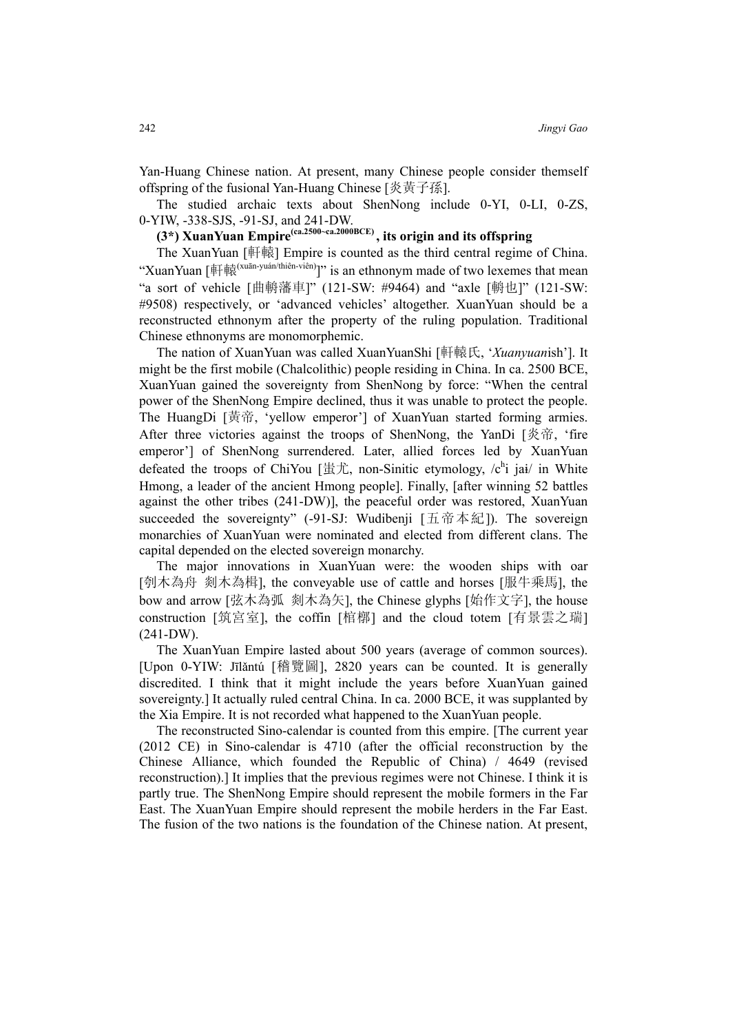Yan-Huang Chinese nation. At present, many Chinese people consider themself offspring of the fusional Yan-Huang Chinese [炎黃子孫].

The studied archaic texts about ShenNong include 0-YI, 0-LI, 0-ZS, 0-YIW, -338-SJS, -91-SJ, and 241-DW.

**(3*) XuanYuan Empire(ca.2500~ca.2000BCE), its origin and its offspring**

The XuanYuan [軒轅] Empire is counted as the third central regime of China. "XuanYuan [軒轅(xuān-yuán/thiên-viên)]" is an ethnonym made of two lexemes that mean "a sort of vehicle [曲輈藩車]" (121-SW: #9464) and "axle [輈也]" (121-SW: #9508) respectively, or 'advanced vehicles' altogether. XuanYuan should be a reconstructed ethnonym after the property of the ruling population. Traditional Chinese ethnonyms are monomorphemic.

The nation of XuanYuan was called XuanYuanShi [軒轅氏, '*Xuanyuan*ish']. It might be the first mobile (Chalcolithic) people residing in China. In ca. 2500 BCE, XuanYuan gained the sovereignty from ShenNong by force: "When the central power of the ShenNong Empire declined, thus it was unable to protect the people. The HuangDi [黃帝, 'yellow emperor'] of XuanYuan started forming armies. After three victories against the troops of ShenNong, the YanDi [炎帝, 'fire emperor'] of ShenNong surrendered. Later, allied forces led by XuanYuan defeated the troops of ChiYou [蚩尤, non-Sinitic etymology, /cʰi jaɨ/ in White Hmong, a leader of the ancient Hmong people]. Finally, [after winning 52 battles against the other tribes (241-DW)], the peaceful order was restored, XuanYuan succeeded the sovereignty" (-91-SJ: Wudibenji [五帝本紀]). The sovereign monarchies of XuanYuan were nominated and elected from different clans. The capital depended on the elected sovereign monarchy.

The major innovations in XuanYuan were: the wooden ships with oar [刳木為舟 剡木為楫], the conveyable use of cattle and horses [服牛乘馬], the bow and arrow [弦木為弧 剡木為矢], the Chinese glyphs [始作文字], the house construction [筑宮室], the coffin [棺槨] and the cloud totem [有景雲之瑞] (241-DW).

The XuanYuan Empire lasted about 500 years (average of common sources). [Upon 0-YIW: Jīlǎntú [稽覽圖], 2820 years can be counted. It is generally discredited. I think that it might include the years before XuanYuan gained sovereignty.] It actually ruled central China. In ca. 2000 BCE, it was supplanted by the Xia Empire. It is not recorded what happened to the XuanYuan people.

The reconstructed Sino-calendar is counted from this empire. [The current year (2012 CE) in Sino-calendar is 4710 (after the official reconstruction by the Chinese Alliance, which founded the Republic of China) / 4649 (revised reconstruction).] It implies that the previous regimes were not Chinese. I think it is partly true. The ShenNong Empire should represent the mobile formers in the Far East. The XuanYuan Empire should represent the mobile herders in the Far East. The fusion of the two nations is the foundation of the Chinese nation. At present,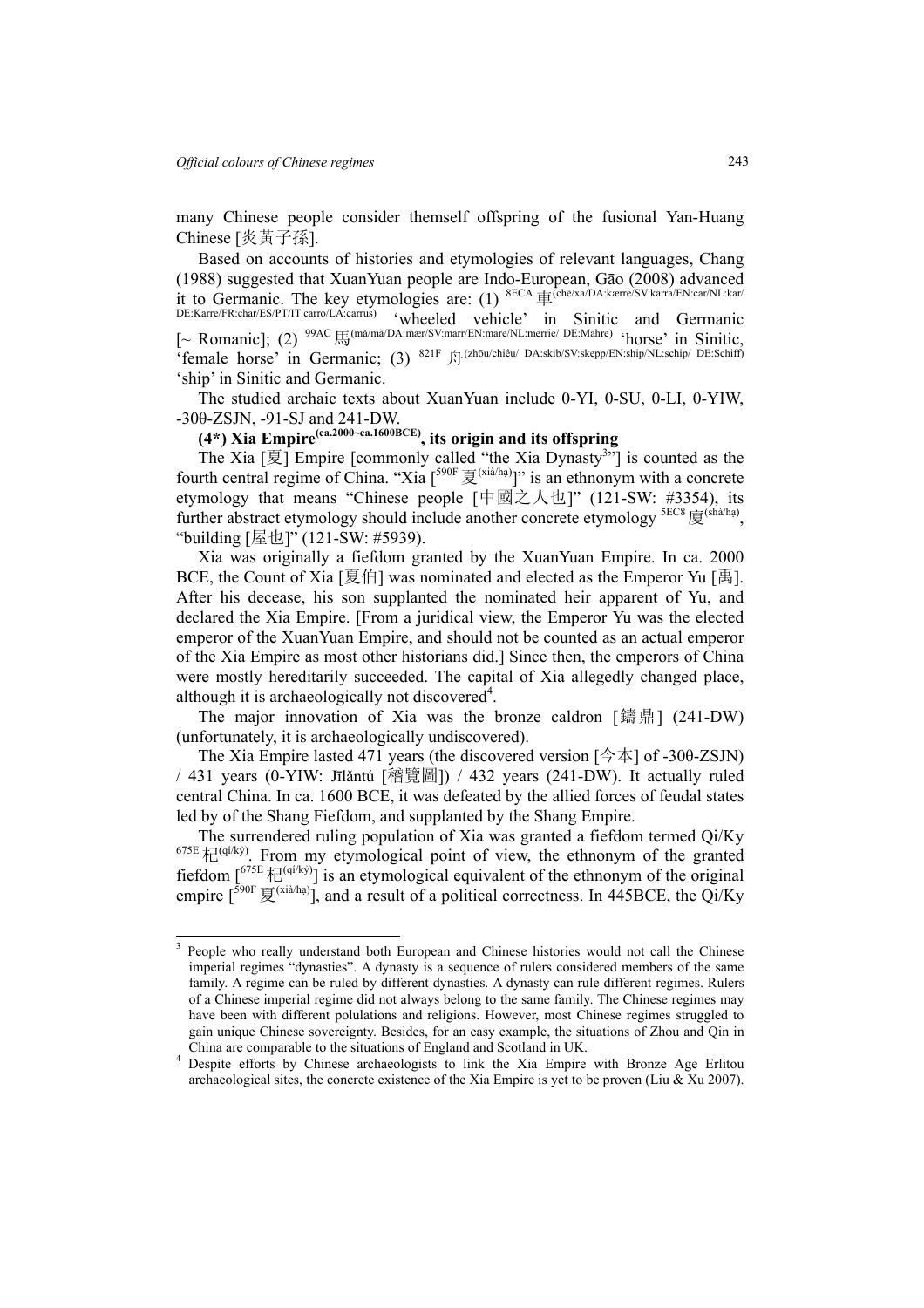many Chinese people consider themself offspring of the fusional Yan-Huang Chinese [炎黃子孫].

Based on accounts of histories and etymologies of relevant languages, Chang (1988) suggested that XuanYuan people are Indo-European, Gāo (2008) advanced it to Germanic. The key etymologies are: (1) 8ECA 車(chē/xa/DA:kærre/SV:kärra/EN:car/NL:kar/DE:Karre/FR:char/ES/PT/IT:carro/LA:carrus) 'wheeled vehicle' in Sinitic and Germanic [~ Romanic]; (2) 99AC 馬(mǎ/mā/DA:mær/SV:märr/EN:mare/NL:merrie/ DE:Mähre) 'horse' in Sinitic, 'female horse' in Germanic; (3) 821F 舟(zhōu/chiêu/ DA:skib/SV:skepp/EN:ship/NL:schip/ DE:Schiff) 'ship' in Sinitic and Germanic.

The studied archaic texts about XuanYuan include 0-YI, 0-SU, 0-LI, 0-YIW, -30θ-ZSJN, -91-SJ and 241-DW.

**(4*) Xia Empire(ca.2000~ca.1600BCE), its origin and its offspring**

The Xia [夏] Empire [commonly called "the Xia Dynasty[3]"] is counted as the fourth central regime of China. "Xia [590F 夏(xià/hạ)]" is an ethnonym with a concrete etymology that means "Chinese people [中國之人也]" (121-SW: #3354), its further abstract etymology should include another concrete etymology 5EC8 廈(shà/hạ), "building [屋也]" (121-SW: #5939).

Xia was originally a fiefdom granted by the XuanYuan Empire. In ca. 2000 BCE, the Count of Xia [夏伯] was nominated and elected as the Emperor Yu [禹]. After his decease, his son supplanted the nominated heir apparent of Yu, and declared the Xia Empire. [From a juridical view, the Emperor Yu was the elected emperor of the XuanYuan Empire, and should not be counted as an actual emperor of the Xia Empire as most other historians did.] Since then, the emperors of China were mostly hereditarily succeeded. The capital of Xia allegedly changed place, although it is archaeologically not discovered[4].

The major innovation of Xia was the bronze caldron [鑄鼎] (241-DW) (unfortunately, it is archaeologically undiscovered).

The Xia Empire lasted 471 years (the discovered version [今本] of -30θ-ZSJN) / 431 years (0-YIW: Jīlǎntú [稽覽圖]) / 432 years (241-DW). It actually ruled central China. In ca. 1600 BCE, it was defeated by the allied forces of feudal states led by of the Shang Fiefdom, and supplanted by the Shang Empire.

The surrendered ruling population of Xia was granted a fiefdom termed Qi/Ky 675E 杞(qǐ/kỷ). From my etymological point of view, the ethnonym of the granted fiefdom [675E 杞(qǐ/kỷ)] is an etymological equivalent of the ethnonym of the original empire [590F 夏(xià/hạ)], and a result of a political correctness. In 445BCE, the Qi/Ky

---

3 People who really understand both European and Chinese histories would not call the Chinese imperial regimes "dynasties". A dynasty is a sequence of rulers considered members of the same family. A regime can be ruled by different dynasties. A dynasty can rule different regimes. Rulers of a Chinese imperial regime did not always belong to the same family. The Chinese regimes may have been with different polulations and religions. However, most Chinese regimes struggled to gain unique Chinese sovereignty. Besides, for an easy example, the situations of Zhou and Qin in China are comparable to the situations of England and Scotland in UK.

4 Despite efforts by Chinese archaeologists to link the Xia Empire with Bronze Age Erlitou archaeological sites, the concrete existence of the Xia Empire is yet to be proven (Liu & Xu 2007).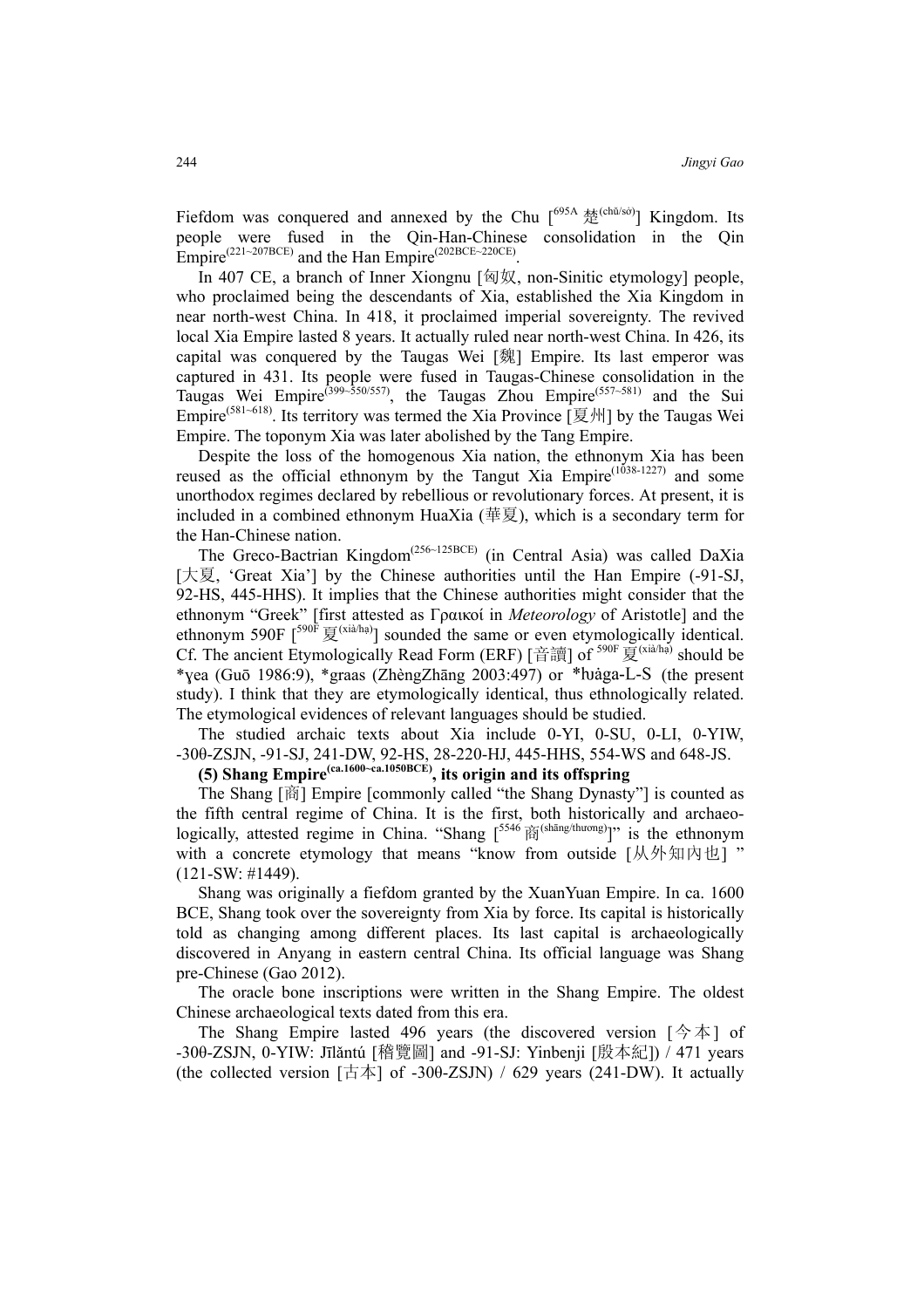Fiefdom was conquered and annexed by the Chu [695A 楚(chǔ/sở)] Kingdom. Its people were fused in the Qin-Han-Chinese consolidation in the Qin Empire(221~207BCE) and the Han Empire(202BCE~220CE).

In 407 CE, a branch of Inner Xiongnu [匈奴, non-Sinitic etymology] people, who proclaimed being the descendants of Xia, established the Xia Kingdom in near north-west China. In 418, it proclaimed imperial sovereignty. The revived local Xia Empire lasted 8 years. It actually ruled near north-west China. In 426, its capital was conquered by the Taugas Wei [魏] Empire. Its last emperor was captured in 431. Its people were fused in Taugas-Chinese consolidation in the Taugas Wei Empire(399~550/557), the Taugas Zhou Empire(557~581) and the Sui Empire(581~618). Its territory was termed the Xia Province [夏州] by the Taugas Wei Empire. The toponym Xia was later abolished by the Tang Empire.

Despite the loss of the homogenous Xia nation, the ethnonym Xia has been reused as the official ethnonym by the Tangut Xia Empire(1038-1227) and some unorthodox regimes declared by rebellious or revolutionary forces. At present, it is included in a combined ethnonym HuaXia (華夏), which is a secondary term for the Han-Chinese nation.

The Greco-Bactrian Kingdom(256~125BCE) (in Central Asia) was called DaXia [大夏, 'Great Xia'] by the Chinese authorities until the Han Empire (-91-SJ, 92-HS, 445-HHS). It implies that the Chinese authorities might consider that the ethnonym "Greek" [first attested as Γραικοί in *Meteorology* of Aristotle] and the ethnonym 590F [590F 夏(xià/hạ)] sounded the same or even etymologically identical. Cf. The ancient Etymologically Read Form (ERF) [音讀] of 590F 夏(xià/hạ) should be *ɣea (Guō 1986:9), *graas (ZhèngZhāng 2003:497) or *ɦʊȧga-L-S (the present study). I think that they are etymologically identical, thus ethnologically related. The etymological evidences of relevant languages should be studied.

The studied archaic texts about Xia include 0-YI, 0-SU, 0-LI, 0-YIW, -300-ZSJN, -91-SJ, 241-DW, 92-HS, 28-220-HJ, 445-HHS, 554-WS and 648-JS.

**(5) Shang Empire(ca.1600~ca.1050BCE), its origin and its offspring**

The Shang [商] Empire [commonly called "the Shang Dynasty"] is counted as the fifth central regime of China. It is the first, both historically and archaeologically, attested regime in China. "Shang [5546 商(shāng/thương)]" is the ethnonym with a concrete etymology that means "know from outside [从外知内也]" (121-SW: #1449).

Shang was originally a fiefdom granted by the XuanYuan Empire. In ca. 1600 BCE, Shang took over the sovereignty from Xia by force. Its capital is historically told as changing among different places. Its last capital is archaeologically discovered in Anyang in eastern central China. Its official language was Shang pre-Chinese (Gao 2012).

The oracle bone inscriptions were written in the Shang Empire. The oldest Chinese archaeological texts dated from this era.

The Shang Empire lasted 496 years (the discovered version [今本] of -300-ZSJN, 0-YIW: Jīlǎntú [稽覽圖] and -91-SJ: Yinbenji [殷本紀]) / 471 years (the collected version [古本] of -300-ZSJN) / 629 years (241-DW). It actually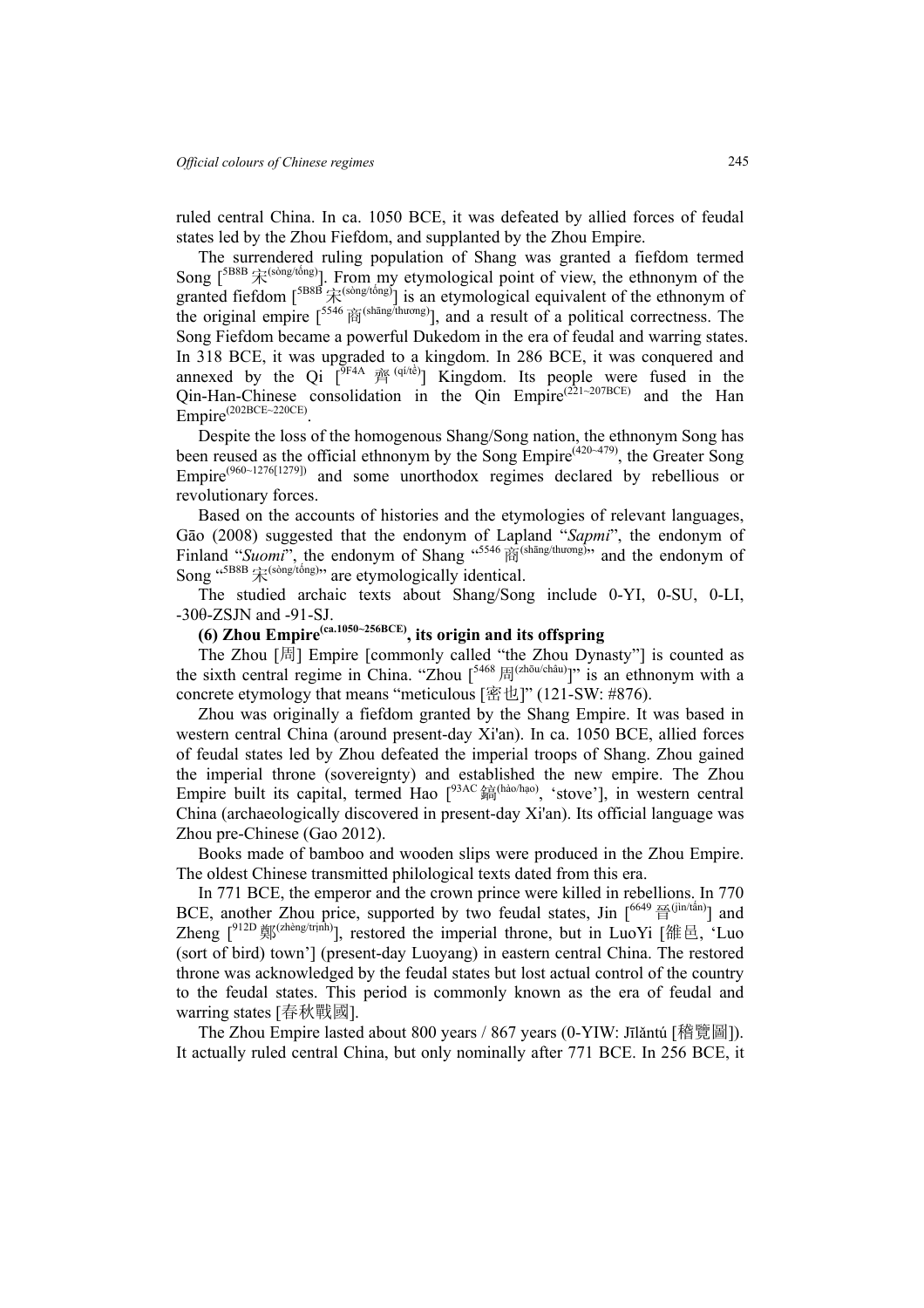ruled central China. In ca. 1050 BCE, it was defeated by allied forces of feudal states led by the Zhou Fiefdom, and supplanted by the Zhou Empire.

The surrendered ruling population of Shang was granted a fiefdom termed Song [5B8B 宋(sòng/tống)]. From my etymological point of view, the ethnonym of the granted fiefdom [5B8B 宋(sòng/tống)] is an etymological equivalent of the ethnonym of the original empire [5546 商(shāng/thương)], and a result of a political correctness. The Song Fiefdom became a powerful Dukedom in the era of feudal and warring states. In 318 BCE, it was upgraded to a kingdom. In 286 BCE, it was conquered and annexed by the Qi [9F4A 齊(qí/tề)] Kingdom. Its people were fused in the Qin-Han-Chinese consolidation in the Qin Empire(221~207BCE) and the Han Empire(202BCE~220CE).

Despite the loss of the homogenous Shang/Song nation, the ethnonym Song has been reused as the official ethnonym by the Song Empire(420~479), the Greater Song Empire(960~1276[1279]) and some unorthodox regimes declared by rebellious or revolutionary forces.

Based on the accounts of histories and the etymologies of relevant languages, Gāo (2008) suggested that the endonym of Lapland "*Sapmi*", the endonym of Finland "*Suomi*", the endonym of Shang "5546 商(shāng/thương)" and the endonym of Song "5B8B 宋(sòng/tống)" are etymologically identical.

The studied archaic texts about Shang/Song include 0-YI, 0-SU, 0-LI, -30θ-ZSJN and -91-SJ.

### (6) Zhou Empire(ca.1050~256BCE), its origin and its offspring

The Zhou [周] Empire [commonly called "the Zhou Dynasty"] is counted as the sixth central regime in China. "Zhou [5468 周(zhōu/châu)]" is an ethnonym with a concrete etymology that means "meticulous [密也]" (121-SW: #876).

Zhou was originally a fiefdom granted by the Shang Empire. It was based in western central China (around present-day Xi'an). In ca. 1050 BCE, allied forces of feudal states led by Zhou defeated the imperial troops of Shang. Zhou gained the imperial throne (sovereignty) and established the new empire. The Zhou Empire built its capital, termed Hao [93AC 鎬(hào/hạo), 'stove'], in western central China (archaeologically discovered in present-day Xi'an). Its official language was Zhou pre-Chinese (Gao 2012).

Books made of bamboo and wooden slips were produced in the Zhou Empire. The oldest Chinese transmitted philological texts dated from this era.

In 771 BCE, the emperor and the crown prince were killed in rebellions. In 770 BCE, another Zhou price, supported by two feudal states, Jin [6649 晉(jìn/tấn)] and Zheng [912D 鄭(zhèng/trịnh)], restored the imperial throne, but in LuoYi [雒邑, 'Luo (sort of bird) town'] (present-day Luoyang) in eastern central China. The restored throne was acknowledged by the feudal states but lost actual control of the country to the feudal states. This period is commonly known as the era of feudal and warring states [春秋戰國].

The Zhou Empire lasted about 800 years / 867 years (0-YIW: Jīlǎntú [稽覽圖]). It actually ruled central China, but only nominally after 771 BCE. In 256 BCE, it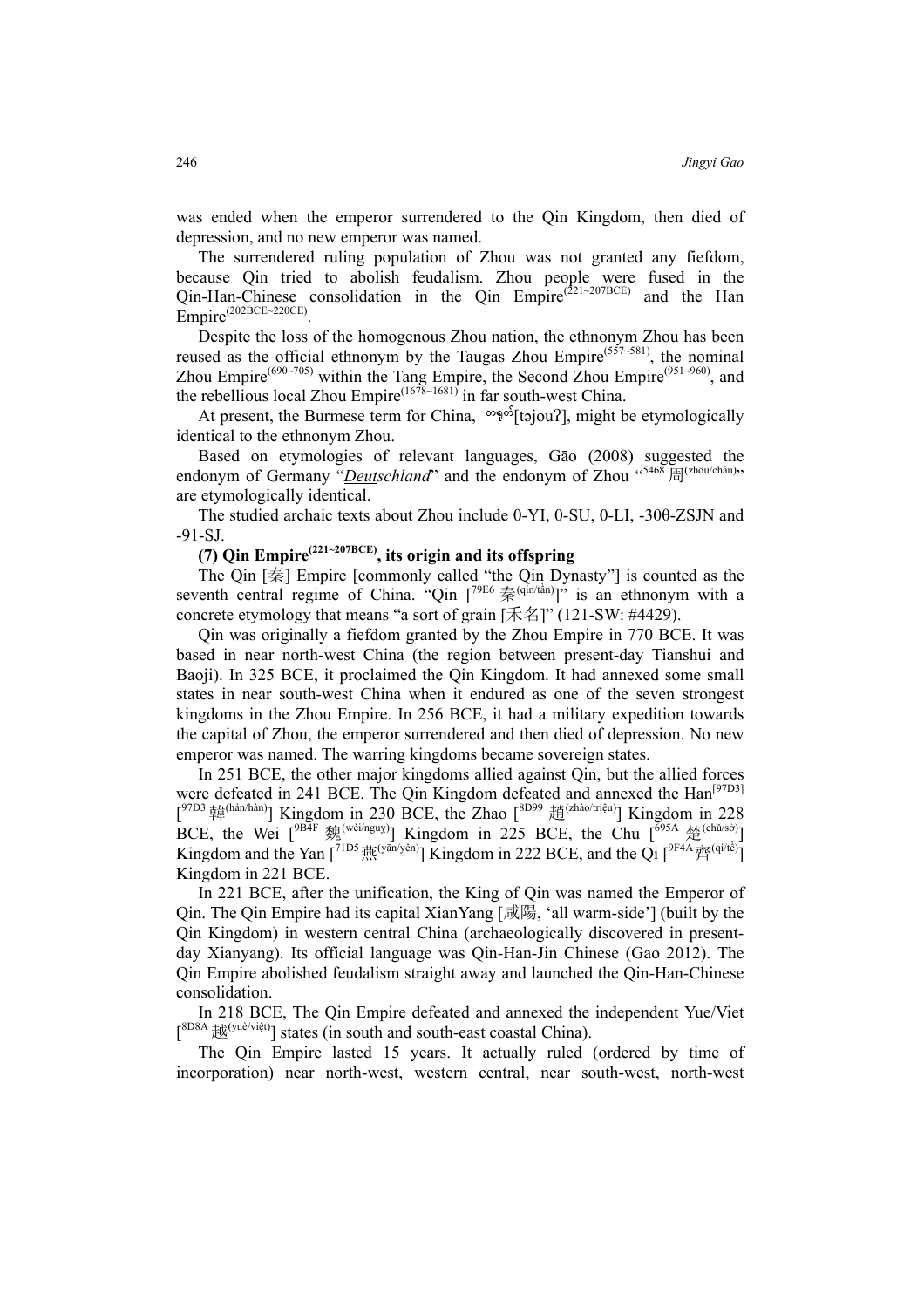was ended when the emperor surrendered to the Qin Kingdom, then died of depression, and no new emperor was named.

The surrendered ruling population of Zhou was not granted any fiefdom, because Qin tried to abolish feudalism. Zhou people were fused in the Qin-Han-Chinese consolidation in the Qin Empire(221~207BCE) and the Han Empire(202BCE~220CE).

Despite the loss of the homogenous Zhou nation, the ethnonym Zhou has been reused as the official ethnonym by the Taugas Zhou Empire(557~581), the nominal Zhou Empire(690~705) within the Tang Empire, the Second Zhou Empire(951~960), and the rebellious local Zhou Empire(1678~1681) in far south-west China.

At present, the Burmese term for China, တရုတ်[təjouʔ], might be etymologically identical to the ethnonym Zhou.

Based on etymologies of relevant languages, Gāo (2008) suggested the endonym of Germany "*Deutschland*" and the endonym of Zhou "5468 周(zhōu/châu)" are etymologically identical.

The studied archaic texts about Zhou include 0-YI, 0-SU, 0-LI, -300-ZSJN and -91-SJ.

**(7) Qin Empire(221~207BCE), its origin and its offspring**

The Qin [秦] Empire [commonly called "the Qin Dynasty"] is counted as the seventh central regime of China. "Qin [79E6 秦(qín/tần)]" is an ethnonym with a concrete etymology that means "a sort of grain [禾名]" (121-SW: #4429).

Qin was originally a fiefdom granted by the Zhou Empire in 770 BCE. It was based in near north-west China (the region between present-day Tianshui and Baoji). In 325 BCE, it proclaimed the Qin Kingdom. It had annexed some small states in near south-west China when it endured as one of the seven strongest kingdoms in the Zhou Empire. In 256 BCE, it had a military expedition towards the capital of Zhou, the emperor surrendered and then died of depression. No new emperor was named. The warring kingdoms became sovereign states.

In 251 BCE, the other major kingdoms allied against Qin, but the allied forces were defeated in 241 BCE. The Qin Kingdom defeated and annexed the Han[97D3] [97D3 韓(hán/hàn)] Kingdom in 230 BCE, the Zhao [8D99 趙(zhào/triệu)] Kingdom in 228 BCE, the Wei [9B4F 魏(wèi/nguy)] Kingdom in 225 BCE, the Chu [695A 楚(chǔ/sở)] Kingdom and the Yan [71D5 燕(yān/yên)] Kingdom in 222 BCE, and the Qi [9F4A 齊(qí/tề)] Kingdom in 221 BCE.

In 221 BCE, after the unification, the King of Qin was named the Emperor of Qin. The Qin Empire had its capital XianYang [咸陽, 'all warm-side'] (built by the Qin Kingdom) in western central China (archaeologically discovered in present-day Xianyang). Its official language was Qin-Han-Jin Chinese (Gao 2012). The Qin Empire abolished feudalism straight away and launched the Qin-Han-Chinese consolidation.

In 218 BCE, The Qin Empire defeated and annexed the independent Yue/Viet [8D8A 越(yuè/việt)] states (in south and south-east coastal China).

The Qin Empire lasted 15 years. It actually ruled (ordered by time of incorporation) near north-west, western central, near south-west, north-west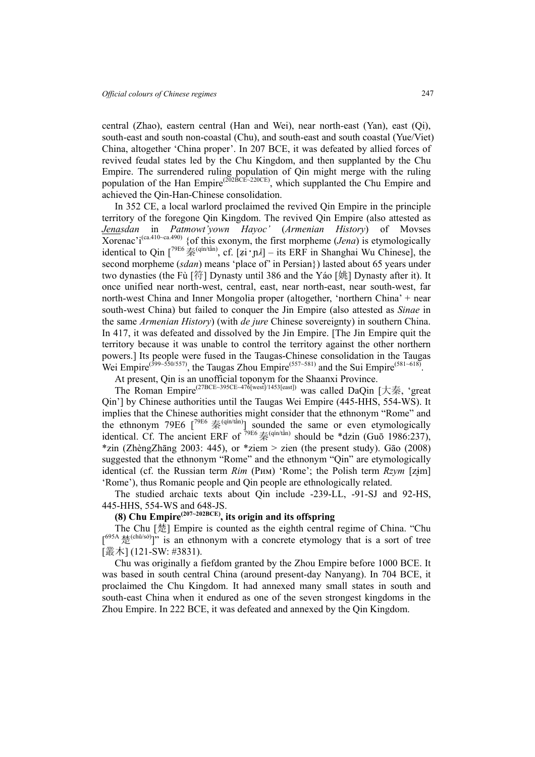central (Zhao), eastern central (Han and Wei), near north-east (Yan), east (Qi), south-east and south non-coastal (Chu), and south-east and south coastal (Yue/Viet) China, altogether 'China proper'. In 207 BCE, it was defeated by allied forces of revived feudal states led by the Chu Kingdom, and then supplanted by the Chu Empire. The surrendered ruling population of Qin might merge with the ruling population of the Han Empire(202BCE~220CE), which supplanted the Chu Empire and achieved the Qin-Han-Chinese consolidation.

In 352 CE, a local warlord proclaimed the revived Qin Empire in the principle territory of the foregone Qin Kingdom. The revived Qin Empire (also attested as <u>*Jena*</u>*sdan* in *Patmowt'yown Hayoc'* (*Armenian History*) of Movses Xorenac'i(ca.410~ca.490) {of this exonym, the first morpheme (*Jena*) is etymologically identical to Qin [79E6 秦(qín/tần), cf. [ʑiˑɲ⅄] – its ERF in Shanghai Wu Chinese], the second morpheme (*sdan*) means 'place of' in Persian}) lasted about 65 years under two dynasties (the Fù [符] Dynasty until 386 and the Yáo [姚] Dynasty after it). It once unified near north-west, central, east, near north-east, near south-west, far north-west China and Inner Mongolia proper (altogether, 'northern China' + near south-west China) but failed to conquer the Jin Empire (also attested as *Sinae* in the same *Armenian History*) (with *de jure* Chinese sovereignty) in southern China. In 417, it was defeated and dissolved by the Jin Empire. [The Jin Empire quit the territory because it was unable to control the territory against the other northern powers.] Its people were fused in the Taugas-Chinese consolidation in the Taugas Wei Empire(399~550/557), the Taugas Zhou Empire(557~581) and the Sui Empire(581~618).

At present, Qin is an unofficial toponym for the Shaanxi Province.

The Roman Empire(27BCE~395CE~476[west]/1453[east]) was called DaQin [大秦, 'great Qin'] by Chinese authorities until the Taugas Wei Empire (445-HHS, 554-WS). It implies that the Chinese authorities might consider that the ethnonym "Rome" and the ethnonym 79E6 [79E6 秦(qín/tần)] sounded the same or even etymologically identical. Cf. The ancient ERF of 79E6 秦(qín/tần) should be *dzin (Guō 1986:237), *zin (ZhèngZhāng 2003: 445), or *ziem > zien (the present study). Gāo (2008) suggested that the ethnonym "Rome" and the ethnonym "Qin" are etymologically identical (cf. the Russian term *Rim* (Рим) 'Rome'; the Polish term *Rzym* [zɨm] 'Rome'), thus Romanic people and Qin people are ethnologically related.

The studied archaic texts about Qin include -239-LL, -91-SJ and 92-HS, 445-HHS, 554-WS and 648-JS.

**(8) Chu Empire(207~202BCE), its origin and its offspring**

The Chu [楚] Empire is counted as the eighth central regime of China. "Chu [695A 楚(chǔ/sở)]" is an ethnonym with a concrete etymology that is a sort of tree [叢木] (121-SW: #3831).

Chu was originally a fiefdom granted by the Zhou Empire before 1000 BCE. It was based in south central China (around present-day Nanyang). In 704 BCE, it proclaimed the Chu Kingdom. It had annexed many small states in south and south-east China when it endured as one of the seven strongest kingdoms in the Zhou Empire. In 222 BCE, it was defeated and annexed by the Qin Kingdom.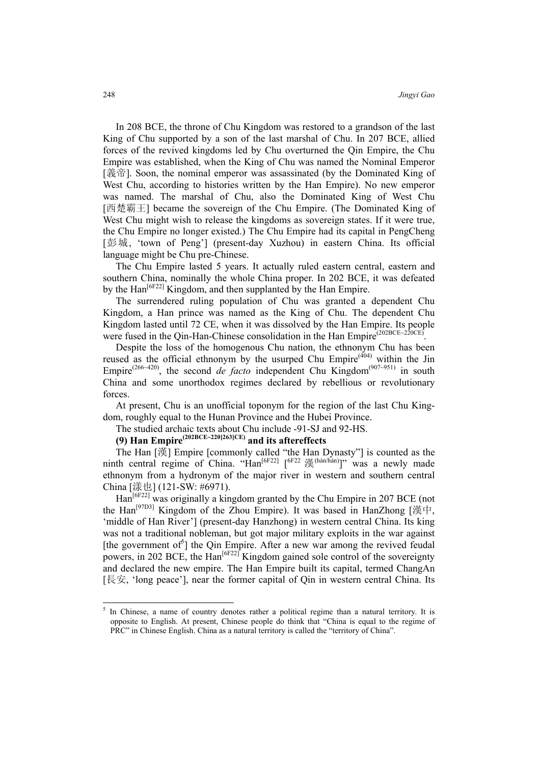In 208 BCE, the throne of Chu Kingdom was restored to a grandson of the last King of Chu supported by a son of the last marshal of Chu. In 207 BCE, allied forces of the revived kingdoms led by Chu overturned the Qin Empire, the Chu Empire was established, when the King of Chu was named the Nominal Emperor [義帝]. Soon, the nominal emperor was assassinated (by the Dominated King of West Chu, according to histories written by the Han Empire). No new emperor was named. The marshal of Chu, also the Dominated King of West Chu [西楚霸王] became the sovereign of the Chu Empire. (The Dominated King of West Chu might wish to release the kingdoms as sovereign states. If it were true, the Chu Empire no longer existed.) The Chu Empire had its capital in PengCheng [彭城, 'town of Peng'] (present-day Xuzhou) in eastern China. Its official language might be Chu pre-Chinese.

The Chu Empire lasted 5 years. It actually ruled eastern central, eastern and southern China, nominally the whole China proper. In 202 BCE, it was defeated by the Han[6F22] Kingdom, and then supplanted by the Han Empire.

The surrendered ruling population of Chu was granted a dependent Chu Kingdom, a Han prince was named as the King of Chu. The dependent Chu Kingdom lasted until 72 CE, when it was dissolved by the Han Empire. Its people were fused in the Qin-Han-Chinese consolidation in the Han Empire(202BCE~220CE).

Despite the loss of the homogenous Chu nation, the ethnonym Chu has been reused as the official ethnonym by the usurped Chu Empire(404) within the Jin Empire(266~420), the second *de facto* independent Chu Kingdom(907~951) in south China and some unorthodox regimes declared by rebellious or revolutionary forces.

At present, Chu is an unofficial toponym for the region of the last Chu Kingdom, roughly equal to the Hunan Province and the Hubei Province.

The studied archaic texts about Chu include -91-SJ and 92-HS.

**(9) Han Empire(202BCE~220|263|CE) and its aftereffects**

The Han [漢] Empire [commonly called "the Han Dynasty"] is counted as the ninth central regime of China. "Han[6F22] [6F22 漢(hàn/hán)]" was a newly made ethnonym from a hydronym of the major river in western and southern central China [漾也] (121-SW: #6971).

Han[6F22] was originally a kingdom granted by the Chu Empire in 207 BCE (not the Han[97D3] Kingdom of the Zhou Empire). It was based in HanZhong [漢中, 'middle of Han River'] (present-day Hanzhong) in western central China. Its king was not a traditional nobleman, but got major military exploits in the war against [the government of[5]] the Qin Empire. After a new war among the revived feudal powers, in 202 BCE, the Han[6F22] Kingdom gained sole control of the sovereignty and declared the new empire. The Han Empire built its capital, termed ChangAn [長安, 'long peace'], near the former capital of Qin in western central China. Its

---

[5] In Chinese, a name of country denotes rather a political regime than a natural territory. It is opposite to English. At present, Chinese people do think that "China is equal to the regime of PRC" in Chinese English. China as a natural territory is called the "territory of China".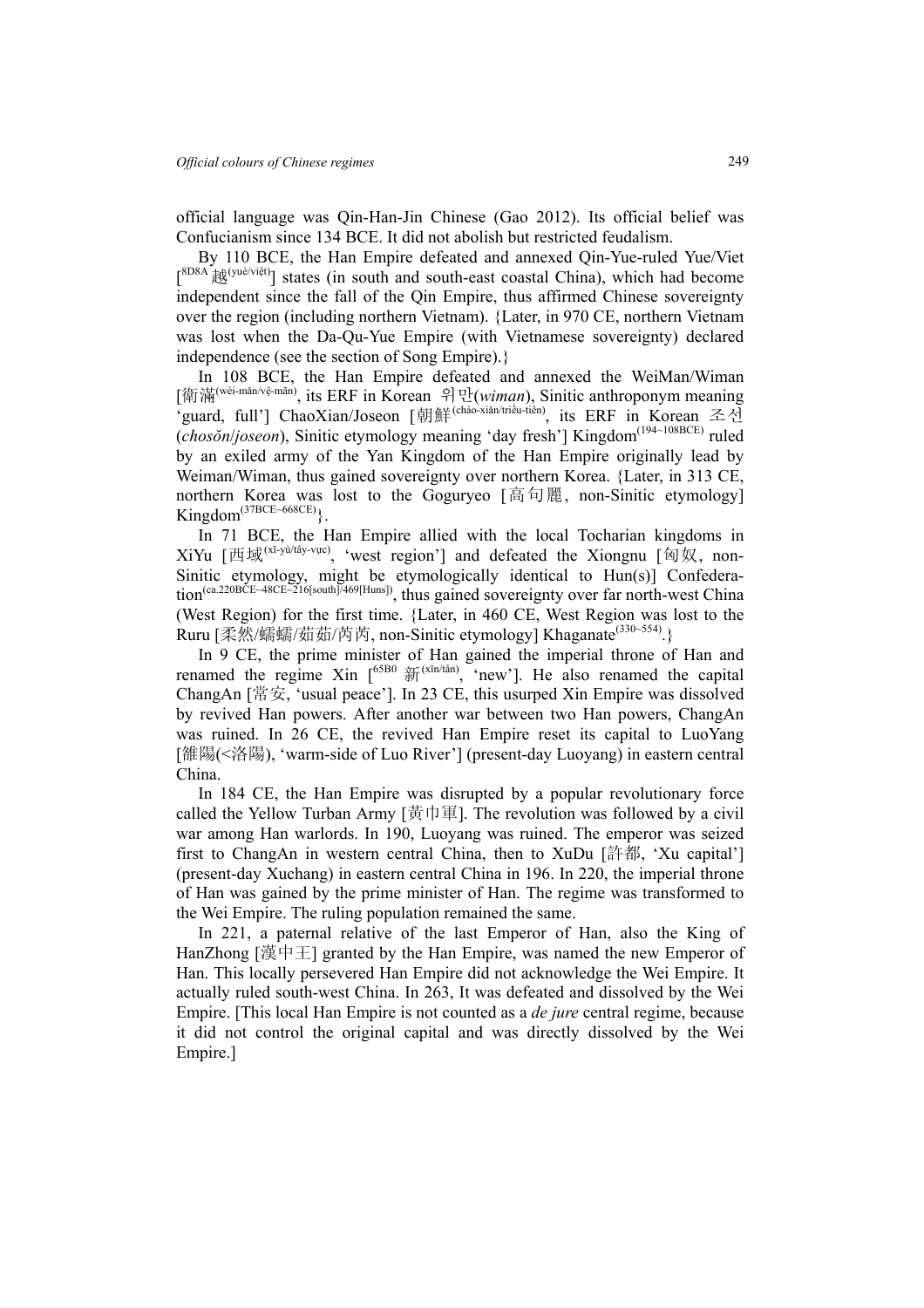official language was Qin-Han-Jin Chinese (Gao 2012). Its official belief was Confucianism since 134 BCE. It did not abolish but restricted feudalism.

By 110 BCE, the Han Empire defeated and annexed Qin-Yue-ruled Yue/Viet [[8D8A]越[(yuè/việt)]] states (in south and south-east coastal China), which had become independent since the fall of the Qin Empire, thus affirmed Chinese sovereignty over the region (including northern Vietnam). {Later, in 970 CE, northern Vietnam was lost when the Da-Qu-Yue Empire (with Vietnamese sovereignty) declared independence (see the section of Song Empire).}

In 108 BCE, the Han Empire defeated and annexed the WeiMan/Wiman [衛滿[(wèi-mǎn/vệ-mãn)], its ERF in Korean 위만(*wiman*), Sinitic anthroponym meaning 'guard, full'] ChaoXian/Joseon [朝鮮[(cháo-xiǎn/triều-tiên)], its ERF in Korean 조선 (*chosŏn*/*joseon*), Sinitic etymology meaning 'day fresh'] Kingdom[(194~108BCE)] ruled by an exiled army of the Yan Kingdom of the Han Empire originally lead by Weiman/Wiman, thus gained sovereignty over northern Korea. {Later, in 313 CE, northern Korea was lost to the Goguryeo [高句麗, non-Sinitic etymology] Kingdom[(37BCE~668CE)]}.

In 71 BCE, the Han Empire allied with the local Tocharian kingdoms in XiYu [西域[(xī-yù/tây-vực)], 'west region'] and defeated the Xiongnu [匈奴, non-Sinitic etymology, might be etymologically identical to Hun(s)] Confederation[(ca.220BCE~48CE~216[south]/469[Huns])], thus gained sovereignty over far north-west China (West Region) for the first time. {Later, in 460 CE, West Region was lost to the Ruru [柔然/蠕蠕/茹茹/芮芮, non-Sinitic etymology] Khaganate[(330~554)].}

In 9 CE, the prime minister of Han gained the imperial throne of Han and renamed the regime Xin [[65B0] 新[(xīn/tân)], 'new']. He also renamed the capital ChangAn [常安, 'usual peace']. In 23 CE, this usurped Xin Empire was dissolved by revived Han powers. After another war between two Han powers, ChangAn was ruined. In 26 CE, the revived Han Empire reset its capital to LuoYang [雒陽(<洛陽), 'warm-side of Luo River'] (present-day Luoyang) in eastern central China.

In 184 CE, the Han Empire was disrupted by a popular revolutionary force called the Yellow Turban Army [黃巾軍]. The revolution was followed by a civil war among Han warlords. In 190, Luoyang was ruined. The emperor was seized first to ChangAn in western central China, then to XuDu [許都, 'Xu capital'] (present-day Xuchang) in eastern central China in 196. In 220, the imperial throne of Han was gained by the prime minister of Han. The regime was transformed to the Wei Empire. The ruling population remained the same.

In 221, a paternal relative of the last Emperor of Han, also the King of HanZhong [漢中王] granted by the Han Empire, was named the new Emperor of Han. This locally persevered Han Empire did not acknowledge the Wei Empire. It actually ruled south-west China. In 263, It was defeated and dissolved by the Wei Empire. [This local Han Empire is not counted as a *de jure* central regime, because it did not control the original capital and was directly dissolved by the Wei Empire.]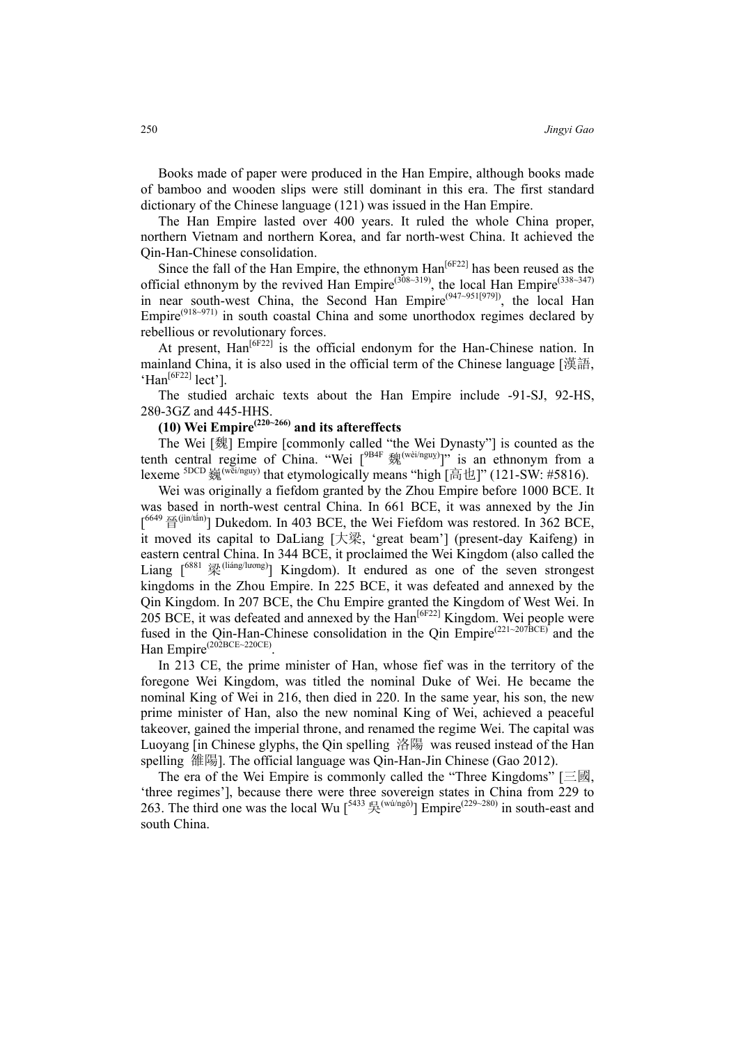Books made of paper were produced in the Han Empire, although books made of bamboo and wooden slips were still dominant in this era. The first standard dictionary of the Chinese language (121) was issued in the Han Empire.

The Han Empire lasted over 400 years. It ruled the whole China proper, northern Vietnam and northern Korea, and far north-west China. It achieved the Qin-Han-Chinese consolidation.

Since the fall of the Han Empire, the ethnonym Han[6F22] has been reused as the official ethnonym by the revived Han Empire(308~319), the local Han Empire(338~347) in near south-west China, the Second Han Empire(947~951[979]), the local Han Empire(918~971) in south coastal China and some unorthodox regimes declared by rebellious or revolutionary forces.

At present, Han[6F22] is the official endonym for the Han-Chinese nation. In mainland China, it is also used in the official term of the Chinese language [漢語, 'Han[6F22] lect'].

The studied archaic texts about the Han Empire include -91-SJ, 92-HS, 280-3GZ and 445-HHS.

**(10) Wei Empire(220~266) and its aftereffects**

The Wei [魏] Empire [commonly called "the Wei Dynasty"] is counted as the tenth central regime of China. "Wei [9B4F 魏(wèi/nguy)]" is an ethnonym from a lexeme 5DCD 巍(wēi/nguy) that etymologically means "high [高也]" (121-SW: #5816).

Wei was originally a fiefdom granted by the Zhou Empire before 1000 BCE. It was based in north-west central China. In 661 BCE, it was annexed by the Jin [6649 晉(jìn/tấn)] Dukedom. In 403 BCE, the Wei Fiefdom was restored. In 362 BCE, it moved its capital to DaLiang [大梁, 'great beam'] (present-day Kaifeng) in eastern central China. In 344 BCE, it proclaimed the Wei Kingdom (also called the Liang [6881 梁(liáng/lương)] Kingdom). It endured as one of the seven strongest kingdoms in the Zhou Empire. In 225 BCE, it was defeated and annexed by the Qin Kingdom. In 207 BCE, the Chu Empire granted the Kingdom of West Wei. In 205 BCE, it was defeated and annexed by the Han[6F22] Kingdom. Wei people were fused in the Qin-Han-Chinese consolidation in the Qin Empire(221~207BCE) and the Han Empire(202BCE~220CE).

In 213 CE, the prime minister of Han, whose fief was in the territory of the foregone Wei Kingdom, was titled the nominal Duke of Wei. He became the nominal King of Wei in 216, then died in 220. In the same year, his son, the new prime minister of Han, also the new nominal King of Wei, achieved a peaceful takeover, gained the imperial throne, and renamed the regime Wei. The capital was Luoyang [in Chinese glyphs, the Qin spelling 洛陽 was reused instead of the Han spelling 雒陽]. The official language was Qin-Han-Jin Chinese (Gao 2012).

The era of the Wei Empire is commonly called the "Three Kingdoms" [三國, 'three regimes'], because there were three sovereign states in China from 229 to 263. The third one was the local Wu [5433 吳(wú/ngô)] Empire(229~280) in south-east and south China.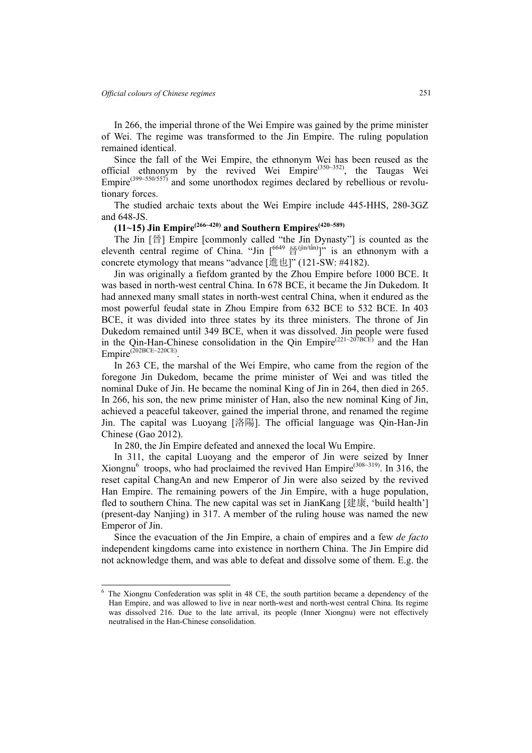In 266, the imperial throne of the Wei Empire was gained by the prime minister of Wei. The regime was transformed to the Jin Empire. The ruling population remained identical.

Since the fall of the Wei Empire, the ethnonym Wei has been reused as the official ethnonym by the revived Wei Empire(350~352), the Taugas Wei Empire(399~550/557) and some unorthodox regimes declared by rebellious or revolutionary forces.

The studied archaic texts about the Wei Empire include 445-HHS, 28θ-3GZ and 648-JS.

**(11~15) Jin Empire(266~420) and Southern Empires(420~589)**

The Jin [晉] Empire [commonly called "the Jin Dynasty"] is counted as the eleventh central regime of China. "Jin [6649 晉(jìn/tấn)]" is an ethnonym with a concrete etymology that means "advance [進也]" (121-SW: #4182).

Jin was originally a fiefdom granted by the Zhou Empire before 1000 BCE. It was based in north-west central China. In 678 BCE, it became the Jin Dukedom. It had annexed many small states in north-west central China, when it endured as the most powerful feudal state in Zhou Empire from 632 BCE to 532 BCE. In 403 BCE, it was divided into three states by its three ministers. The throne of Jin Dukedom remained until 349 BCE, when it was dissolved. Jin people were fused in the Qin-Han-Chinese consolidation in the Qin Empire(221~207BCE) and the Han Empire(202BCE~220CE).

In 263 CE, the marshal of the Wei Empire, who came from the region of the foregone Jin Dukedom, became the prime minister of Wei and was titled the nominal Duke of Jin. He became the nominal King of Jin in 264, then died in 265. In 266, his son, the new prime minister of Han, also the new nominal King of Jin, achieved a peaceful takeover, gained the imperial throne, and renamed the regime Jin. The capital was Luoyang [洛陽]. The official language was Qin-Han-Jin Chinese (Gao 2012).

In 280, the Jin Empire defeated and annexed the local Wu Empire.

In 311, the capital Luoyang and the emperor of Jin were seized by Inner Xiongnu[6] troops, who had proclaimed the revived Han Empire(308~319). In 316, the reset capital ChangAn and new Emperor of Jin were also seized by the revived Han Empire. The remaining powers of the Jin Empire, with a huge population, fled to southern China. The new capital was set in JianKang [建康, 'build health'] (present-day Nanjing) in 317. A member of the ruling house was named the new Emperor of Jin.

Since the evacuation of the Jin Empire, a chain of empires and a few *de facto* independent kingdoms came into existence in northern China. The Jin Empire did not acknowledge them, and was able to defeat and dissolve some of them. E.g. the

---

[6] The Xiongnu Confederation was split in 48 CE, the south partition became a dependency of the Han Empire, and was allowed to live in near north-west and north-west central China. Its regime was dissolved 216. Due to the late arrival, its people (Inner Xiongnu) were not effectively neutralised in the Han-Chinese consolidation.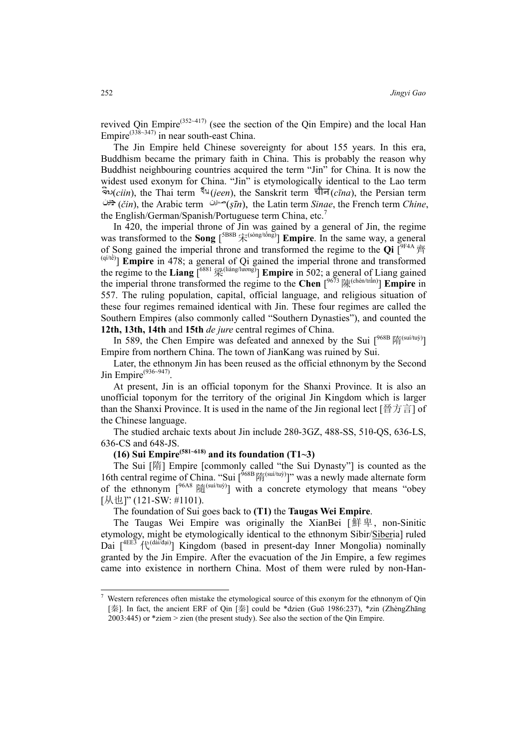revived Qin Empire^(352~417) (see the section of the Qin Empire) and the local Han Empire^(338~347) in near south-east China.

The Jin Empire held Chinese sovereignty for about 155 years. In this era, Buddhism became the primary faith in China. This is probably the reason why Buddhist neighbouring countries acquired the term "Jin" for China. It is now the widest used exonym for China. "Jin" is etymologically identical to the Lao term ຈີນ(*ciin*), the Thai term จีน(*jeen*), the Sanskrit term चीन(*cīna*), the Persian term چین (*čin*), the Arabic term صين(*ṣīn*), the Latin term *Sinae*, the French term *Chine*, the English/German/Spanish/Portuguese term China, etc.[7]

In 420, the imperial throne of Jin was gained by a general of Jin, the regime was transformed to the **Song** [5B8B 宋^(sòng/tống)] **Empire**. In the same way, a general of Song gained the imperial throne and transformed the regime to the **Qi** [9F4A 齊^(qí/tề)] **Empire** in 478; a general of Qi gained the imperial throne and transformed the regime to the **Liang** [6881 梁^(liáng/lương)] **Empire** in 502; a general of Liang gained the imperial throne transformed the regime to the **Chen** [9673 陳^(chén/trần)] **Empire** in 557. The ruling population, capital, official language, and religious situation of these four regimes remained identical with Jin. These four regimes are called the Southern Empires (also commonly called "Southern Dynasties"), and counted the **12th, 13th, 14th** and **15th** *de jure* central regimes of China.

In 589, the Chen Empire was defeated and annexed by the Sui [968B 隋^(suí/tuỳ)] Empire from northern China. The town of JianKang was ruined by Sui.

Later, the ethnonym Jin has been reused as the official ethnonym by the Second Jin Empire^(936~947).

At present, Jin is an official toponym for the Shanxi Province. It is also an unofficial toponym for the territory of the original Jin Kingdom which is larger than the Shanxi Province. It is used in the name of the Jin regional lect [晉方言] of the Chinese language.

The studied archaic texts about Jin include 280-3GZ, 488-SS, 510-QS, 636-LS, 636-CS and 648-JS.

**(16) Sui Empire^(581~618) and its foundation (T1~3)**

The Sui [隋] Empire [commonly called "the Sui Dynasty"] is counted as the 16th central regime of China. "Sui [968B 隋^(suí/tuỳ)]" was a newly made alternate form of the ethnonym [96A8 隨^(suí/tuỳ)] with a concrete etymology that means "obey [从也]" (121-SW: #1101).

The foundation of Sui goes back to **(T1)** the **Taugas Wei Empire**.

The Taugas Wei Empire was originally the XianBei [鲜卑, non-Sinitic etymology, might be etymologically identical to the ethnonym Sibir/Siberia] ruled Dai [4EE3 代^(dài/đại)] Kingdom (based in present-day Inner Mongolia) nominally granted by the Jin Empire. After the evacuation of the Jin Empire, a few regimes came into existence in northern China. Most of them were ruled by non-Han-

---

[7] Western references often mistake the etymological source of this exonym for the ethnonym of Qin [秦]. In fact, the ancient ERF of Qin [秦] could be *dzien (Guō 1986:237), *zin (ZhèngZhāng 2003:445) or *ziem > zien (the present study). See also the section of the Qin Empire.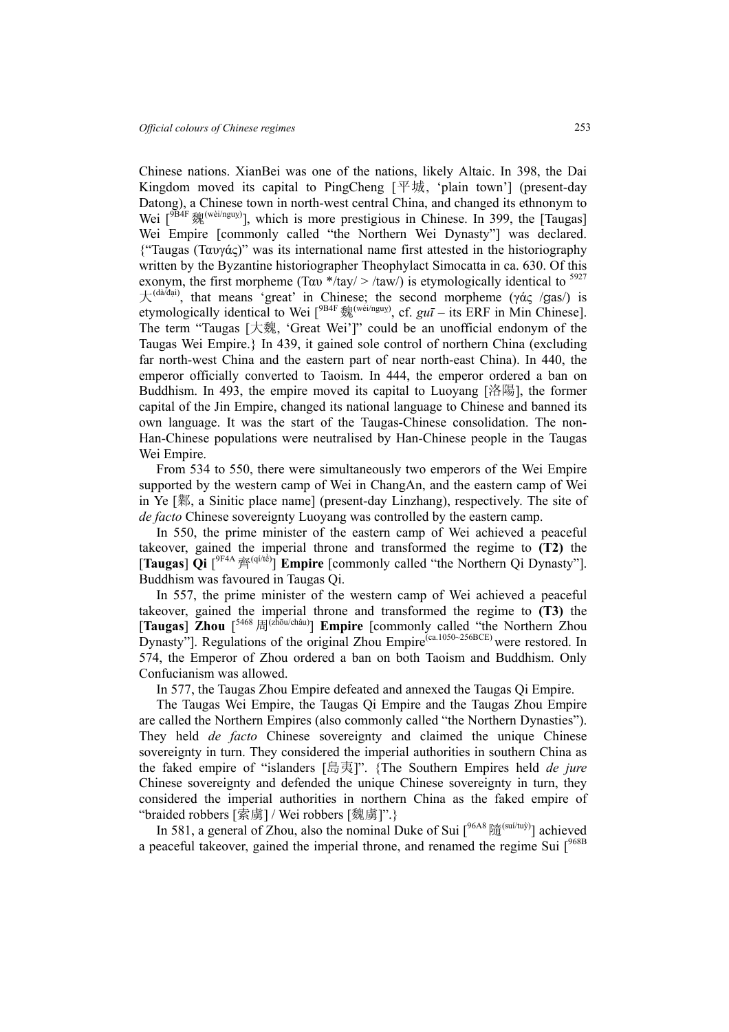Chinese nations. XianBei was one of the nations, likely Altaic. In 398, the Dai Kingdom moved its capital to PingCheng [平城, 'plain town'] (present-day Datong), a Chinese town in north-west central China, and changed its ethnonym to Wei [9B4F 魏(wèi/nguỵ)], which is more prestigious in Chinese. In 399, the [Taugas] Wei Empire [commonly called "the Northern Wei Dynasty"] was declared. {"Taugas (Ταυγάς)" was its international name first attested in the historiography written by the Byzantine historiographer Theophylact Simocatta in ca. 630. Of this exonym, the first morpheme (Ταυ */tay/ > /taw/) is etymologically identical to 5927 大(dà/đại), that means 'great' in Chinese; the second morpheme (γάς /gas/) is etymologically identical to Wei [9B4F 魏(wèi/nguỵ), cf. *guī* – its ERF in Min Chinese]. The term "Taugas [大魏, 'Great Wei']" could be an unofficial endonym of the Taugas Wei Empire.} In 439, it gained sole control of northern China (excluding far north-west China and the eastern part of near north-east China). In 440, the emperor officially converted to Taoism. In 444, the emperor ordered a ban on Buddhism. In 493, the empire moved its capital to Luoyang [洛陽], the former capital of the Jin Empire, changed its national language to Chinese and banned its own language. It was the start of the Taugas-Chinese consolidation. The non-Han-Chinese populations were neutralised by Han-Chinese people in the Taugas Wei Empire.

From 534 to 550, there were simultaneously two emperors of the Wei Empire supported by the western camp of Wei in ChangAn, and the eastern camp of Wei in Ye [鄴, a Sinitic place name] (present-day Linzhang), respectively. The site of *de facto* Chinese sovereignty Luoyang was controlled by the eastern camp.

In 550, the prime minister of the eastern camp of Wei achieved a peaceful takeover, gained the imperial throne and transformed the regime to **(T2)** the [**Taugas**] **Qi** [9F4A 齊(qí/tề)] **Empire** [commonly called "the Northern Qi Dynasty"]. Buddhism was favoured in Taugas Qi.

In 557, the prime minister of the western camp of Wei achieved a peaceful takeover, gained the imperial throne and transformed the regime to **(T3)** the [**Taugas**] **Zhou** [5468 周(zhōu/châu)] **Empire** [commonly called "the Northern Zhou Dynasty"]. Regulations of the original Zhou Empire(ca.1050~256BCE) were restored. In 574, the Emperor of Zhou ordered a ban on both Taoism and Buddhism. Only Confucianism was allowed.

In 577, the Taugas Zhou Empire defeated and annexed the Taugas Qi Empire.

The Taugas Wei Empire, the Taugas Qi Empire and the Taugas Zhou Empire are called the Northern Empires (also commonly called "the Northern Dynasties"). They held *de facto* Chinese sovereignty and claimed the unique Chinese sovereignty in turn. They considered the imperial authorities in southern China as the faked empire of "islanders [島夷]". {The Southern Empires held *de jure* Chinese sovereignty and defended the unique Chinese sovereignty in turn, they considered the imperial authorities in northern China as the faked empire of "braided robbers [索虜] / Wei robbers [魏虜]".}

In 581, a general of Zhou, also the nominal Duke of Sui [96A8 隨(suí/tuỳ)] achieved a peaceful takeover, gained the imperial throne, and renamed the regime Sui [968B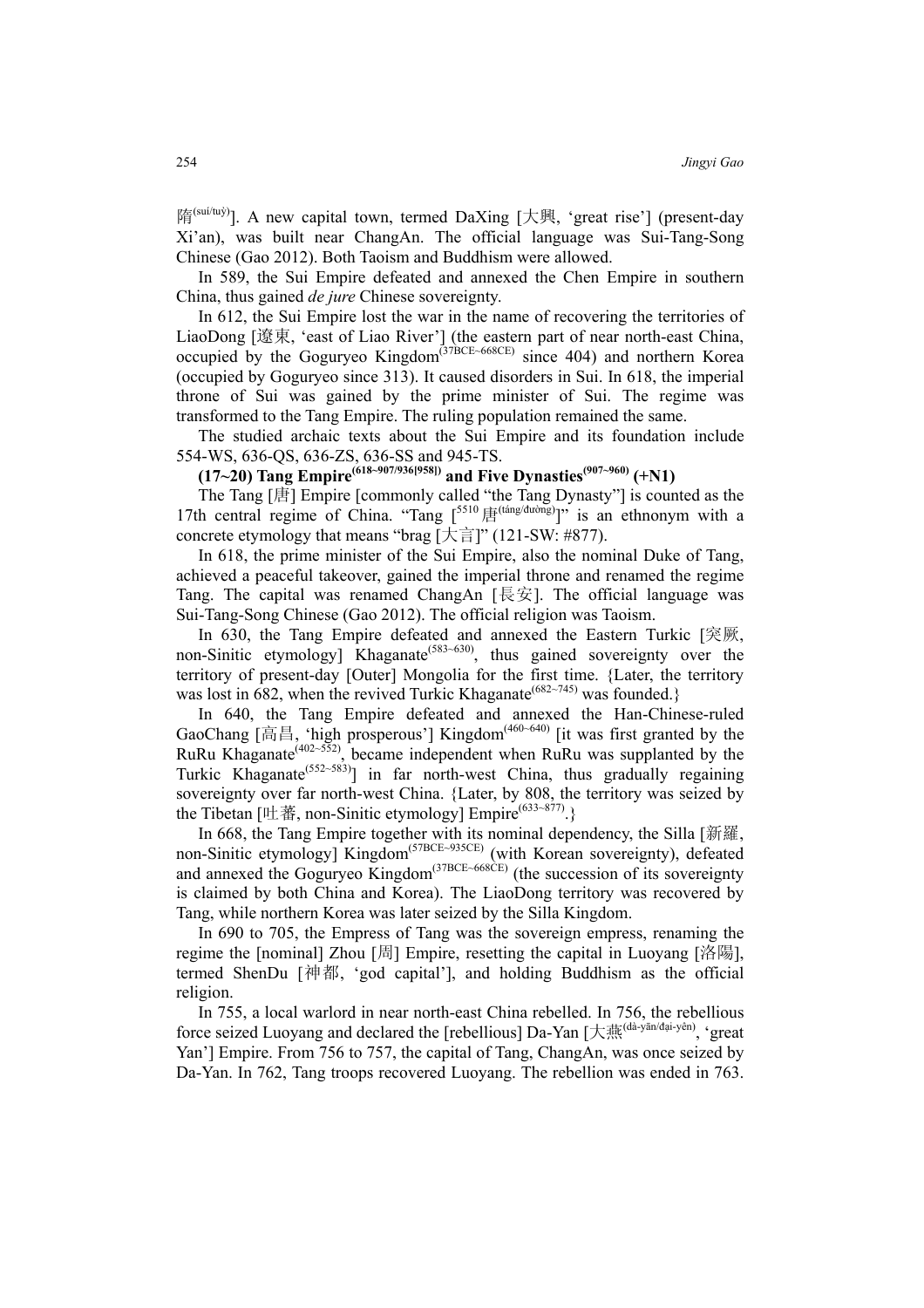隋[(suí/tuỷ)]. A new capital town, termed DaXing [大興, 'great rise'] (present-day Xi'an), was built near ChangAn. The official language was Sui-Tang-Song Chinese (Gao 2012). Both Taoism and Buddhism were allowed.

In 589, the Sui Empire defeated and annexed the Chen Empire in southern China, thus gained *de jure* Chinese sovereignty.

In 612, the Sui Empire lost the war in the name of recovering the territories of LiaoDong [遼東, 'east of Liao River'] (the eastern part of near north-east China, occupied by the Goguryeo Kingdom[(37BCE~668CE)] since 404) and northern Korea (occupied by Goguryeo since 313). It caused disorders in Sui. In 618, the imperial throne of Sui was gained by the prime minister of Sui. The regime was transformed to the Tang Empire. The ruling population remained the same.

The studied archaic texts about the Sui Empire and its foundation include 554-WS, 636-QS, 636-ZS, 636-SS and 945-TS.

**(17~20) Tang Empire[(618~907/936[958])] and Five Dynasties[(907~960)] (+N1)**

The Tang [唐] Empire [commonly called "the Tang Dynasty"] is counted as the 17th central regime of China. "Tang [[5510] 唐[(táng/đường)]]" is an ethnonym with a concrete etymology that means "brag [大言]" (121-SW: #877).

In 618, the prime minister of the Sui Empire, also the nominal Duke of Tang, achieved a peaceful takeover, gained the imperial throne and renamed the regime Tang. The capital was renamed ChangAn [長安]. The official language was Sui-Tang-Song Chinese (Gao 2012). The official religion was Taoism.

In 630, the Tang Empire defeated and annexed the Eastern Turkic [突厥, non-Sinitic etymology] Khaganate[(583~630)], thus gained sovereignty over the territory of present-day [Outer] Mongolia for the first time. {Later, the territory was lost in 682, when the revived Turkic Khaganate[(682~745)] was founded.}

In 640, the Tang Empire defeated and annexed the Han-Chinese-ruled GaoChang [高昌, 'high prosperous'] Kingdom[(460~640)] [it was first granted by the RuRu Khaganate[(402~552)], became independent when RuRu was supplanted by the Turkic Khaganate[(552~583)]] in far north-west China, thus gradually regaining sovereignty over far north-west China. {Later, by 808, the territory was seized by the Tibetan [吐蕃, non-Sinitic etymology] Empire[(633~877)].}

In 668, the Tang Empire together with its nominal dependency, the Silla [新羅, non-Sinitic etymology] Kingdom[(57BCE~935CE)] (with Korean sovereignty), defeated and annexed the Goguryeo Kingdom[(37BCE~668CE)] (the succession of its sovereignty is claimed by both China and Korea). The LiaoDong territory was recovered by Tang, while northern Korea was later seized by the Silla Kingdom.

In 690 to 705, the Empress of Tang was the sovereign empress, renaming the regime the [nominal] Zhou [周] Empire, resetting the capital in Luoyang [洛陽], termed ShenDu [神都, 'god capital'], and holding Buddhism as the official religion.

In 755, a local warlord in near north-east China rebelled. In 756, the rebellious force seized Luoyang and declared the [rebellious] Da-Yan [大燕[(dà-yān/đại-yên)], 'great Yan'] Empire. From 756 to 757, the capital of Tang, ChangAn, was once seized by Da-Yan. In 762, Tang troops recovered Luoyang. The rebellion was ended in 763.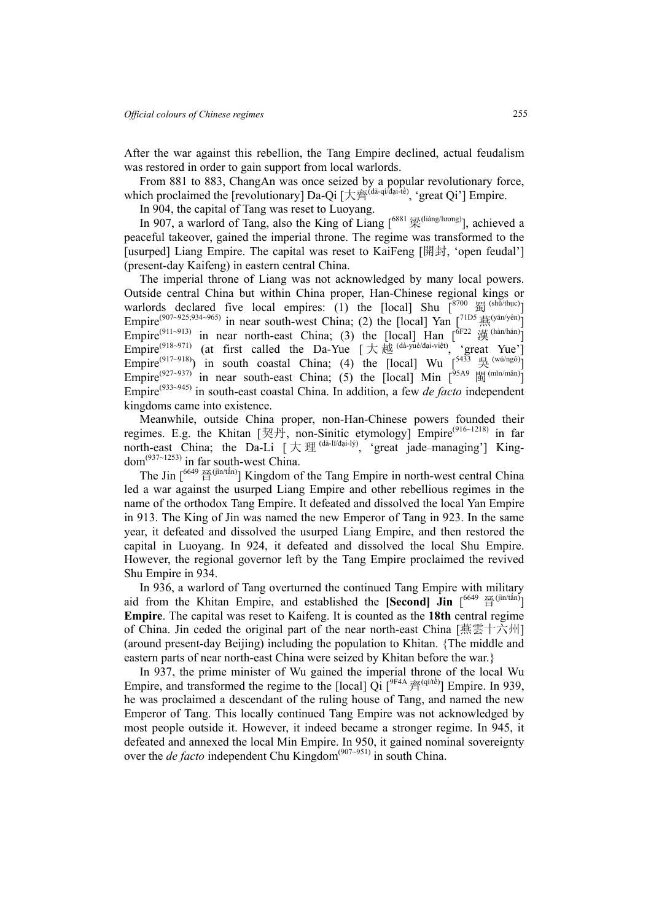After the war against this rebellion, the Tang Empire declined, actual feudalism was restored in order to gain support from local warlords.

From 881 to 883, ChangAn was once seized by a popular revolutionary force, which proclaimed the [revolutionary] Da-Qi [大齊(dà-qí/đại-tề), 'great Qi'] Empire.

In 904, the capital of Tang was reset to Luoyang.

In 907, a warlord of Tang, also the King of Liang [6881 梁(liáng/lương)], achieved a peaceful takeover, gained the imperial throne. The regime was transformed to the [usurped] Liang Empire. The capital was reset to KaiFeng [開封, 'open feudal'] (present-day Kaifeng) in eastern central China.

The imperial throne of Liang was not acknowledged by many local powers. Outside central China but within China proper, Han-Chinese regional kings or warlords declared five local empires: (1) the [local] Shu [8700 蜀(shǔ/thục)] Empire(907~925;934~965) in near south-west China; (2) the [local] Yan [71D5 燕(yān/yên)] Empire(911~913) in near north-east China; (3) the [local] Han [6F22 漢(hàn/hán)] Empire(918~971) (at first called the Da-Yue [大越(dà-yuè/đại-việt), 'great Yue'] Empire(917~918)) in south coastal China; (4) the [local] Wu [5433 吳(wú/ngô)] Empire(927~937) in near south-east China; (5) the [local] Min [95A9 閩(mǐn/mân)] Empire(933~945) in south-east coastal China. In addition, a few *de facto* independent kingdoms came into existence.

Meanwhile, outside China proper, non-Han-Chinese powers founded their regimes. E.g. the Khitan [契丹, non-Sinitic etymology] Empire(916~1218) in far north-east China; the Da-Li [大理(dà-lǐ/đại-lý), 'great jade–managing'] Kingdom(937~1253) in far south-west China.

The Jin [6649 晉(jìn/tấn)] Kingdom of the Tang Empire in north-west central China led a war against the usurped Liang Empire and other rebellious regimes in the name of the orthodox Tang Empire. It defeated and dissolved the local Yan Empire in 913. The King of Jin was named the new Emperor of Tang in 923. In the same year, it defeated and dissolved the usurped Liang Empire, and then restored the capital in Luoyang. In 924, it defeated and dissolved the local Shu Empire. However, the regional governor left by the Tang Empire proclaimed the revived Shu Empire in 934.

In 936, a warlord of Tang overturned the continued Tang Empire with military aid from the Khitan Empire, and established the **[Second] Jin** [6649 晉(jìn/tấn)] **Empire**. The capital was reset to Kaifeng. It is counted as the **18th** central regime of China. Jin ceded the original part of the near north-east China [燕雲十六州] (around present-day Beijing) including the population to Khitan. {The middle and eastern parts of near north-east China were seized by Khitan before the war.}

In 937, the prime minister of Wu gained the imperial throne of the local Wu Empire, and transformed the regime to the [local] Qi [9F4A 齊(qí/tề)] Empire. In 939, he was proclaimed a descendant of the ruling house of Tang, and named the new Emperor of Tang. This locally continued Tang Empire was not acknowledged by most people outside it. However, it indeed became a stronger regime. In 945, it defeated and annexed the local Min Empire. In 950, it gained nominal sovereignty over the *de facto* independent Chu Kingdom(907~951) in south China.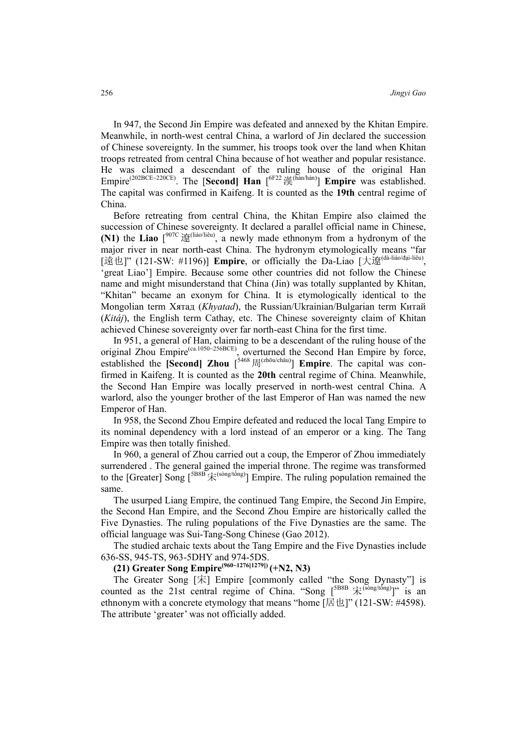In 947, the Second Jin Empire was defeated and annexed by the Khitan Empire. Meanwhile, in north-west central China, a warlord of Jin declared the succession of Chinese sovereignty. In the summer, his troops took over the land when Khitan troops retreated from central China because of hot weather and popular resistance. He was claimed a descendant of the ruling house of the original Han Empire(202BCE~220CE). The [**Second**] **Han** [6F22 漢(hàn/hán)] **Empire** was established. The capital was confirmed in Kaifeng. It is counted as the **19th** central regime of China.

Before retreating from central China, the Khitan Empire also claimed the succession of Chinese sovereignty. It declared a parallel official name in Chinese, **(N1)** the **Liao** [907C 遼(liáo/liêu), a newly made ethnonym from a hydronym of the major river in near north-east China. The hydronym etymologically means "far [遠也]" (121-SW: #1196)] **Empire**, or officially the Da-Liao [大遼(dà-liáo/đại-liêu), 'great Liao'] Empire. Because some other countries did not follow the Chinese name and might misunderstand that China (Jin) was totally supplanted by Khitan, "Khitan" became an exonym for China. It is etymologically identical to the Mongolian term Хятад (*Khyatad*), the Russian/Ukrainian/Bulgarian term Китай (*Kitáj*), the English term Cathay, etc. The Chinese sovereignty claim of Khitan achieved Chinese sovereignty over far north-east China for the first time.

In 951, a general of Han, claiming to be a descendant of the ruling house of the original Zhou Empire(ca.1050~256BCE), overturned the Second Han Empire by force, established the **[Second] Zhou** [5468 周(zhōu/châu)] **Empire**. The capital was confirmed in Kaifeng. It is counted as the **20th** central regime of China. Meanwhile, the Second Han Empire was locally preserved in north-west central China. A warlord, also the younger brother of the last Emperor of Han was named the new Emperor of Han.

In 958, the Second Zhou Empire defeated and reduced the local Tang Empire to its nominal dependency with a lord instead of an emperor or a king. The Tang Empire was then totally finished.

In 960, a general of Zhou carried out a coup, the Emperor of Zhou immediately surrendered . The general gained the imperial throne. The regime was transformed to the [Greater] Song [5B8B 宋(sòng/tống)] Empire. The ruling population remained the same.

The usurped Liang Empire, the continued Tang Empire, the Second Jin Empire, the Second Han Empire, and the Second Zhou Empire are historically called the Five Dynasties. The ruling populations of the Five Dynasties are the same. The official language was Sui-Tang-Song Chinese (Gao 2012).

The studied archaic texts about the Tang Empire and the Five Dynasties include 636-SS, 945-TS, 963-5DHY and 974-5DS.

**(21) Greater Song Empire(960~1276[1279]) (+N2, N3)**

The Greater Song [宋] Empire [commonly called "the Song Dynasty"] is counted as the 21st central regime of China. "Song [5B8B 宋(sòng/tống)]" is an ethnonym with a concrete etymology that means "home [居也]" (121-SW: #4598). The attribute 'greater' was not officially added.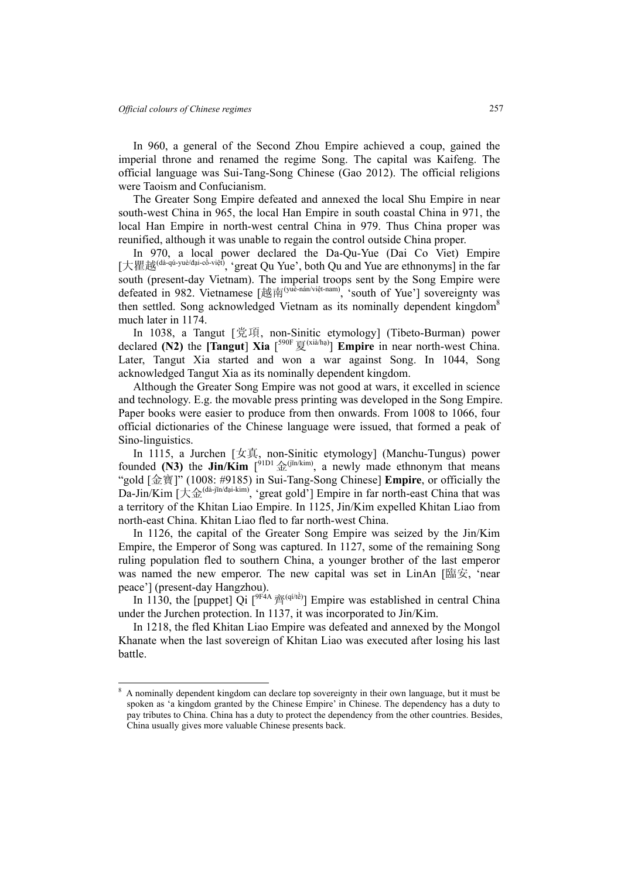In 960, a general of the Second Zhou Empire achieved a coup, gained the imperial throne and renamed the regime Song. The capital was Kaifeng. The official language was Sui-Tang-Song Chinese (Gao 2012). The official religions were Taoism and Confucianism.

The Greater Song Empire defeated and annexed the local Shu Empire in near south-west China in 965, the local Han Empire in south coastal China in 971, the local Han Empire in north-west central China in 979. Thus China proper was reunified, although it was unable to regain the control outside China proper.

In 970, a local power declared the Da-Qu-Yue (Dai Co Viet) Empire [大瞿越(dà-qú-yuè/đại-cồ-việt), 'great Qu Yue', both Qu and Yue are ethnonyms] in the far south (present-day Vietnam). The imperial troops sent by the Song Empire were defeated in 982. Vietnamese [越南(yuè-nán/việt-nam), 'south of Yue'] sovereignty was then settled. Song acknowledged Vietnam as its nominally dependent kingdom[8] much later in 1174.

In 1038, a Tangut [党項, non-Sinitic etymology] (Tibeto-Burman) power declared **(N2)** the **[Tangut] Xia** [590F 夏(xià/hạ)] **Empire** in near north-west China. Later, Tangut Xia started and won a war against Song. In 1044, Song acknowledged Tangut Xia as its nominally dependent kingdom.

Although the Greater Song Empire was not good at wars, it excelled in science and technology. E.g. the movable press printing was developed in the Song Empire. Paper books were easier to produce from then onwards. From 1008 to 1066, four official dictionaries of the Chinese language were issued, that formed a peak of Sino-linguistics.

In 1115, a Jurchen [女真, non-Sinitic etymology] (Manchu-Tungus) power founded **(N3)** the **Jin/Kim** [91D1 金(jīn/kim), a newly made ethnonym that means "gold [金寶]" (1008: #9185) in Sui-Tang-Song Chinese] **Empire**, or officially the Da-Jin/Kim [大金(dà-jīn/đại-kim), 'great gold'] Empire in far north-east China that was a territory of the Khitan Liao Empire. In 1125, Jin/Kim expelled Khitan Liao from north-east China. Khitan Liao fled to far north-west China.

In 1126, the capital of the Greater Song Empire was seized by the Jin/Kim Empire, the Emperor of Song was captured. In 1127, some of the remaining Song ruling population fled to southern China, a younger brother of the last emperor was named the new emperor. The new capital was set in LinAn [臨安, 'near peace'] (present-day Hangzhou).

In 1130, the [puppet] Qi [9F4A 齊(qí/tề)] Empire was established in central China under the Jurchen protection. In 1137, it was incorporated to Jin/Kim.

In 1218, the fled Khitan Liao Empire was defeated and annexed by the Mongol Khanate when the last sovereign of Khitan Liao was executed after losing his last battle.

---

[8] A nominally dependent kingdom can declare top sovereignty in their own language, but it must be spoken as 'a kingdom granted by the Chinese Empire' in Chinese. The dependency has a duty to pay tributes to China. China has a duty to protect the dependency from the other countries. Besides, China usually gives more valuable Chinese presents back.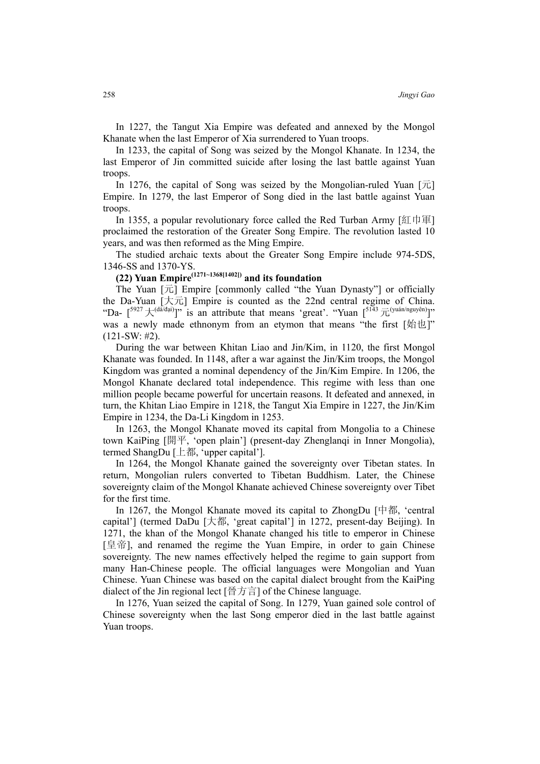In 1227, the Tangut Xia Empire was defeated and annexed by the Mongol Khanate when the last Emperor of Xia surrendered to Yuan troops.

In 1233, the capital of Song was seized by the Mongol Khanate. In 1234, the last Emperor of Jin committed suicide after losing the last battle against Yuan troops.

In 1276, the capital of Song was seized by the Mongolian-ruled Yuan [元] Empire. In 1279, the last Emperor of Song died in the last battle against Yuan troops.

In 1355, a popular revolutionary force called the Red Turban Army [紅巾軍] proclaimed the restoration of the Greater Song Empire. The revolution lasted 10 years, and was then reformed as the Ming Empire.

The studied archaic texts about the Greater Song Empire include 974-5DS, 1346-SS and 1370-YS.

**(22) Yuan Empire(1271~1368[1402]) and its foundation**

The Yuan [元] Empire [commonly called "the Yuan Dynasty"] or officially the Da-Yuan [大元] Empire is counted as the 22nd central regime of China. "Da- [5927 大(dà/đại)]" is an attribute that means 'great'. "Yuan [5143 元(yuán/nguyên)]" was a newly made ethnonym from an etymon that means "the first [始也]" (121-SW: #2).

During the war between Khitan Liao and Jin/Kim, in 1120, the first Mongol Khanate was founded. In 1148, after a war against the Jin/Kim troops, the Mongol Kingdom was granted a nominal dependency of the Jin/Kim Empire. In 1206, the Mongol Khanate declared total independence. This regime with less than one million people became powerful for uncertain reasons. It defeated and annexed, in turn, the Khitan Liao Empire in 1218, the Tangut Xia Empire in 1227, the Jin/Kim Empire in 1234, the Da-Li Kingdom in 1253.

In 1263, the Mongol Khanate moved its capital from Mongolia to a Chinese town KaiPing [開平, 'open plain'] (present-day Zhenglanqi in Inner Mongolia), termed ShangDu [上都, 'upper capital'].

In 1264, the Mongol Khanate gained the sovereignty over Tibetan states. In return, Mongolian rulers converted to Tibetan Buddhism. Later, the Chinese sovereignty claim of the Mongol Khanate achieved Chinese sovereignty over Tibet for the first time.

In 1267, the Mongol Khanate moved its capital to ZhongDu [中都, 'central capital'] (termed DaDu [大都, 'great capital'] in 1272, present-day Beijing). In 1271, the khan of the Mongol Khanate changed his title to emperor in Chinese [皇帝], and renamed the regime the Yuan Empire, in order to gain Chinese sovereignty. The new names effectively helped the regime to gain support from many Han-Chinese people. The official languages were Mongolian and Yuan Chinese. Yuan Chinese was based on the capital dialect brought from the KaiPing dialect of the Jin regional lect [晉方言] of the Chinese language.

In 1276, Yuan seized the capital of Song. In 1279, Yuan gained sole control of Chinese sovereignty when the last Song emperor died in the last battle against Yuan troops.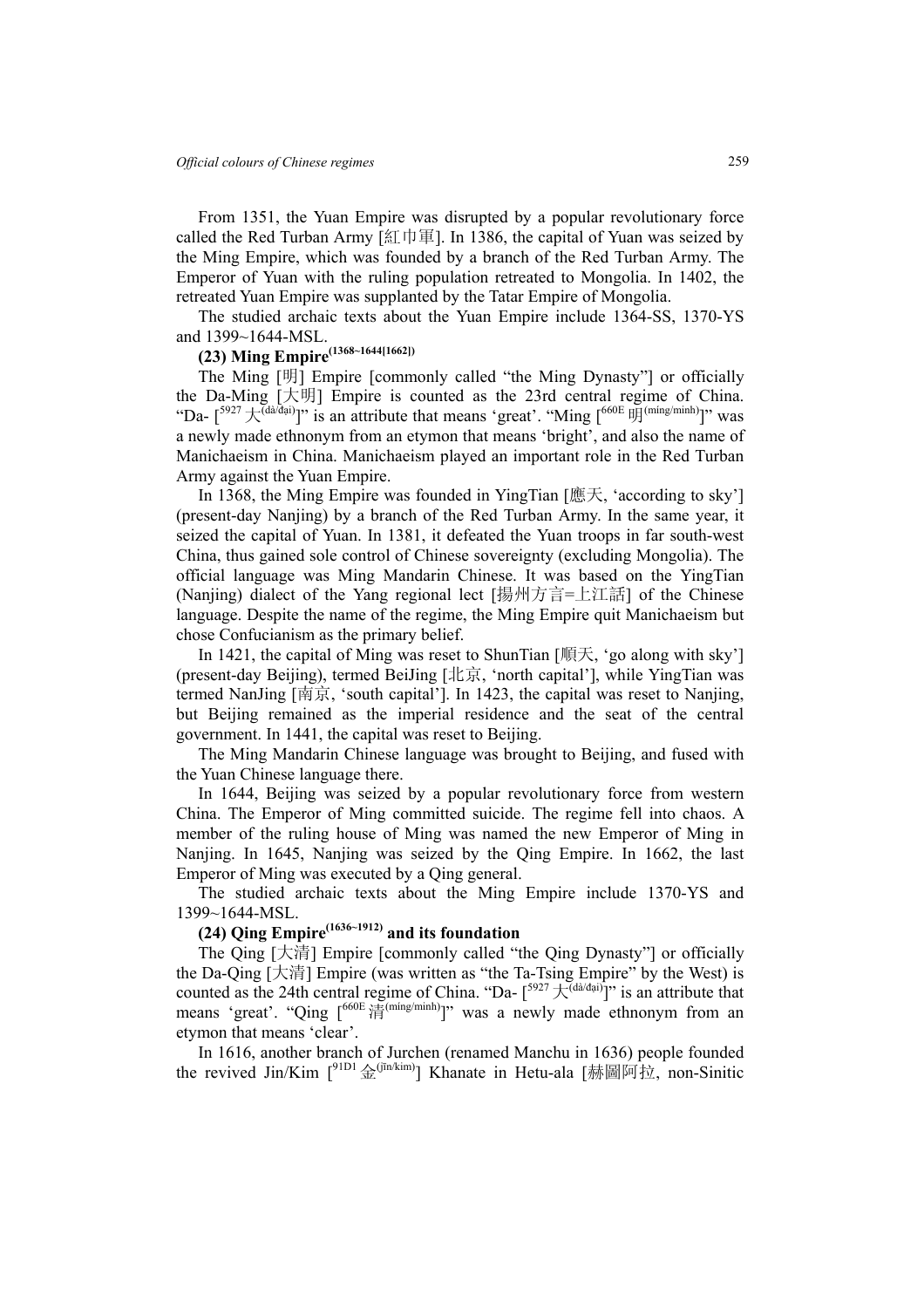From 1351, the Yuan Empire was disrupted by a popular revolutionary force called the Red Turban Army [紅巾軍]. In 1386, the capital of Yuan was seized by the Ming Empire, which was founded by a branch of the Red Turban Army. The Emperor of Yuan with the ruling population retreated to Mongolia. In 1402, the retreated Yuan Empire was supplanted by the Tatar Empire of Mongolia.

The studied archaic texts about the Yuan Empire include 1364-SS, 1370-YS and 1399~1644-MSL.

**(23) Ming Empire$^{(1368\sim1644[1662])}$**

The Ming [明] Empire [commonly called "the Ming Dynasty"] or officially the Da-Ming [大明] Empire is counted as the 23rd central regime of China. "Da- [$^{5927}$大$^{(dà/đại)}$]" is an attribute that means 'great'. "Ming [$^{660E}$明$^{(míng/minh)}$]" was a newly made ethnonym from an etymon that means 'bright', and also the name of Manichaeism in China. Manichaeism played an important role in the Red Turban Army against the Yuan Empire.

In 1368, the Ming Empire was founded in YingTian [應天, 'according to sky'] (present-day Nanjing) by a branch of the Red Turban Army. In the same year, it seized the capital of Yuan. In 1381, it defeated the Yuan troops in far south-west China, thus gained sole control of Chinese sovereignty (excluding Mongolia). The official language was Ming Mandarin Chinese. It was based on the YingTian (Nanjing) dialect of the Yang regional lect [揚州方言=上江話] of the Chinese language. Despite the name of the regime, the Ming Empire quit Manichaeism but chose Confucianism as the primary belief.

In 1421, the capital of Ming was reset to ShunTian [順天, 'go along with sky'] (present-day Beijing), termed BeiJing [北京, 'north capital'], while YingTian was termed NanJing [南京, 'south capital']. In 1423, the capital was reset to Nanjing, but Beijing remained as the imperial residence and the seat of the central government. In 1441, the capital was reset to Beijing.

The Ming Mandarin Chinese language was brought to Beijing, and fused with the Yuan Chinese language there.

In 1644, Beijing was seized by a popular revolutionary force from western China. The Emperor of Ming committed suicide. The regime fell into chaos. A member of the ruling house of Ming was named the new Emperor of Ming in Nanjing. In 1645, Nanjing was seized by the Qing Empire. In 1662, the last Emperor of Ming was executed by a Qing general.

The studied archaic texts about the Ming Empire include 1370-YS and 1399~1644-MSL.

**(24) Qing Empire$^{(1636\sim1912)}$ and its foundation**

The Qing [大清] Empire [commonly called "the Qing Dynasty"] or officially the Da-Qing [大清] Empire (was written as "the Ta-Tsing Empire" by the West) is counted as the 24th central regime of China. "Da- [$^{5927}$大$^{(dà/đại)}$]" is an attribute that means 'great'. "Qing [$^{660E}$清$^{(míng/minh)}$]" was a newly made ethnonym from an etymon that means 'clear'.

In 1616, another branch of Jurchen (renamed Manchu in 1636) people founded the revived Jin/Kim [$^{91D1}$金$^{(jīn/kim)}$] Khanate in Hetu-ala [赫圖阿拉, non-Sinitic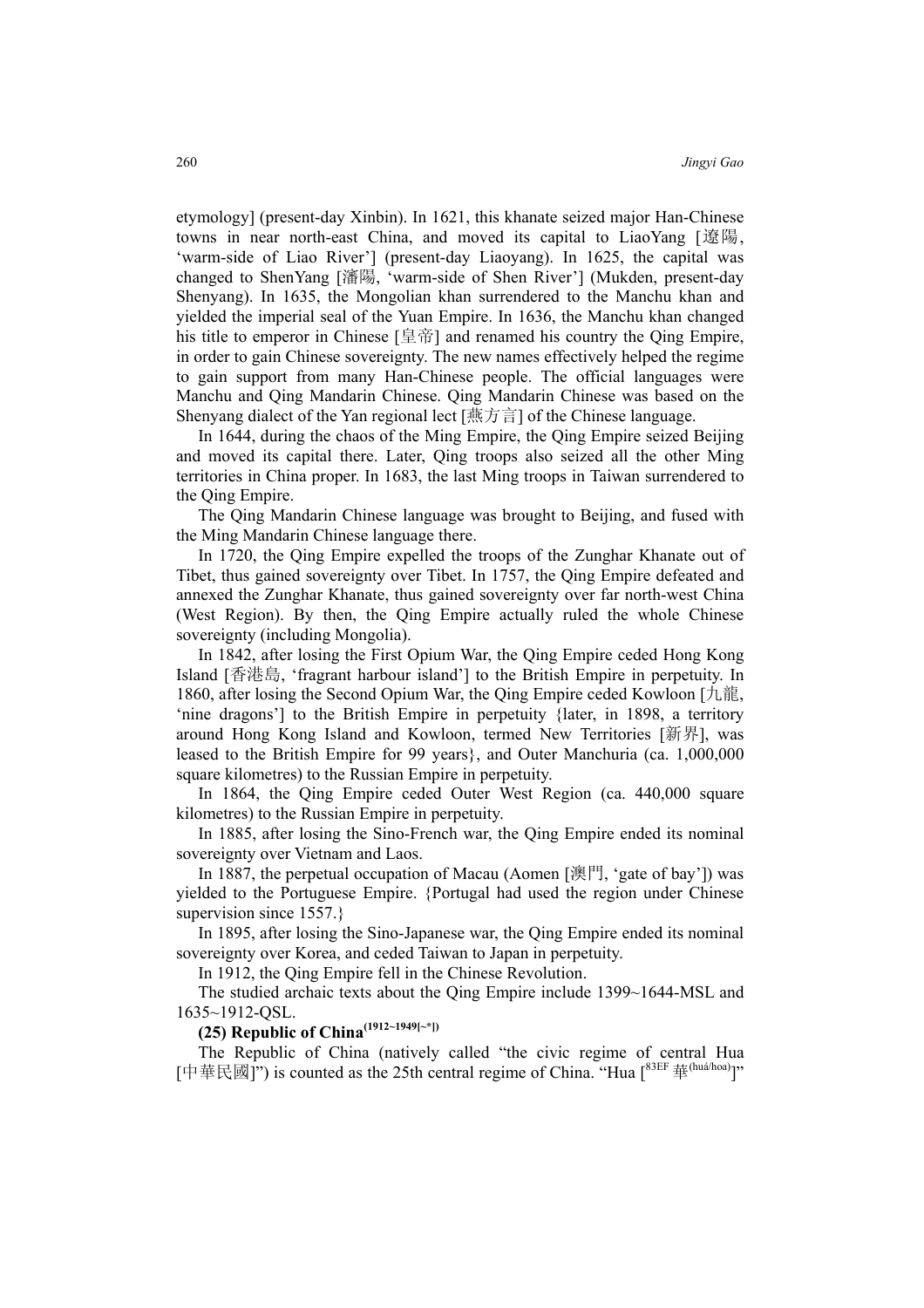etymology] (present-day Xinbin). In 1621, this khanate seized major Han-Chinese towns in near north-east China, and moved its capital to LiaoYang [遼陽, 'warm-side of Liao River'] (present-day Liaoyang). In 1625, the capital was changed to ShenYang [瀋陽, 'warm-side of Shen River'] (Mukden, present-day Shenyang). In 1635, the Mongolian khan surrendered to the Manchu khan and yielded the imperial seal of the Yuan Empire. In 1636, the Manchu khan changed his title to emperor in Chinese [皇帝] and renamed his country the Qing Empire, in order to gain Chinese sovereignty. The new names effectively helped the regime to gain support from many Han-Chinese people. The official languages were Manchu and Qing Mandarin Chinese. Qing Mandarin Chinese was based on the Shenyang dialect of the Yan regional lect [燕方言] of the Chinese language.

In 1644, during the chaos of the Ming Empire, the Qing Empire seized Beijing and moved its capital there. Later, Qing troops also seized all the other Ming territories in China proper. In 1683, the last Ming troops in Taiwan surrendered to the Qing Empire.

The Qing Mandarin Chinese language was brought to Beijing, and fused with the Ming Mandarin Chinese language there.

In 1720, the Qing Empire expelled the troops of the Zunghar Khanate out of Tibet, thus gained sovereignty over Tibet. In 1757, the Qing Empire defeated and annexed the Zunghar Khanate, thus gained sovereignty over far north-west China (West Region). By then, the Qing Empire actually ruled the whole Chinese sovereignty (including Mongolia).

In 1842, after losing the First Opium War, the Qing Empire ceded Hong Kong Island [香港島, 'fragrant harbour island'] to the British Empire in perpetuity. In 1860, after losing the Second Opium War, the Qing Empire ceded Kowloon [九龍, 'nine dragons'] to the British Empire in perpetuity {later, in 1898, a territory around Hong Kong Island and Kowloon, termed New Territories [新界], was leased to the British Empire for 99 years}, and Outer Manchuria (ca. 1,000,000 square kilometres) to the Russian Empire in perpetuity.

In 1864, the Qing Empire ceded Outer West Region (ca. 440,000 square kilometres) to the Russian Empire in perpetuity.

In 1885, after losing the Sino-French war, the Qing Empire ended its nominal sovereignty over Vietnam and Laos.

In 1887, the perpetual occupation of Macau (Aomen [澳門, 'gate of bay']) was yielded to the Portuguese Empire. {Portugal had used the region under Chinese supervision since 1557.}

In 1895, after losing the Sino-Japanese war, the Qing Empire ended its nominal sovereignty over Korea, and ceded Taiwan to Japan in perpetuity.

In 1912, the Qing Empire fell in the Chinese Revolution.

The studied archaic texts about the Qing Empire include 1399~1644-MSL and 1635~1912-QSL.

**(25) Republic of China(1912~1949[~*])**

The Republic of China (natively called "the civic regime of central Hua [中華民國]") is counted as the 25th central regime of China. "Hua [83EF 華(huá/hoa)]"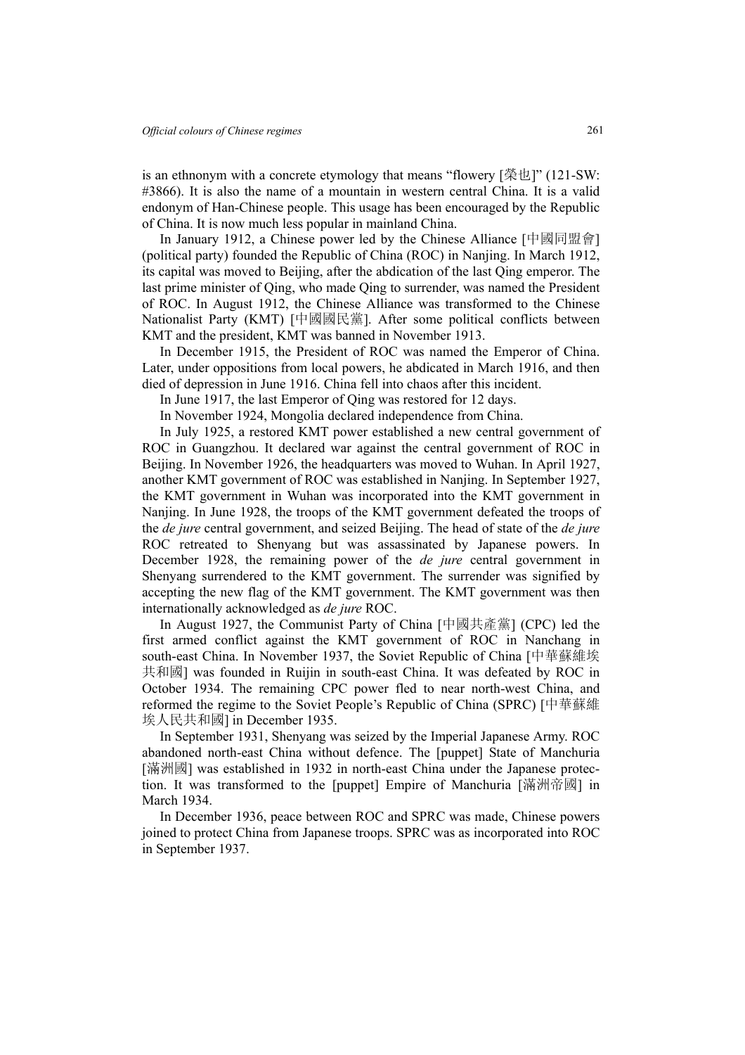is an ethnonym with a concrete etymology that means "flowery [榮也]" (121-SW: #3866). It is also the name of a mountain in western central China. It is a valid endonym of Han-Chinese people. This usage has been encouraged by the Republic of China. It is now much less popular in mainland China.

In January 1912, a Chinese power led by the Chinese Alliance [中國同盟會] (political party) founded the Republic of China (ROC) in Nanjing. In March 1912, its capital was moved to Beijing, after the abdication of the last Qing emperor. The last prime minister of Qing, who made Qing to surrender, was named the President of ROC. In August 1912, the Chinese Alliance was transformed to the Chinese Nationalist Party (KMT) [中國國民黨]. After some political conflicts between KMT and the president, KMT was banned in November 1913.

In December 1915, the President of ROC was named the Emperor of China. Later, under oppositions from local powers, he abdicated in March 1916, and then died of depression in June 1916. China fell into chaos after this incident.

In June 1917, the last Emperor of Qing was restored for 12 days.

In November 1924, Mongolia declared independence from China.

In July 1925, a restored KMT power established a new central government of ROC in Guangzhou. It declared war against the central government of ROC in Beijing. In November 1926, the headquarters was moved to Wuhan. In April 1927, another KMT government of ROC was established in Nanjing. In September 1927, the KMT government in Wuhan was incorporated into the KMT government in Nanjing. In June 1928, the troops of the KMT government defeated the troops of the *de jure* central government, and seized Beijing. The head of state of the *de jure* ROC retreated to Shenyang but was assassinated by Japanese powers. In December 1928, the remaining power of the *de jure* central government in Shenyang surrendered to the KMT government. The surrender was signified by accepting the new flag of the KMT government. The KMT government was then internationally acknowledged as *de jure* ROC.

In August 1927, the Communist Party of China [中國共產黨] (CPC) led the first armed conflict against the KMT government of ROC in Nanchang in south-east China. In November 1937, the Soviet Republic of China [中華蘇維埃共和國] was founded in Ruijin in south-east China. It was defeated by ROC in October 1934. The remaining CPC power fled to near north-west China, and reformed the regime to the Soviet People's Republic of China (SPRC) [中華蘇維埃人民共和國] in December 1935.

In September 1931, Shenyang was seized by the Imperial Japanese Army. ROC abandoned north-east China without defence. The [puppet] State of Manchuria [滿洲國] was established in 1932 in north-east China under the Japanese protection. It was transformed to the [puppet] Empire of Manchuria [滿洲帝國] in March 1934.

In December 1936, peace between ROC and SPRC was made, Chinese powers joined to protect China from Japanese troops. SPRC was as incorporated into ROC in September 1937.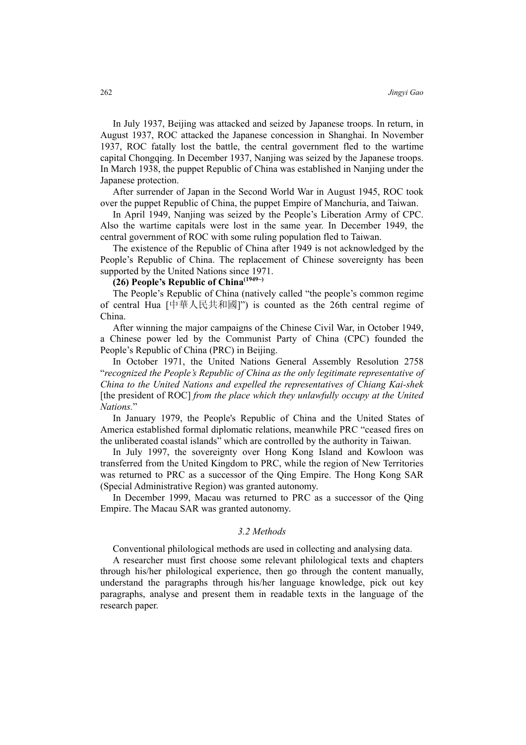In July 1937, Beijing was attacked and seized by Japanese troops. In return, in August 1937, ROC attacked the Japanese concession in Shanghai. In November 1937, ROC fatally lost the battle, the central government fled to the wartime capital Chongqing. In December 1937, Nanjing was seized by the Japanese troops. In March 1938, the puppet Republic of China was established in Nanjing under the Japanese protection.

After surrender of Japan in the Second World War in August 1945, ROC took over the puppet Republic of China, the puppet Empire of Manchuria, and Taiwan.

In April 1949, Nanjing was seized by the People's Liberation Army of CPC. Also the wartime capitals were lost in the same year. In December 1949, the central government of ROC with some ruling population fled to Taiwan.

The existence of the Republic of China after 1949 is not acknowledged by the People's Republic of China. The replacement of Chinese sovereignty has been supported by the United Nations since 1971.

**(26) People's Republic of China(1949~)**

The People's Republic of China (natively called "the people's common regime of central Hua [中華人民共和國]") is counted as the 26th central regime of China.

After winning the major campaigns of the Chinese Civil War, in October 1949, a Chinese power led by the Communist Party of China (CPC) founded the People's Republic of China (PRC) in Beijing.

In October 1971, the United Nations General Assembly Resolution 2758 "*recognized the People's Republic of China as the only legitimate representative of China to the United Nations and expelled the representatives of Chiang Kai-shek* [the president of ROC] *from the place which they unlawfully occupy at the United Nations.*"

In January 1979, the People's Republic of China and the United States of America established formal diplomatic relations, meanwhile PRC "ceased fires on the unliberated coastal islands" which are controlled by the authority in Taiwan.

In July 1997, the sovereignty over Hong Kong Island and Kowloon was transferred from the United Kingdom to PRC, while the region of New Territories was returned to PRC as a successor of the Qing Empire. The Hong Kong SAR (Special Administrative Region) was granted autonomy.

In December 1999, Macau was returned to PRC as a successor of the Qing Empire. The Macau SAR was granted autonomy.

### *3.2 Methods*

Conventional philological methods are used in collecting and analysing data.

A researcher must first choose some relevant philological texts and chapters through his/her philological experience, then go through the content manually, understand the paragraphs through his/her language knowledge, pick out key paragraphs, analyse and present them in readable texts in the language of the research paper.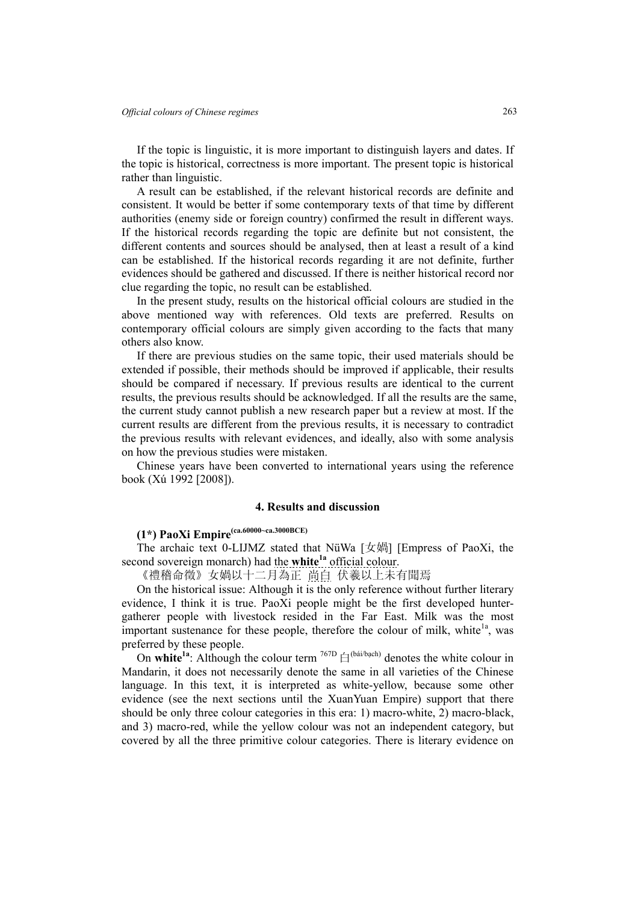If the topic is linguistic, it is more important to distinguish layers and dates. If the topic is historical, correctness is more important. The present topic is historical rather than linguistic.

A result can be established, if the relevant historical records are definite and consistent. It would be better if some contemporary texts of that time by different authorities (enemy side or foreign country) confirmed the result in different ways. If the historical records regarding the topic are definite but not consistent, the different contents and sources should be analysed, then at least a result of a kind can be established. If the historical records regarding it are not definite, further evidences should be gathered and discussed. If there is neither historical record nor clue regarding the topic, no result can be established.

In the present study, results on the historical official colours are studied in the above mentioned way with references. Old texts are preferred. Results on contemporary official colours are simply given according to the facts that many others also know.

If there are previous studies on the same topic, their used materials should be extended if possible, their methods should be improved if applicable, their results should be compared if necessary. If previous results are identical to the current results, the previous results should be acknowledged. If all the results are the same, the current study cannot publish a new research paper but a review at most. If the current results are different from the previous results, it is necessary to contradict the previous results with relevant evidences, and ideally, also with some analysis on how the previous studies were mistaken.

Chinese years have been converted to international years using the reference book (Xú 1992 [2008]).

## 4. Results and discussion

### (1*) PaoXi Empire(ca.60000~ca.3000BCE)

The archaic text 0-LIJMZ stated that NüWa [女媧] [Empress of PaoXi, the second sovereign monarch) had the **white**[1a] official colour.

《禮稽命徵》女媧以十二月為正 尚白 伏羲以上未有聞焉

On the historical issue: Although it is the only reference without further literary evidence, I think it is true. PaoXi people might be the first developed hunter-gatherer people with livestock resided in the Far East. Milk was the most important sustenance for these people, therefore the colour of milk, white[1a], was preferred by these people.

On **white**[1a]: Although the colour term [767D] 白(bái/bạch) denotes the white colour in Mandarin, it does not necessarily denote the same in all varieties of the Chinese language. In this text, it is interpreted as white-yellow, because some other evidence (see the next sections until the XuanYuan Empire) support that there should be only three colour categories in this era: 1) macro-white, 2) macro-black, and 3) macro-red, while the yellow colour was not an independent category, but covered by all the three primitive colour categories. There is literary evidence on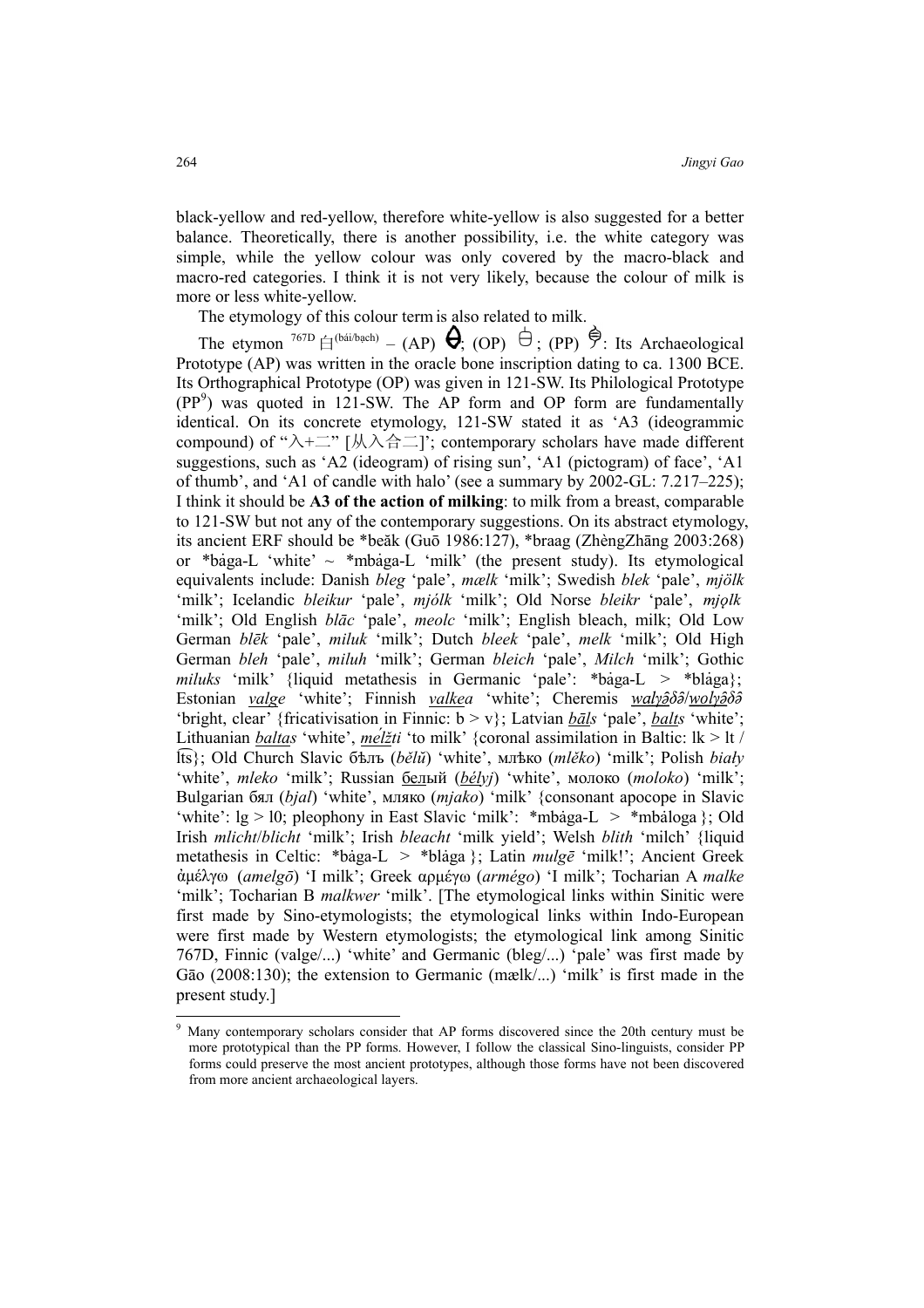black-yellow and red-yellow, therefore white-yellow is also suggested for a better balance. Theoretically, there is another possibility, i.e. the white category was simple, while the yellow colour was only covered by the macro-black and macro-red categories. I think it is not very likely, because the colour of milk is more or less white-yellow.

The etymology of this colour term is also related to milk.

The etymon 767D 白(bái/bạch) – (AP) ; (OP) ; (PP) : Its Archaeological Prototype (AP) was written in the oracle bone inscription dating to ca. 1300 BCE. Its Orthographical Prototype (OP) was given in 121-SW. Its Philological Prototype (PP[9]) was quoted in 121-SW. The AP form and OP form are fundamentally identical. On its concrete etymology, 121-SW stated it as 'A3 (ideogrammic compound) of "入+二" [从入合二]'; contemporary scholars have made different suggestions, such as 'A2 (ideogram) of rising sun', 'A1 (pictogram) of face', 'A1 of thumb', and 'A1 of candle with halo' (see a summary by 2002-GL: 7.217–225); I think it should be **A3 of the action of milking**: to milk from a breast, comparable to 121-SW but not any of the contemporary suggestions. On its abstract etymology, its ancient ERF should be *beǎk (Guō 1986:127), *braag (ZhèngZhāng 2003:268) or *ḃaga-L 'white' ~ *mḃaga-L 'milk' (the present study). Its etymological equivalents include: Danish *bleg* 'pale', *mælk* 'milk'; Swedish *blek* 'pale', *mjölk* 'milk'; Icelandic *bleikur* 'pale', *mjólk* 'milk'; Old Norse *bleikr* 'pale', *mjǫlk* 'milk'; Old English *blāc* 'pale', *meolc* 'milk'; English bleach, milk; Old Low German *blēk* 'pale', *miluk* 'milk'; Dutch *bleek* 'pale', *melk* 'milk'; Old High German *bleh* 'pale', *miluh* 'milk'; German *bleich* 'pale', *Milch* 'milk'; Gothic *miluks* 'milk' {liquid metathesis in Germanic 'pale': *ḃaga-L > *blȧga}; Estonian *valge* 'white'; Finnish *valkea* 'white'; Cheremis *walγə̑δə̑/wolγə̑δə̑* 'bright, clear' {fricativisation in Finnic: b > v}; Latvian *bāls* 'pale', *balts* 'white'; Lithuanian *baltas* 'white', *mélžti* 'to milk' {coronal assimilation in Baltic: lk > lt / l͡ts}; Old Church Slavic бѣлъ (*bělŭ*) 'white', млѣко (*mlěko*) 'milk'; Polish *biały* 'white', *mleko* 'milk'; Russian белый (*bélyj*) 'white', молоко (*moloko*) 'milk'; Bulgarian бял (*bjal*) 'white', мляко (*mjako*) 'milk' {consonant apocope in Slavic 'white': lg > l0; pleophony in East Slavic 'milk': *mḃaga-L > *mḃaloga}; Old Irish *mlicht*/*blicht* 'milk'; Irish *bleacht* 'milk yield'; Welsh *blith* 'milch' {liquid metathesis in Celtic: *ḃaga-L > *blȧga}; Latin *mulgē* 'milk!'; Ancient Greek ἀμέλγω (*amelgō*) 'I milk'; Greek αρμέγω (*armégo*) 'I milk'; Tocharian A *malke* 'milk'; Tocharian B *malkwer* 'milk'. [The etymological links within Sinitic were first made by Sino-etymologists; the etymological links within Indo-European were first made by Western etymologists; the etymological link among Sinitic 767D, Finnic (valge/...) 'white' and Germanic (bleg/...) 'pale' was first made by Gāo (2008:130); the extension to Germanic (mælk/...) 'milk' is first made in the present study.]

[9] Many contemporary scholars consider that AP forms discovered since the 20th century must be more prototypical than the PP forms. However, I follow the classical Sino-linguists, consider PP forms could preserve the most ancient prototypes, although those forms have not been discovered from more ancient archaeological layers.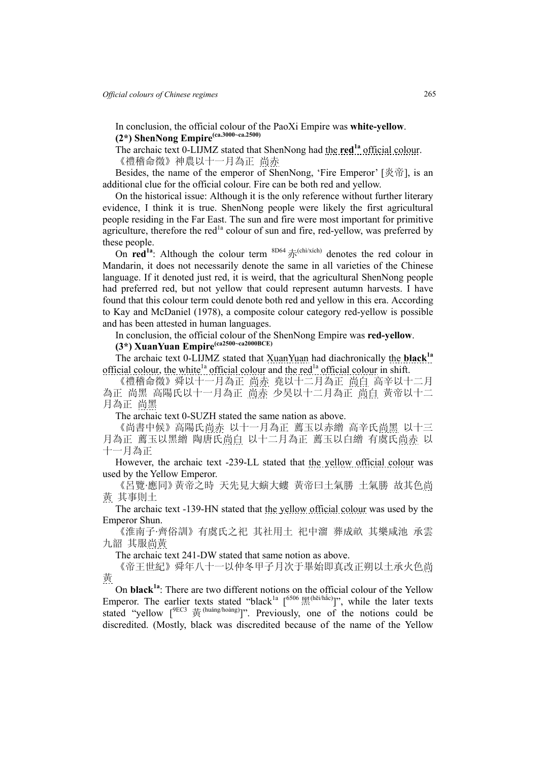In conclusion, the official colour of the PaoXi Empire was **white-yellow**.

**(2\*) ShenNong Empire(ca.3000~ca.2500)**

The archaic text 0-LIJMZ stated that ShenNong had the **red[1a]** official colour.

《禮稽命徵》神農以十一月為正 尚赤

Besides, the name of the emperor of ShenNong, 'Fire Emperor' [炎帝], is an additional clue for the official colour. Fire can be both red and yellow.

On the historical issue: Although it is the only reference without further literary evidence, I think it is true. ShenNong people were likely the first agricultural people residing in the Far East. The sun and fire were most important for primitive agriculture, therefore the red[1a] colour of sun and fire, red-yellow, was preferred by these people.

On **red[1a]**: Although the colour term [8D64] 赤(chì/xích) denotes the red colour in Mandarin, it does not necessarily denote the same in all varieties of the Chinese language. If it denoted just red, it is weird, that the agricultural ShenNong people had preferred red, but not yellow that could represent autumn harvests. I have found that this colour term could denote both red and yellow in this era. According to Kay and McDaniel (1978), a composite colour category red-yellow is possible and has been attested in human languages.

In conclusion, the official colour of the ShenNong Empire was **red-yellow**.

**(3\*) XuanYuan Empire(ca2500~ca2000BCE)**

The archaic text 0-LIJMZ stated that XuanYuan had diachronically the **black[1a]** official colour, the white[1a] official colour and the red[1a] official colour in shift.

《禮稽命徵》舜以十一月為正 尚赤 堯以十二月為正 尚白 高辛以十二月為正 尚黑 高陽氏以十一月為正 尚赤 少昊以十二月為正 尚白 黃帝以十二月為正 尚黑

The archaic text 0-SUZH stated the same nation as above.

《尚書中候》高陽氏尚赤 以十一月為正 薦玉以赤繒 高辛氏尚黑 以十三月為正 薦玉以黑繒 陶唐氏尚白 以十二月為正 薦玉以白繒 有虞氏尚赤 以十一月為正

However, the archaic text -239-LL stated that the yellow official colour was used by the Yellow Emperor.

《呂覽·應同》黃帝之時 天先見大螾大螻 黃帝曰土氣勝 土氣勝 故其色尚黃 其事則土

The archaic text -139-HN stated that the yellow official colour was used by the Emperor Shun.

《淮南子·齊俗訓》有虞氏之祀 其社用土 祀中霤 葬成畝 其樂咸池 承雲九韶 其服尚黃

The archaic text 241-DW stated that same notion as above.

《帝王世紀》舜年八十一以仲冬甲子月次于畢始即真改正朔以土承火色尚黃

On **black[1a]**: There are two different notions on the official colour of the Yellow Emperor. The earlier texts stated "black[1a] [6506 黑(hēi/hắc)]", while the later texts stated "yellow [9EC3 黃(huáng/hoàng)]". Previously, one of the notions could be discredited. (Mostly, black was discredited because of the name of the Yellow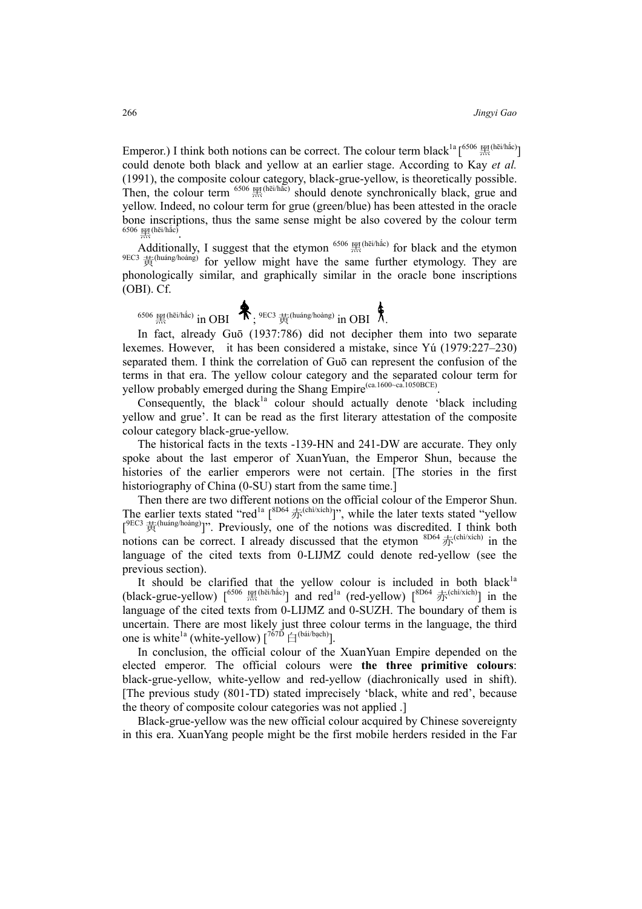Emperor.) I think both notions can be correct. The colour term black[1a] [6506 黑(hēi/hắc)] could denote both black and yellow at an earlier stage. According to Kay *et al.* (1991), the composite colour category, black-grue-yellow, is theoretically possible. Then, the colour term 6506 黑(hēi/hắc) should denote synchronically black, grue and yellow. Indeed, no colour term for grue (green/blue) has been attested in the oracle bone inscriptions, thus the same sense might be also covered by the colour term 6506 黑(hēi/hắc).

Additionally, I suggest that the etymon 6506 黑(hēi/hắc) for black and the etymon 9EC3 黃(huáng/hoàng) for yellow might have the same further etymology. They are phonologically similar, and graphically similar in the oracle bone inscriptions (OBI). Cf.

6506 黑(hēi/hắc) in OBI ; 9EC3 黃(huáng/hoàng) in OBI .

In fact, already Guō (1937:786) did not decipher them into two separate lexemes. However, it has been considered a mistake, since Yú (1979:227–230) separated them. I think the correlation of Guō can represent the confusion of the terms in that era. The yellow colour category and the separated colour term for yellow probably emerged during the Shang Empire(ca.1600~ca.1050BCE).

Consequently, the black[1a] colour should actually denote 'black including yellow and grue'. It can be read as the first literary attestation of the composite colour category black-grue-yellow.

The historical facts in the texts -139-HN and 241-DW are accurate. They only spoke about the last emperor of XuanYuan, the Emperor Shun, because the histories of the earlier emperors were not certain. [The stories in the first historiography of China (0-SU) start from the same time.]

Then there are two different notions on the official colour of the Emperor Shun. The earlier texts stated "red[1a] [8D64 赤(chì/xích)]", while the later texts stated "yellow [9EC3 黃(huáng/hoàng)]". Previously, one of the notions was discredited. I think both notions can be correct. I already discussed that the etymon 8D64 赤(chì/xích) in the language of the cited texts from 0-LIJMZ could denote red-yellow (see the previous section).

It should be clarified that the yellow colour is included in both black[1a] (black-grue-yellow) [6506 黑(hēi/hắc)] and red[1a] (red-yellow) [8D64 赤(chì/xích)] in the language of the cited texts from 0-LIJMZ and 0-SUZH. The boundary of them is uncertain. There are most likely just three colour terms in the language, the third one is white[1a] (white-yellow) [767D 白(bái/bạch)].

In conclusion, the official colour of the XuanYuan Empire depended on the elected emperor. The official colours were **the three primitive colours**: black-grue-yellow, white-yellow and red-yellow (diachronically used in shift). [The previous study (801-TD) stated imprecisely 'black, white and red', because the theory of composite colour categories was not applied .]

Black-grue-yellow was the new official colour acquired by Chinese sovereignty in this era. XuanYang people might be the first mobile herders resided in the Far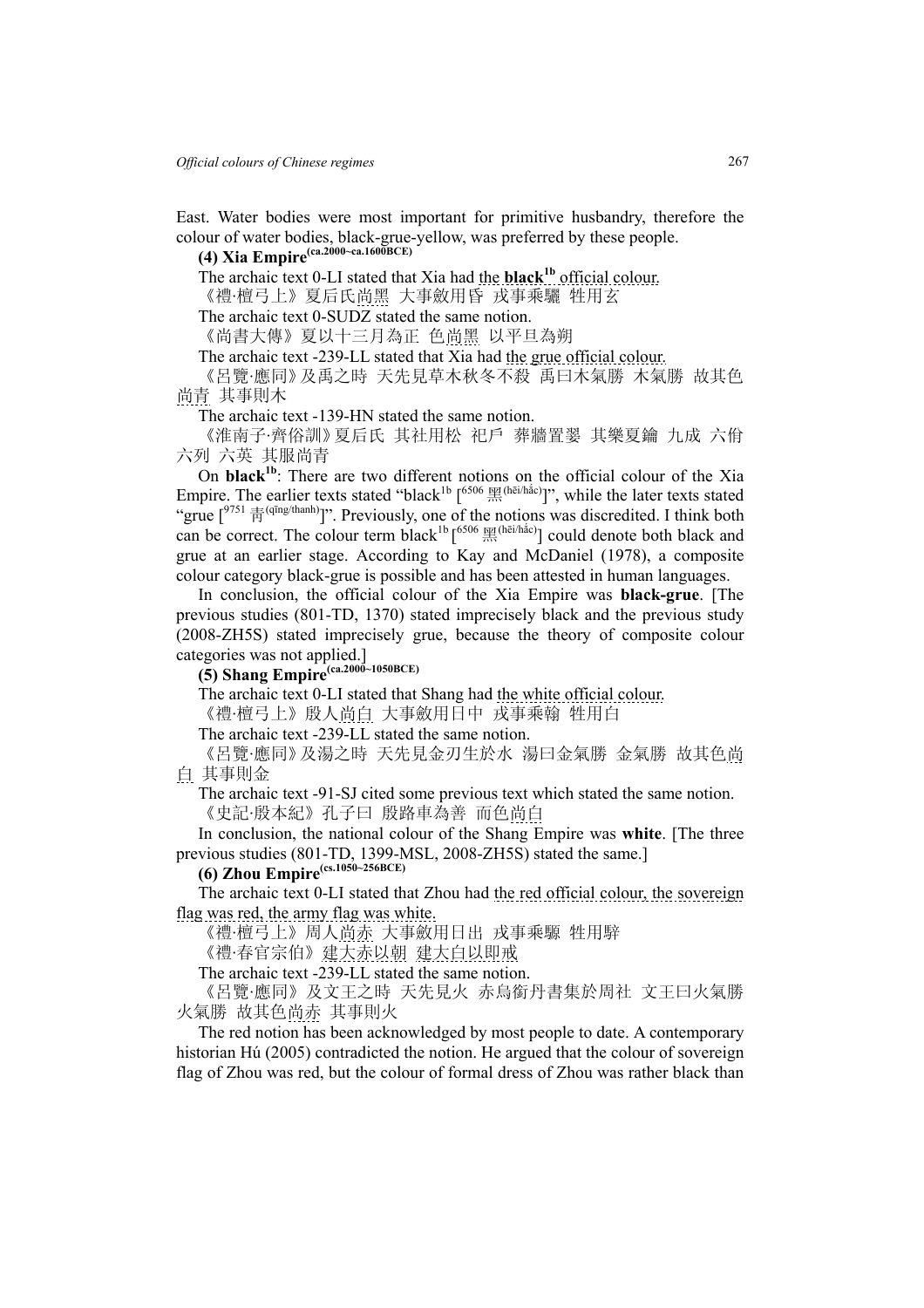East. Water bodies were most important for primitive husbandry, therefore the colour of water bodies, black-grue-yellow, was preferred by these people.

**(4) Xia Empire**(ca.2000~ca.1600BCE)

The archaic text 0-LI stated that Xia had the **black**[1b] official colour.

《禮·檀弓上》夏后氏尚黑 大事斂用昏 戎事乘驪 牲用玄

The archaic text 0-SUDZ stated the same notion.

《尚書大傳》夏以十三月為正 色尚黑 以平旦為朔

The archaic text -239-LL stated that Xia had the grue official colour.

《呂覽·應同》及禹之時 天先見草木秋冬不殺 禹曰木氣勝 木氣勝 故其色尚青 其事則木

The archaic text -139-HN stated the same notion.

《淮南子·齊俗訓》夏后氏 其社用松 祀戶 葬牆置翣 其樂夏籥 九成 六佾 六列 六英 其服尚青

On **black**[1b]: There are two different notions on the official colour of the Xia Empire. The earlier texts stated "black[1b] [6506 黑(hēi/hắc)]", while the later texts stated "grue [9751 青(qīng/thanh)]". Previously, one of the notions was discredited. I think both can be correct. The colour term black[1b] [6506 黑(hēi/hắc)] could denote both black and grue at an earlier stage. According to Kay and McDaniel (1978), a composite colour category black-grue is possible and has been attested in human languages.

In conclusion, the official colour of the Xia Empire was **black-grue**. [The previous studies (801-TD, 1370) stated imprecisely black and the previous study (2008-ZH5S) stated imprecisely grue, because the theory of composite colour categories was not applied.]

**(5) Shang Empire**(ca.2000~1050BCE)

The archaic text 0-LI stated that Shang had the white official colour.

《禮·檀弓上》殷人尚白 大事斂用日中 戎事乘翰 牲用白

The archaic text -239-LL stated the same notion.

《呂覽·應同》及湯之時 天先見金刃生於水 湯曰金氣勝 金氣勝 故其色尚白 其事則金

The archaic text -91-SJ cited some previous text which stated the same notion.

《史記·殷本紀》孔子曰 殷路車為善 而色尚白

In conclusion, the national colour of the Shang Empire was **white**. [The three previous studies (801-TD, 1399-MSL, 2008-ZH5S) stated the same.]

**(6) Zhou Empire**(cs.1050~256BCE)

The archaic text 0-LI stated that Zhou had the red official colour, the sovereign flag was red, the army flag was white.

《禮·檀弓上》周人尚赤 大事斂用日出 戎事乘騵 牲用騂

《禮·春官宗伯》建大赤以朝 建大白以即戒

The archaic text -239-LL stated the same notion.

《呂覽·應同》及文王之時 天先見火 赤烏銜丹書集於周社 文王曰火氣勝 火氣勝 故其色尚赤 其事則火

The red notion has been acknowledged by most people to date. A contemporary historian Hú (2005) contradicted the notion. He argued that the colour of sovereign flag of Zhou was red, but the colour of formal dress of Zhou was rather black than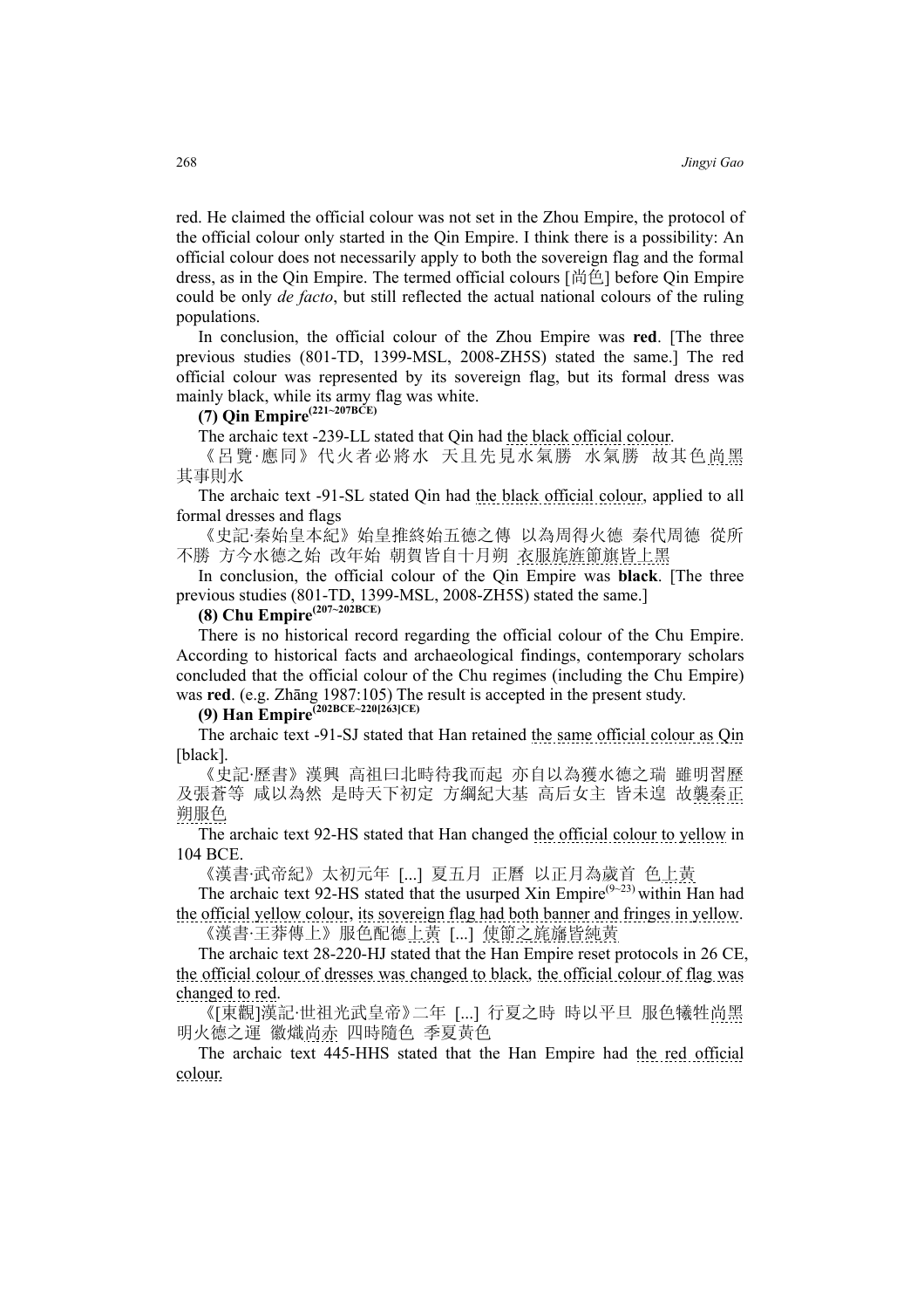red. He claimed the official colour was not set in the Zhou Empire, the protocol of the official colour only started in the Qin Empire. I think there is a possibility: An official colour does not necessarily apply to both the sovereign flag and the formal dress, as in the Qin Empire. The termed official colours [尚色] before Qin Empire could be only *de facto*, but still reflected the actual national colours of the ruling populations.

In conclusion, the official colour of the Zhou Empire was **red**. [The three previous studies (801-TD, 1399-MSL, 2008-ZH5S) stated the same.] The red official colour was represented by its sovereign flag, but its formal dress was mainly black, while its army flag was white.

**(7) Qin Empire**(221~207BCE)

The archaic text -239-LL stated that Qin had the black official colour.

《呂覽·應同》代火者必將水 天且先見水氣勝 水氣勝 故其色尚黑 其事則水

The archaic text -91-SL stated Qin had the black official colour, applied to all formal dresses and flags

《史記·秦始皇本紀》始皇推終始五德之傳 以為周得火德 秦代周德 從所不勝 方今水德之始 改年始 朝賀皆自十月朔 衣服旄旌節旗皆上黑

In conclusion, the official colour of the Qin Empire was **black**. [The three previous studies (801-TD, 1399-MSL, 2008-ZH5S) stated the same.]

**(8) Chu Empire**(207~202BCE)

There is no historical record regarding the official colour of the Chu Empire. According to historical facts and archaeological findings, contemporary scholars concluded that the official colour of the Chu regimes (including the Chu Empire) was **red**. (e.g. Zhāng 1987:105) The result is accepted in the present study.

**(9) Han Empire**(202BCE~220[263]CE)

The archaic text -91-SJ stated that Han retained the same official colour as Qin [black].

《史記·歷書》漢興 高祖曰北畤待我而起 亦自以為獲水德之瑞 雖明習歷及張蒼等 咸以為然 是時天下初定 方綱紀大基 高后女主 皆未遑 故襲秦正朔服色

The archaic text 92-HS stated that Han changed the official colour to yellow in 104 BCE.

《漢書·武帝紀》太初元年 [...] 夏五月 正曆 以正月為歲首 色上黃

The archaic text 92-HS stated that the usurped Xin Empire(9~23) within Han had the official yellow colour, its sovereign flag had both banner and fringes in yellow.

《漢書·王莽傳上》服色配德上黃 [...] 使節之旄旛皆純黃

The archaic text 28-220-HJ stated that the Han Empire reset protocols in 26 CE, the official colour of dresses was changed to black, the official colour of flag was changed to red.

《[東觀]漢記·世祖光武皇帝》二年 [...] 行夏之時 時以平旦 服色犧牲尚黑 明火德之運 徽熾尚赤 四時隨色 季夏黃色

The archaic text 445-HHS stated that the Han Empire had the red official colour.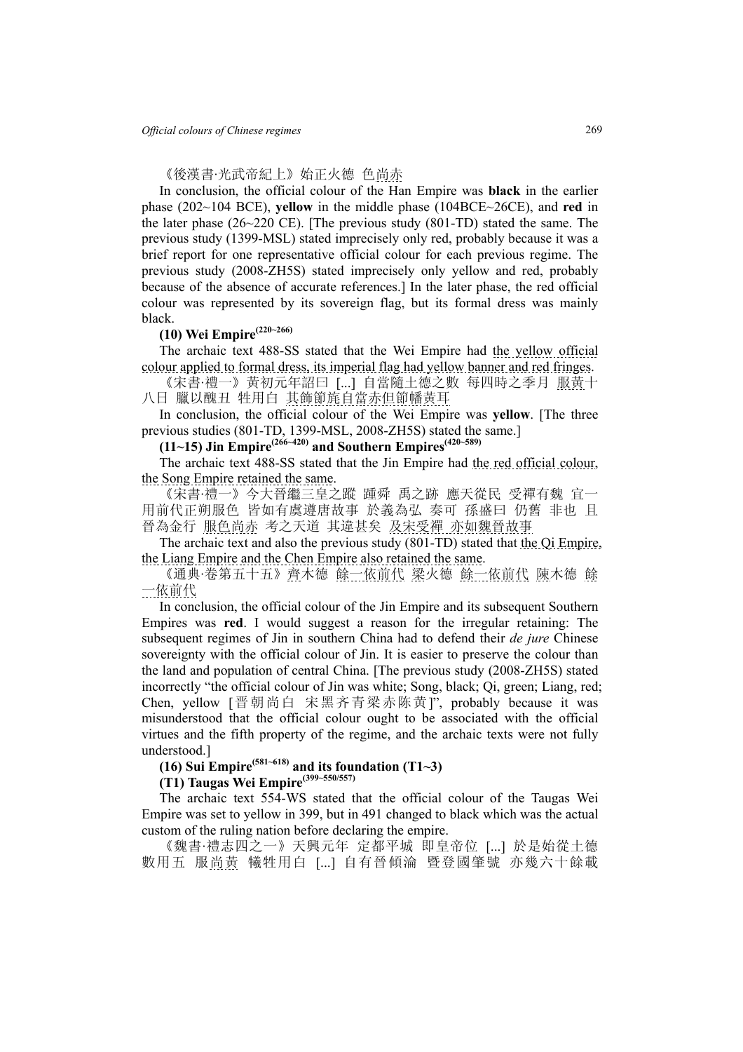《後漢書·光武帝紀上》始正火德 色尚赤

In conclusion, the official colour of the Han Empire was **black** in the earlier phase (202~104 BCE), **yellow** in the middle phase (104BCE~26CE), and **red** in the later phase (26~220 CE). [The previous study (801-TD) stated the same. The previous study (1399-MSL) stated imprecisely only red, probably because it was a brief report for one representative official colour for each previous regime. The previous study (2008-ZH5S) stated imprecisely only yellow and red, probably because of the absence of accurate references.] In the later phase, the red official colour was represented by its sovereign flag, but its formal dress was mainly black.

**(10) Wei Empire(220~266)**

The archaic text 488-SS stated that the Wei Empire had the yellow official colour applied to formal dress, its imperial flag had yellow banner and red fringes.

《宋書·禮一》黃初元年詔曰 [...] 自當隨土德之數 每四時之季月 服黃十八日 臘以醜丑 牲用白 其飾節旄自當赤但節幡黃耳

In conclusion, the official colour of the Wei Empire was **yellow**. [The three previous studies (801-TD, 1399-MSL, 2008-ZH5S) stated the same.]

**(11~15) Jin Empire(266~420) and Southern Empires(420~589)**

The archaic text 488-SS stated that the Jin Empire had the red official colour, the Song Empire retained the same.

《宋書·禮一》今大晉繼三皇之蹤 踵舜 禹之跡 應天從民 受禪有魏 宜一用前代正朔服色 皆如有虞遵唐故事 於義為弘 奏可 孫盛曰 仍舊 非也 且晉為金行 服色尚赤 考之天道 其違甚矣 及宋受禪 亦如魏晉故事

The archaic text and also the previous study (801-TD) stated that the Qi Empire, the Liang Empire and the Chen Empire also retained the same.

《通典·卷第五十五》齊木德 餘一依前代 梁火德 餘一依前代 陳木德 餘一依前代

In conclusion, the official colour of the Jin Empire and its subsequent Southern Empires was **red**. I would suggest a reason for the irregular retaining: The subsequent regimes of Jin in southern China had to defend their *de jure* Chinese sovereignty with the official colour of Jin. It is easier to preserve the colour than the land and population of central China. [The previous study (2008-ZH5S) stated incorrectly "the official colour of Jin was white; Song, black; Qi, green; Liang, red; Chen, yellow [晋朝尚白 宋黑齐青梁赤陈黄]", probably because it was misunderstood that the official colour ought to be associated with the official virtues and the fifth property of the regime, and the archaic texts were not fully understood.]

**(16) Sui Empire(581~618) and its foundation (T1~3)**

**(T1) Taugas Wei Empire(399~550/557)**

The archaic text 554-WS stated that the official colour of the Taugas Wei Empire was set to yellow in 399, but in 491 changed to black which was the actual custom of the ruling nation before declaring the empire.

《魏書·禮志四之一》天興元年 定都平城 即皇帝位 [...] 於是始從土德數用五 服尚黃 犧牲用白 [...] 自有晉傾淪 暨登國肇號 亦幾六十餘載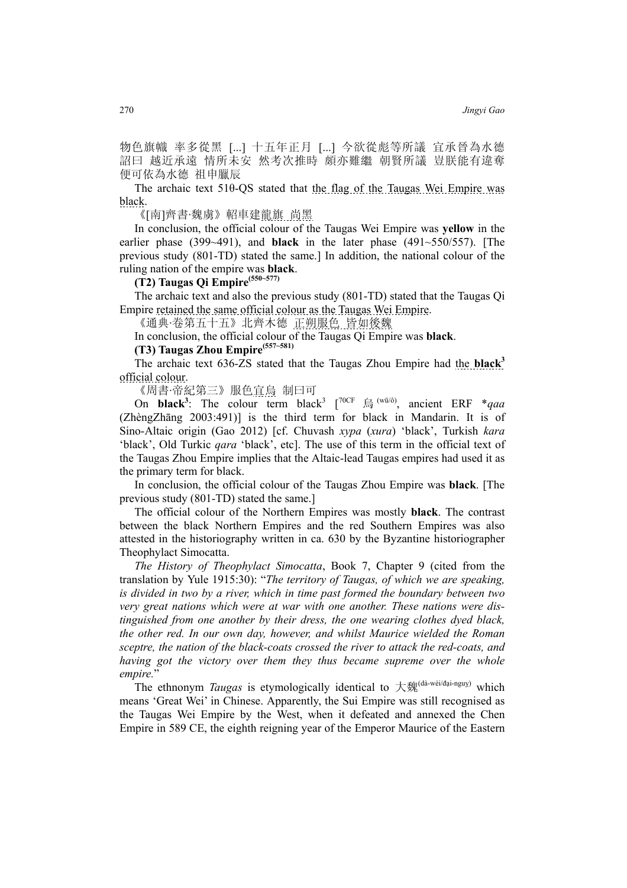物色旗幟 率多從黑 [...] 十五年正月 [...] 今欲從彪等所議 宜承晉為水德 詔曰 越近承遠 情所未安 然考次推時 頗亦難繼 朝賢所議 豈朕能有違奪 便可依為水德 祖申臘辰

The archaic text 510-QS stated that the flag of the Taugas Wei Empire was black.

《[南]齊書·魏虜》輅車建龍旗 尚黑

In conclusion, the official colour of the Taugas Wei Empire was **yellow** in the earlier phase (399~491), and **black** in the later phase (491~550/557). [The previous study (801-TD) stated the same.] In addition, the national colour of the ruling nation of the empire was **black**.

**(T2) Taugas Qi Empire(550~577)**

The archaic text and also the previous study (801-TD) stated that the Taugas Qi Empire retained the same official colour as the Taugas Wei Empire.

《通典·卷第五十五》北齊木德 正朔服色 皆如後魏

In conclusion, the official colour of the Taugas Qi Empire was **black**.

**(T3) Taugas Zhou Empire(557~581)**

The archaic text 636-ZS stated that the Taugas Zhou Empire had the **black**[3] official colour.

《周書·帝紀第三》服色宜烏 制曰可

On **black**[3]: The colour term black[3] [70CF 烏 (wū/ô), ancient ERF *qaa (ZhèngZhāng 2003:491)] is the third term for black in Mandarin. It is of Sino-Altaic origin (Gao 2012) [cf. Chuvash *хура* (*xura*) 'black', Turkish *kara* 'black', Old Turkic *qara* 'black', etc]. The use of this term in the official text of the Taugas Zhou Empire implies that the Altaic-lead Taugas empires had used it as the primary term for black.

In conclusion, the official colour of the Taugas Zhou Empire was **black**. [The previous study (801-TD) stated the same.]

The official colour of the Northern Empires was mostly **black**. The contrast between the black Northern Empires and the red Southern Empires was also attested in the historiography written in ca. 630 by the Byzantine historiographer Theophylact Simocatta.

*The History of Theophylact Simocatta*, Book 7, Chapter 9 (cited from the translation by Yule 1915:30): "*The territory of Taugas, of which we are speaking, is divided in two by a river, which in time past formed the boundary between two very great nations which were at war with one another. These nations were distinguished from one another by their dress, the one wearing clothes dyed black, the other red. In our own day, however, and whilst Maurice wielded the Roman sceptre, the nation of the black-coats crossed the river to attack the red-coats, and having got the victory over them they thus became supreme over the whole empire.*"

The ethnonym *Taugas* is etymologically identical to 大魏(dà-wèi/đại-nguỵ) which means 'Great Wei' in Chinese. Apparently, the Sui Empire was still recognised as the Taugas Wei Empire by the West, when it defeated and annexed the Chen Empire in 589 CE, the eighth reigning year of the Emperor Maurice of the Eastern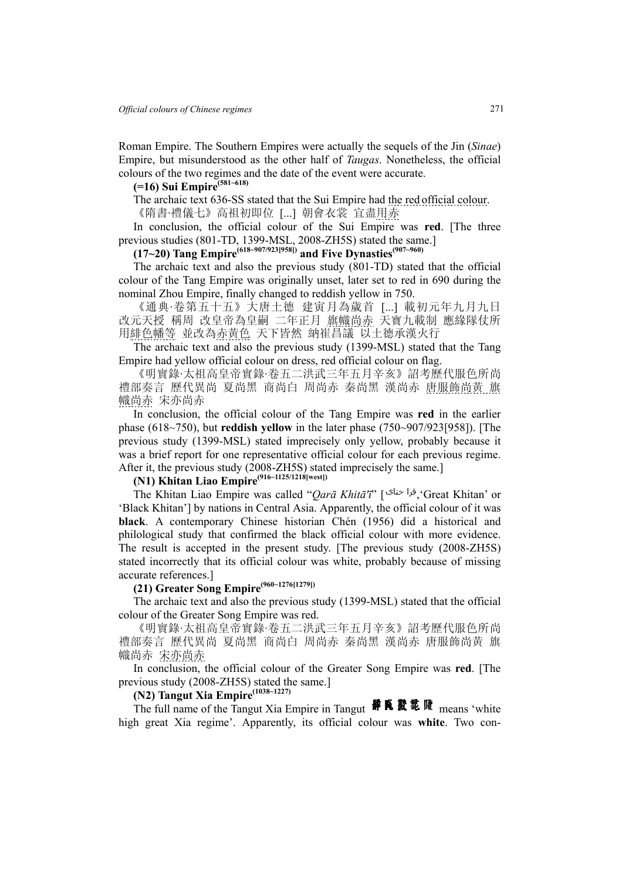Roman Empire. The Southern Empires were actually the sequels of the Jin (*Sinae*) Empire, but misunderstood as the other half of *Taugas*. Nonetheless, the official colours of the two regimes and the date of the event were accurate.

**(=16) Sui Empire**[(581~618)]

The archaic text 636-SS stated that the Sui Empire had the red official colour.

《隋書·禮儀七》高祖初即位 [...] 朝會衣裳 宜盡用赤

In conclusion, the official colour of the Sui Empire was **red**. [The three previous studies (801-TD, 1399-MSL, 2008-ZH5S) stated the same.]

**(17~20) Tang Empire**[(618~907/923[958])] **and Five Dynasties**[(907~960)]

The archaic text and also the previous study (801-TD) stated that the official colour of the Tang Empire was originally unset, later set to red in 690 during the nominal Zhou Empire, finally changed to reddish yellow in 750.

《通典·卷第五十五》大唐土德 建寅月為歲首 [...] 載初元年九月九日 改元天授 稱周 改皇帝為皇嗣 二年正月 旗幟尚赤 天寶九載制 應緣隊仗所用緋色幡等 並改為赤黃色 天下皆然 納崔昌議 以土德承漢火行

The archaic text and also the previous study (1399-MSL) stated that the Tang Empire had yellow official colour on dress, red official colour on flag.

《明實錄·太祖高皇帝實錄·卷五二洪武三年五月辛亥》詔考歷代服色所尚 禮部奏言 歷代異尚 夏尚黑 商尚白 周尚赤 秦尚黑 漢尚赤 唐服飾尚黃 旗幟尚赤 宋亦尚赤

In conclusion, the official colour of the Tang Empire was **red** in the earlier phase (618~750), but **reddish yellow** in the later phase (750~907/923[958]). [The previous study (1399-MSL) stated imprecisely only yellow, probably because it was a brief report for one representative official colour for each previous regime. After it, the previous study (2008-ZH5S) stated imprecisely the same.]

**(N1) Khitan Liao Empire**[(916~1125/1218[west])]

The Khitan Liao Empire was called "*Qarā Khitā'ī*" [قرا ختای,'Great Khitan' or 'Black Khitan'] by nations in Central Asia. Apparently, the official colour of it was **black**. A contemporary Chinese historian Chén (1956) did a historical and philological study that confirmed the black official colour with more evidence. The result is accepted in the present study. [The previous study (2008-ZH5S) stated incorrectly that its official colour was white, probably because of missing accurate references.]

**(21) Greater Song Empire**[(960~1276[1279])]

The archaic text and also the previous study (1399-MSL) stated that the official colour of the Greater Song Empire was red.

《明實錄·太祖高皇帝實錄·卷五二洪武三年五月辛亥》詔考歷代服色所尚 禮部奏言 歷代異尚 夏尚黑 商尚白 周尚赤 秦尚黑 漢尚赤 唐服飾尚黃 旗幟尚赤 宋亦尚赤

In conclusion, the official colour of the Greater Song Empire was **red**. [The previous study (2008-ZH5S) stated the same.]

**(N2) Tangut Xia Empire**[(1038~1227)]

The full name of the Tangut Xia Empire in Tangut [Tangut script] means 'white high great Xia regime'. Apparently, its official colour was **white**. Two con-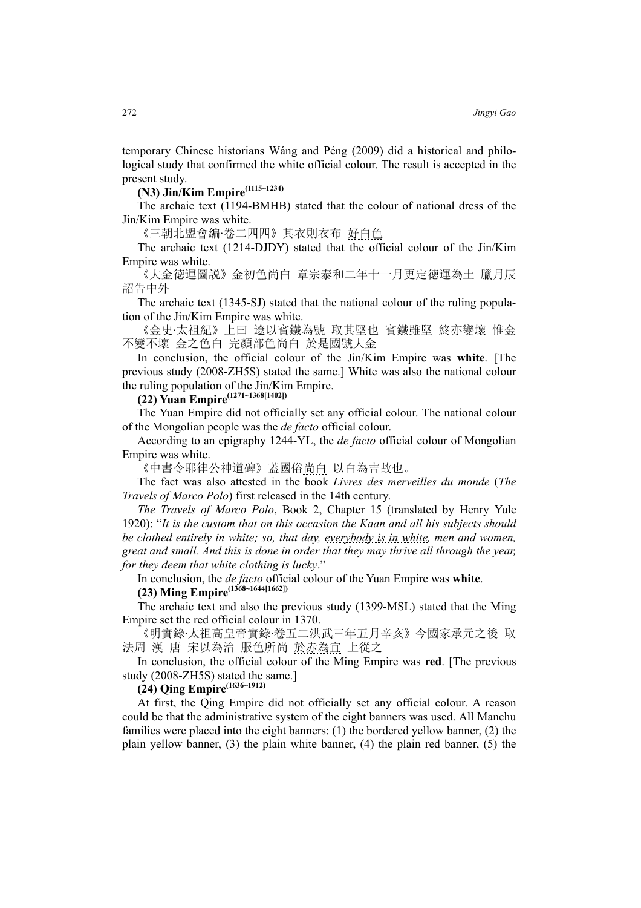temporary Chinese historians Wáng and Péng (2009) did a historical and philological study that confirmed the white official colour. The result is accepted in the present study.

**(N3) Jin/Kim Empire**[(1115~1234)]

The archaic text (1194-BMHB) stated that the colour of national dress of the Jin/Kim Empire was white.

《三朝北盟會編·卷二四四》其衣則衣布 好白色

The archaic text (1214-DJDY) stated that the official colour of the Jin/Kim Empire was white.

《大金德運圖説》金初色尚白 章宗泰和二年十一月更定德運為土 臘月辰 詔告中外

The archaic text (1345-SJ) stated that the national colour of the ruling population of the Jin/Kim Empire was white.

《金史·太祖紀》上曰 遼以賓鐵為號 取其堅也 賓鐵雖堅 終亦變壞 惟金不變不壞 金之色白 完顏部色尚白 於是國號大金

In conclusion, the official colour of the Jin/Kim Empire was **white**. [The previous study (2008-ZH5S) stated the same.] White was also the national colour the ruling population of the Jin/Kim Empire.

**(22) Yuan Empire**[(1271~1368[1402])]

The Yuan Empire did not officially set any official colour. The national colour of the Mongolian people was the *de facto* official colour.

According to an epigraphy 1244-YL, the *de facto* official colour of Mongolian Empire was white.

《中書令耶律公神道碑》蓋國俗尚白 以白為吉故也。

The fact was also attested in the book *Livres des merveilles du monde* (*The Travels of Marco Polo*) first released in the 14th century.

*The Travels of Marco Polo*, Book 2, Chapter 15 (translated by Henry Yule 1920): "*It is the custom that on this occasion the Kaan and all his subjects should be clothed entirely in white; so, that day, everybody is in white, men and women, great and small. And this is done in order that they may thrive all through the year, for they deem that white clothing is lucky*."

In conclusion, the *de facto* official colour of the Yuan Empire was **white**.

**(23) Ming Empire**[(1368~1644[1662])]

The archaic text and also the previous study (1399-MSL) stated that the Ming Empire set the red official colour in 1370.

《明實錄·太祖高皇帝實錄·卷五二洪武三年五月辛亥》今國家承元之後 取法周 漢 唐 宋以為治 服色所尚 於赤為宜 上從之

In conclusion, the official colour of the Ming Empire was **red**. [The previous study (2008-ZH5S) stated the same.]

**(24) Qing Empire**[(1636~1912)]

At first, the Qing Empire did not officially set any official colour. A reason could be that the administrative system of the eight banners was used. All Manchu families were placed into the eight banners: (1) the bordered yellow banner, (2) the plain yellow banner, (3) the plain white banner, (4) the plain red banner, (5) the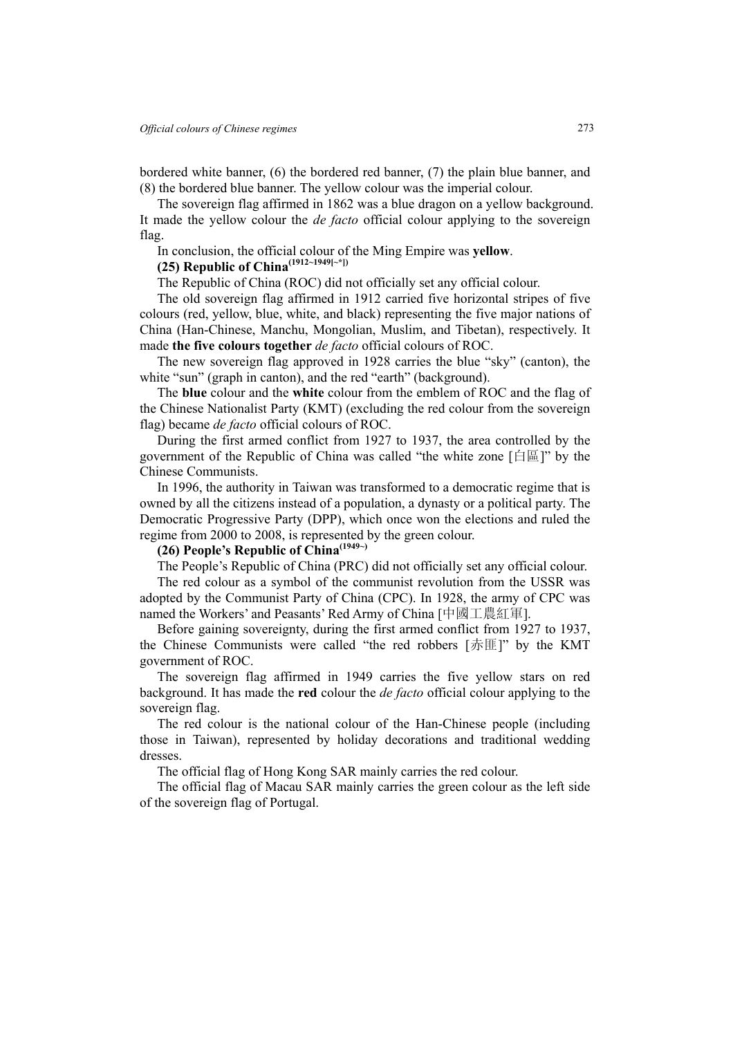bordered white banner, (6) the bordered red banner, (7) the plain blue banner, and (8) the bordered blue banner. The yellow colour was the imperial colour.

The sovereign flag affirmed in 1862 was a blue dragon on a yellow background. It made the yellow colour the *de facto* official colour applying to the sovereign flag.

In conclusion, the official colour of the Ming Empire was **yellow**.

**(25) Republic of China(1912~1949[~*])**

The Republic of China (ROC) did not officially set any official colour.

The old sovereign flag affirmed in 1912 carried five horizontal stripes of five colours (red, yellow, blue, white, and black) representing the five major nations of China (Han-Chinese, Manchu, Mongolian, Muslim, and Tibetan), respectively. It made **the five colours together** *de facto* official colours of ROC.

The new sovereign flag approved in 1928 carries the blue "sky" (canton), the white "sun" (graph in canton), and the red "earth" (background).

The **blue** colour and the **white** colour from the emblem of ROC and the flag of the Chinese Nationalist Party (KMT) (excluding the red colour from the sovereign flag) became *de facto* official colours of ROC.

During the first armed conflict from 1927 to 1937, the area controlled by the government of the Republic of China was called "the white zone [白區]" by the Chinese Communists.

In 1996, the authority in Taiwan was transformed to a democratic regime that is owned by all the citizens instead of a population, a dynasty or a political party. The Democratic Progressive Party (DPP), which once won the elections and ruled the regime from 2000 to 2008, is represented by the green colour.

**(26) People's Republic of China(1949~)**

The People's Republic of China (PRC) did not officially set any official colour.

The red colour as a symbol of the communist revolution from the USSR was adopted by the Communist Party of China (CPC). In 1928, the army of CPC was named the Workers' and Peasants' Red Army of China [中國工農紅軍].

Before gaining sovereignty, during the first armed conflict from 1927 to 1937, the Chinese Communists were called "the red robbers [赤匪]" by the KMT government of ROC.

The sovereign flag affirmed in 1949 carries the five yellow stars on red background. It has made the **red** colour the *de facto* official colour applying to the sovereign flag.

The red colour is the national colour of the Han-Chinese people (including those in Taiwan), represented by holiday decorations and traditional wedding dresses.

The official flag of Hong Kong SAR mainly carries the red colour.

The official flag of Macau SAR mainly carries the green colour as the left side of the sovereign flag of Portugal.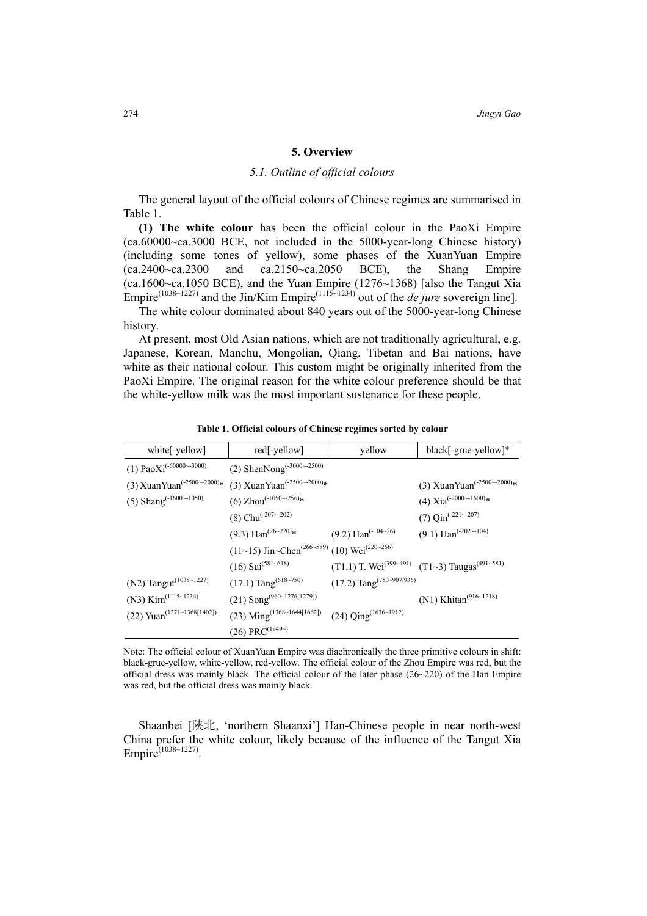## 5. Overview

### *5.1. Outline of official colours*

The general layout of the official colours of Chinese regimes are summarised in Table 1.

**(1) The white colour** has been the official colour in the PaoXi Empire (ca.60000~ca.3000 BCE, not included in the 5000-year-long Chinese history) (including some tones of yellow), some phases of the XuanYuan Empire (ca.2400~ca.2300 and ca.2150~ca.2050 BCE), the Shang Empire (ca.1600~ca.1050 BCE), and the Yuan Empire (1276~1368) [also the Tangut Xia Empire$^{(1038\sim1227)}$ and the Jin/Kim Empire$^{(1115\sim1234)}$ out of the *de jure* sovereign line].

The white colour dominated about 840 years out of the 5000-year-long Chinese history.

At present, most Old Asian nations, which are not traditionally agricultural, e.g. Japanese, Korean, Manchu, Mongolian, Qiang, Tibetan and Bai nations, have white as their national colour. This custom might be originally inherited from the PaoXi Empire. The original reason for the white colour preference should be that the white-yellow milk was the most important sustenance for these people.

**Table 1. Official colours of Chinese regimes sorted by colour**

| white[-yellow] | red[-yellow] | yellow | black[-grue-yellow]* |
|---|---|---|---|
| (1) PaoXi$^{(-60000\sim-3000)}$ | (2) ShenNong$^{(-3000\sim-2500)}$ | | |
| (3) XuanYuan$^{(-2500\sim-2000)}$* | (3) XuanYuan$^{(-2500\sim-2000)}$* | | (3) XuanYuan$^{(-2500\sim-2000)}$* |
| (5) Shang$^{(-1600\sim-1050)}$ | (6) Zhou$^{(-1050\sim-256)}$* | | (4) Xia$^{(-2000\sim-1600)}$* |
| | (8) Chu$^{(-207\sim-202)}$ | | (7) Qin$^{(-221\sim-207)}$ |
| | (9.3) Han$^{(26\sim220)}$* | (9.2) Han$^{(-104\sim26)}$ | (9.1) Han$^{(-202\sim-104)}$ |
| | (11~15) Jin~Chen$^{(266\sim589)}$ | (10) Wei$^{(220\sim266)}$ | |
| | (16) Sui$^{(581\sim618)}$ | (T1.1) T. Wei$^{(399\sim491)}$ | (T1~3) Taugas$^{(491\sim581)}$ |
| (N2) Tangut$^{(1038\sim1227)}$ | (17.1) Tang$^{(618\sim750)}$ | (17.2) Tang$^{(750\sim907/936)}$ | |
| (N3) Kim$^{(1115\sim1234)}$ | (21) Song$^{(960\sim1276[1279])}$ | | (N1) Khitan$^{(916\sim1218)}$ |
| (22) Yuan$^{(1271\sim1368[1402])}$ | (23) Ming$^{(1368\sim1644[1662])}$ | (24) Qing$^{(1636\sim1912)}$ | |
| | (26) PRC$^{(1949\sim)}$ | | |

Note: The official colour of XuanYuan Empire was diachronically the three primitive colours in shift: black-grue-yellow, white-yellow, red-yellow. The official colour of the Zhou Empire was red, but the official dress was mainly black. The official colour of the later phase (26~220) of the Han Empire was red, but the official dress was mainly black.

Shaanbei [陕北, 'northern Shaanxi'] Han-Chinese people in near north-west China prefer the white colour, likely because of the influence of the Tangut Xia Empire$^{(1038\sim1227)}$.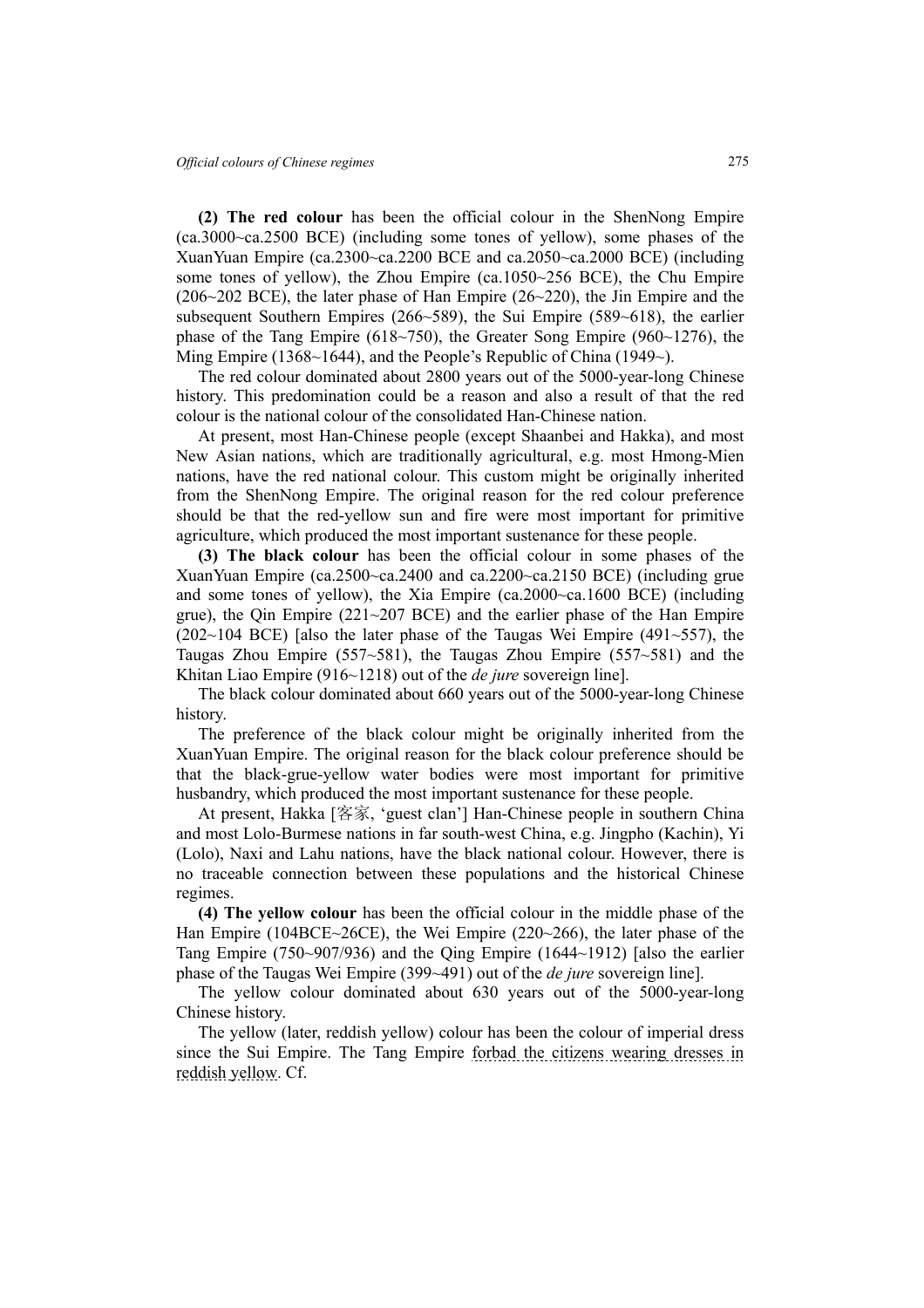**(2) The red colour** has been the official colour in the ShenNong Empire (ca.3000~ca.2500 BCE) (including some tones of yellow), some phases of the XuanYuan Empire (ca.2300~ca.2200 BCE and ca.2050~ca.2000 BCE) (including some tones of yellow), the Zhou Empire (ca.1050~256 BCE), the Chu Empire (206~202 BCE), the later phase of Han Empire (26~220), the Jin Empire and the subsequent Southern Empires (266~589), the Sui Empire (589~618), the earlier phase of the Tang Empire (618~750), the Greater Song Empire (960~1276), the Ming Empire (1368~1644), and the People's Republic of China (1949~).

The red colour dominated about 2800 years out of the 5000-year-long Chinese history. This predomination could be a reason and also a result of that the red colour is the national colour of the consolidated Han-Chinese nation.

At present, most Han-Chinese people (except Shaanbei and Hakka), and most New Asian nations, which are traditionally agricultural, e.g. most Hmong-Mien nations, have the red national colour. This custom might be originally inherited from the ShenNong Empire. The original reason for the red colour preference should be that the red-yellow sun and fire were most important for primitive agriculture, which produced the most important sustenance for these people.

**(3) The black colour** has been the official colour in some phases of the XuanYuan Empire (ca.2500~ca.2400 and ca.2200~ca.2150 BCE) (including grue and some tones of yellow), the Xia Empire (ca.2000~ca.1600 BCE) (including grue), the Qin Empire (221~207 BCE) and the earlier phase of the Han Empire (202~104 BCE) [also the later phase of the Taugas Wei Empire (491~557), the Taugas Zhou Empire (557~581), the Taugas Zhou Empire (557~581) and the Khitan Liao Empire (916~1218) out of the *de jure* sovereign line].

The black colour dominated about 660 years out of the 5000-year-long Chinese history.

The preference of the black colour might be originally inherited from the XuanYuan Empire. The original reason for the black colour preference should be that the black-grue-yellow water bodies were most important for primitive husbandry, which produced the most important sustenance for these people.

At present, Hakka [客家, 'guest clan'] Han-Chinese people in southern China and most Lolo-Burmese nations in far south-west China, e.g. Jingpho (Kachin), Yi (Lolo), Naxi and Lahu nations, have the black national colour. However, there is no traceable connection between these populations and the historical Chinese regimes.

**(4) The yellow colour** has been the official colour in the middle phase of the Han Empire (104BCE~26CE), the Wei Empire (220~266), the later phase of the Tang Empire (750~907/936) and the Qing Empire (1644~1912) [also the earlier phase of the Taugas Wei Empire (399~491) out of the *de jure* sovereign line].

The yellow colour dominated about 630 years out of the 5000-year-long Chinese history.

The yellow (later, reddish yellow) colour has been the colour of imperial dress since the Sui Empire. The Tang Empire forbad the citizens wearing dresses in reddish yellow. Cf.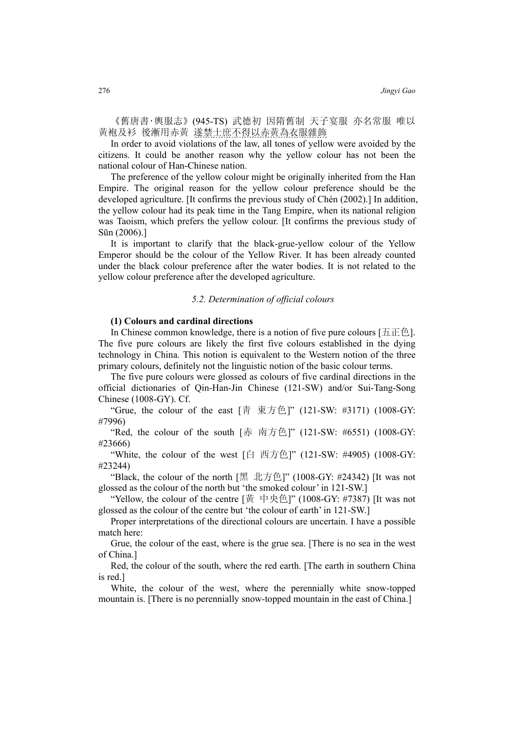《舊唐書·輿服志》(945-TS) 武德初 因隋舊制 天子宴服 亦名常服 唯以黃袍及衫 後漸用赤黃 遂禁士庶不得以赤黃為衣服雜飾

In order to avoid violations of the law, all tones of yellow were avoided by the citizens. It could be another reason why the yellow colour has not been the national colour of Han-Chinese nation.

The preference of the yellow colour might be originally inherited from the Han Empire. The original reason for the yellow colour preference should be the developed agriculture. [It confirms the previous study of Chén (2002).] In addition, the yellow colour had its peak time in the Tang Empire, when its national religion was Taoism, which prefers the yellow colour. [It confirms the previous study of Sūn (2006).]

It is important to clarify that the black-grue-yellow colour of the Yellow Emperor should be the colour of the Yellow River. It has been already counted under the black colour preference after the water bodies. It is not related to the yellow colour preference after the developed agriculture.

### *5.2. Determination of official colours*

**(1) Colours and cardinal directions**

In Chinese common knowledge, there is a notion of five pure colours [五正色]. The five pure colours are likely the first five colours established in the dying technology in China. This notion is equivalent to the Western notion of the three primary colours, definitely not the linguistic notion of the basic colour terms.

The five pure colours were glossed as colours of five cardinal directions in the official dictionaries of Qin-Han-Jin Chinese (121-SW) and/or Sui-Tang-Song Chinese (1008-GY). Cf.

"Grue, the colour of the east [青 東方色]" (121-SW: #3171) (1008-GY: #7996)

"Red, the colour of the south [赤 南方色]" (121-SW: #6551) (1008-GY: #23666)

"White, the colour of the west [白 西方色]" (121-SW: #4905) (1008-GY: #23244)

"Black, the colour of the north [黑 北方色]" (1008-GY: #24342) [It was not glossed as the colour of the north but 'the smoked colour' in 121-SW.]

"Yellow, the colour of the centre [黄 中央色]" (1008-GY: #7387) [It was not glossed as the colour of the centre but 'the colour of earth' in 121-SW.]

Proper interpretations of the directional colours are uncertain. I have a possible match here:

Grue, the colour of the east, where is the grue sea. [There is no sea in the west of China.]

Red, the colour of the south, where the red earth. [The earth in southern China is red.]

White, the colour of the west, where the perennially white snow-topped mountain is. [There is no perennially snow-topped mountain in the east of China.]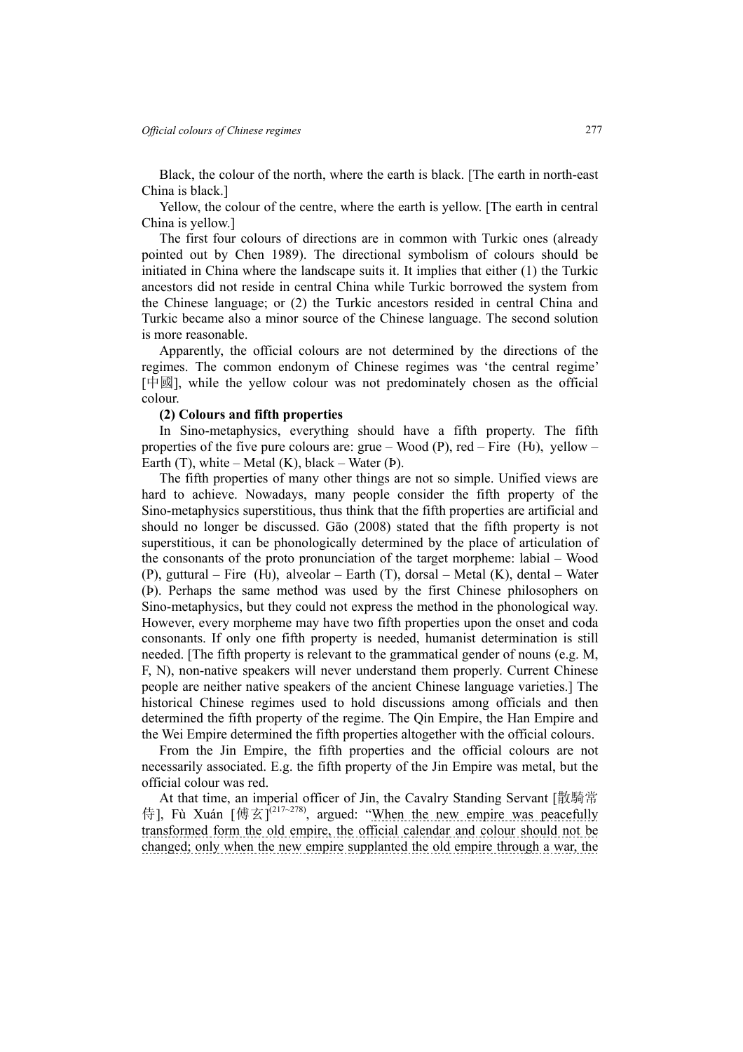Black, the colour of the north, where the earth is black. [The earth in north-east China is black.]

Yellow, the colour of the centre, where the earth is yellow. [The earth in central China is yellow.]

The first four colours of directions are in common with Turkic ones (already pointed out by Chen 1989). The directional symbolism of colours should be initiated in China where the landscape suits it. It implies that either (1) the Turkic ancestors did not reside in central China while Turkic borrowed the system from the Chinese language; or (2) the Turkic ancestors resided in central China and Turkic became also a minor source of the Chinese language. The second solution is more reasonable.

Apparently, the official colours are not determined by the directions of the regimes. The common endonym of Chinese regimes was 'the central regime' [中國], while the yellow colour was not predominately chosen as the official colour.

**(2) Colours and fifth properties**

In Sino-metaphysics, everything should have a fifth property. The fifth properties of the five pure colours are: grue – Wood (P), red – Fire (Ƕ), yellow – Earth (T), white – Metal (K), black – Water (Þ).

The fifth properties of many other things are not so simple. Unified views are hard to achieve. Nowadays, many people consider the fifth property of the Sino-metaphysics superstitious, thus think that the fifth properties are artificial and should no longer be discussed. Gāo (2008) stated that the fifth property is not superstitious, it can be phonologically determined by the place of articulation of the consonants of the proto pronunciation of the target morpheme: labial – Wood (P), guttural – Fire (Ƕ), alveolar – Earth (T), dorsal – Metal (K), dental – Water (Þ). Perhaps the same method was used by the first Chinese philosophers on Sino-metaphysics, but they could not express the method in the phonological way. However, every morpheme may have two fifth properties upon the onset and coda consonants. If only one fifth property is needed, humanist determination is still needed. [The fifth property is relevant to the grammatical gender of nouns (e.g. M, F, N), non-native speakers will never understand them properly. Current Chinese people are neither native speakers of the ancient Chinese language varieties.] The historical Chinese regimes used to hold discussions among officials and then determined the fifth property of the regime. The Qin Empire, the Han Empire and the Wei Empire determined the fifth properties altogether with the official colours.

From the Jin Empire, the fifth properties and the official colours are not necessarily associated. E.g. the fifth property of the Jin Empire was metal, but the official colour was red.

At that time, an imperial officer of Jin, the Cavalry Standing Servant [散騎常侍], Fù Xuán [傅玄](217~278), argued: "When the new empire was peacefully transformed form the old empire, the official calendar and colour should not be changed; only when the new empire supplanted the old empire through a war, the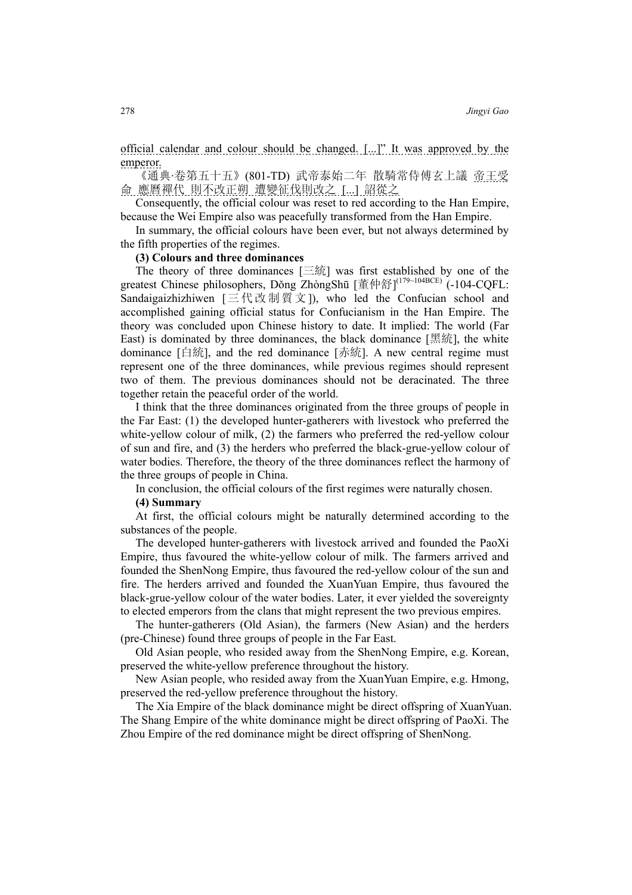official calendar and colour should be changed. [...]" It was approved by the emperor.

《通典·卷第五十五》(801-TD) 武帝泰始二年 散騎常侍傅玄上議 帝王受命 應曆禪代 則不改正朔 遭變征伐則改之 [...] 詔從之

Consequently, the official colour was reset to red according to the Han Empire, because the Wei Empire also was peacefully transformed from the Han Empire.

In summary, the official colours have been ever, but not always determined by the fifth properties of the regimes.

**(3) Colours and three dominances**

The theory of three dominances [三統] was first established by one of the greatest Chinese philosophers, Dǒng ZhòngShū [董仲舒](179~104BCE) (-104-CQFL: Sandaigaizhizhiwen [三代改制質文]), who led the Confucian school and accomplished gaining official status for Confucianism in the Han Empire. The theory was concluded upon Chinese history to date. It implied: The world (Far East) is dominated by three dominances, the black dominance [黑統], the white dominance [白統], and the red dominance [赤統]. A new central regime must represent one of the three dominances, while previous regimes should represent two of them. The previous dominances should not be deracinated. The three together retain the peaceful order of the world.

I think that the three dominances originated from the three groups of people in the Far East: (1) the developed hunter-gatherers with livestock who preferred the white-yellow colour of milk, (2) the farmers who preferred the red-yellow colour of sun and fire, and (3) the herders who preferred the black-grue-yellow colour of water bodies. Therefore, the theory of the three dominances reflect the harmony of the three groups of people in China.

In conclusion, the official colours of the first regimes were naturally chosen.

**(4) Summary**

At first, the official colours might be naturally determined according to the substances of the people.

The developed hunter-gatherers with livestock arrived and founded the PaoXi Empire, thus favoured the white-yellow colour of milk. The farmers arrived and founded the ShenNong Empire, thus favoured the red-yellow colour of the sun and fire. The herders arrived and founded the XuanYuan Empire, thus favoured the black-grue-yellow colour of the water bodies. Later, it ever yielded the sovereignty to elected emperors from the clans that might represent the two previous empires.

The hunter-gatherers (Old Asian), the farmers (New Asian) and the herders (pre-Chinese) found three groups of people in the Far East.

Old Asian people, who resided away from the ShenNong Empire, e.g. Korean, preserved the white-yellow preference throughout the history.

New Asian people, who resided away from the XuanYuan Empire, e.g. Hmong, preserved the red-yellow preference throughout the history.

The Xia Empire of the black dominance might be direct offspring of XuanYuan. The Shang Empire of the white dominance might be direct offspring of PaoXi. The Zhou Empire of the red dominance might be direct offspring of ShenNong.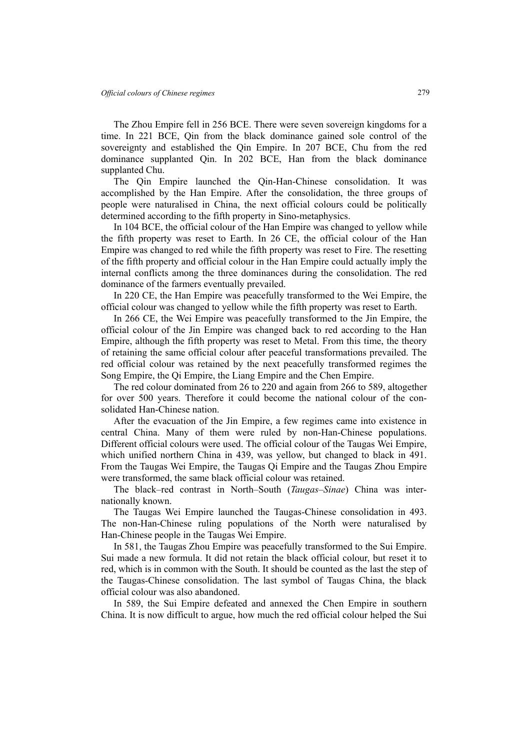The Zhou Empire fell in 256 BCE. There were seven sovereign kingdoms for a time. In 221 BCE, Qin from the black dominance gained sole control of the sovereignty and established the Qin Empire. In 207 BCE, Chu from the red dominance supplanted Qin. In 202 BCE, Han from the black dominance supplanted Chu.

The Qin Empire launched the Qin-Han-Chinese consolidation. It was accomplished by the Han Empire. After the consolidation, the three groups of people were naturalised in China, the next official colours could be politically determined according to the fifth property in Sino-metaphysics.

In 104 BCE, the official colour of the Han Empire was changed to yellow while the fifth property was reset to Earth. In 26 CE, the official colour of the Han Empire was changed to red while the fifth property was reset to Fire. The resetting of the fifth property and official colour in the Han Empire could actually imply the internal conflicts among the three dominances during the consolidation. The red dominance of the farmers eventually prevailed.

In 220 CE, the Han Empire was peacefully transformed to the Wei Empire, the official colour was changed to yellow while the fifth property was reset to Earth.

In 266 CE, the Wei Empire was peacefully transformed to the Jin Empire, the official colour of the Jin Empire was changed back to red according to the Han Empire, although the fifth property was reset to Metal. From this time, the theory of retaining the same official colour after peaceful transformations prevailed. The red official colour was retained by the next peacefully transformed regimes the Song Empire, the Qi Empire, the Liang Empire and the Chen Empire.

The red colour dominated from 26 to 220 and again from 266 to 589, altogether for over 500 years. Therefore it could become the national colour of the consolidated Han-Chinese nation.

After the evacuation of the Jin Empire, a few regimes came into existence in central China. Many of them were ruled by non-Han-Chinese populations. Different official colours were used. The official colour of the Taugas Wei Empire, which unified northern China in 439, was yellow, but changed to black in 491. From the Taugas Wei Empire, the Taugas Qi Empire and the Taugas Zhou Empire were transformed, the same black official colour was retained.

The black–red contrast in North–South (*Taugas–Sinae*) China was internationally known.

The Taugas Wei Empire launched the Taugas-Chinese consolidation in 493. The non-Han-Chinese ruling populations of the North were naturalised by Han-Chinese people in the Taugas Wei Empire.

In 581, the Taugas Zhou Empire was peacefully transformed to the Sui Empire. Sui made a new formula. It did not retain the black official colour, but reset it to red, which is in common with the South. It should be counted as the last the step of the Taugas-Chinese consolidation. The last symbol of Taugas China, the black official colour was also abandoned.

In 589, the Sui Empire defeated and annexed the Chen Empire in southern China. It is now difficult to argue, how much the red official colour helped the Sui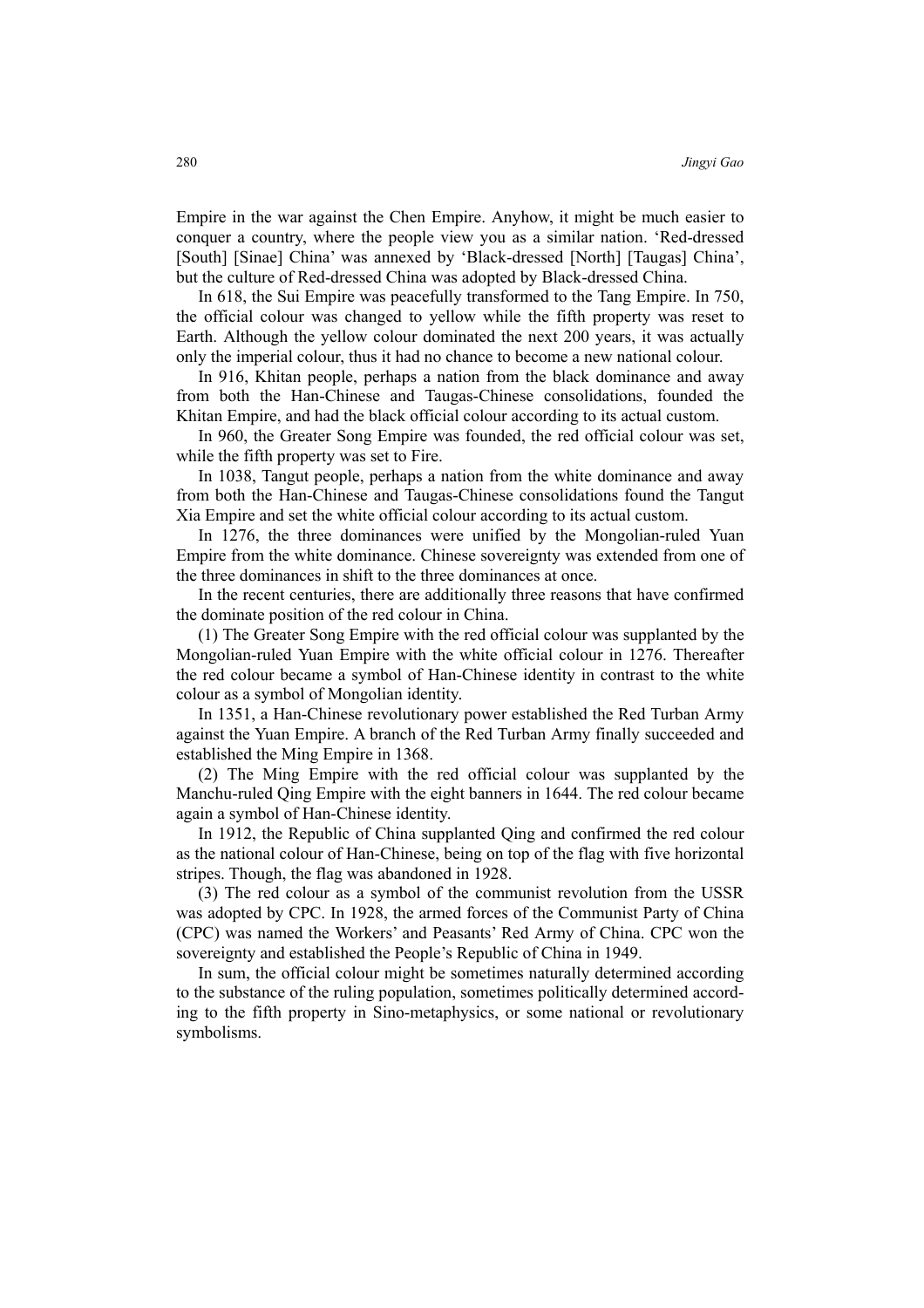Empire in the war against the Chen Empire. Anyhow, it might be much easier to conquer a country, where the people view you as a similar nation. 'Red-dressed [South] [Sinae] China' was annexed by 'Black-dressed [North] [Taugas] China', but the culture of Red-dressed China was adopted by Black-dressed China.

In 618, the Sui Empire was peacefully transformed to the Tang Empire. In 750, the official colour was changed to yellow while the fifth property was reset to Earth. Although the yellow colour dominated the next 200 years, it was actually only the imperial colour, thus it had no chance to become a new national colour.

In 916, Khitan people, perhaps a nation from the black dominance and away from both the Han-Chinese and Taugas-Chinese consolidations, founded the Khitan Empire, and had the black official colour according to its actual custom.

In 960, the Greater Song Empire was founded, the red official colour was set, while the fifth property was set to Fire.

In 1038, Tangut people, perhaps a nation from the white dominance and away from both the Han-Chinese and Taugas-Chinese consolidations found the Tangut Xia Empire and set the white official colour according to its actual custom.

In 1276, the three dominances were unified by the Mongolian-ruled Yuan Empire from the white dominance. Chinese sovereignty was extended from one of the three dominances in shift to the three dominances at once.

In the recent centuries, there are additionally three reasons that have confirmed the dominate position of the red colour in China.

(1) The Greater Song Empire with the red official colour was supplanted by the Mongolian-ruled Yuan Empire with the white official colour in 1276. Thereafter the red colour became a symbol of Han-Chinese identity in contrast to the white colour as a symbol of Mongolian identity.

In 1351, a Han-Chinese revolutionary power established the Red Turban Army against the Yuan Empire. A branch of the Red Turban Army finally succeeded and established the Ming Empire in 1368.

(2) The Ming Empire with the red official colour was supplanted by the Manchu-ruled Qing Empire with the eight banners in 1644. The red colour became again a symbol of Han-Chinese identity.

In 1912, the Republic of China supplanted Qing and confirmed the red colour as the national colour of Han-Chinese, being on top of the flag with five horizontal stripes. Though, the flag was abandoned in 1928.

(3) The red colour as a symbol of the communist revolution from the USSR was adopted by CPC. In 1928, the armed forces of the Communist Party of China (CPC) was named the Workers' and Peasants' Red Army of China. CPC won the sovereignty and established the People's Republic of China in 1949.

In sum, the official colour might be sometimes naturally determined according to the substance of the ruling population, sometimes politically determined according to the fifth property in Sino-metaphysics, or some national or revolutionary symbolisms.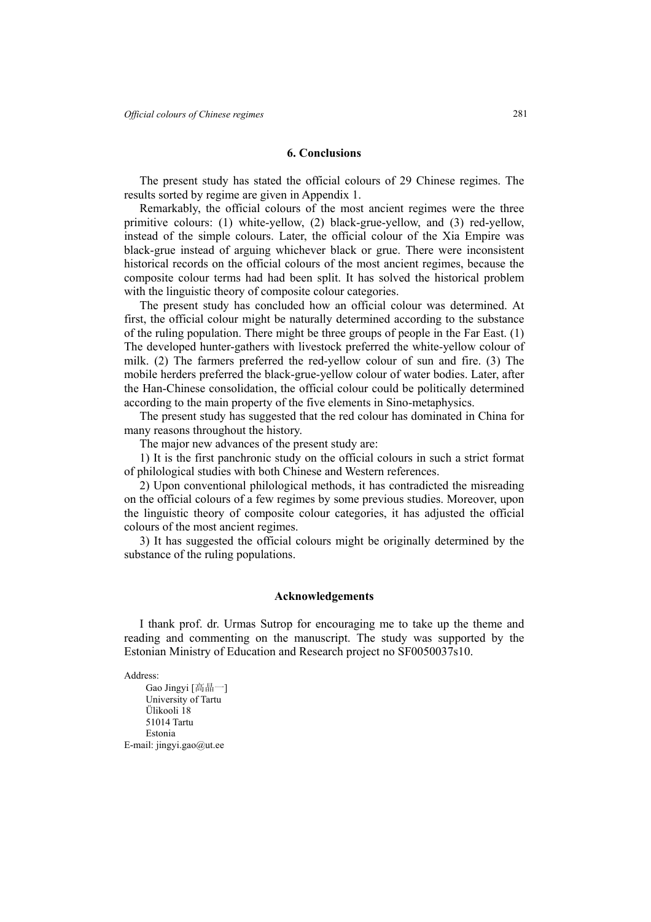## 6. Conclusions

The present study has stated the official colours of 29 Chinese regimes. The results sorted by regime are given in Appendix 1.

Remarkably, the official colours of the most ancient regimes were the three primitive colours: (1) white-yellow, (2) black-grue-yellow, and (3) red-yellow, instead of the simple colours. Later, the official colour of the Xia Empire was black-grue instead of arguing whichever black or grue. There were inconsistent historical records on the official colours of the most ancient regimes, because the composite colour terms had had been split. It has solved the historical problem with the linguistic theory of composite colour categories.

The present study has concluded how an official colour was determined. At first, the official colour might be naturally determined according to the substance of the ruling population. There might be three groups of people in the Far East. (1) The developed hunter-gathers with livestock preferred the white-yellow colour of milk. (2) The farmers preferred the red-yellow colour of sun and fire. (3) The mobile herders preferred the black-grue-yellow colour of water bodies. Later, after the Han-Chinese consolidation, the official colour could be politically determined according to the main property of the five elements in Sino-metaphysics.

The present study has suggested that the red colour has dominated in China for many reasons throughout the history.

The major new advances of the present study are:

1) It is the first panchronic study on the official colours in such a strict format of philological studies with both Chinese and Western references.

2) Upon conventional philological methods, it has contradicted the misreading on the official colours of a few regimes by some previous studies. Moreover, upon the linguistic theory of composite colour categories, it has adjusted the official colours of the most ancient regimes.

3) It has suggested the official colours might be originally determined by the substance of the ruling populations.

## Acknowledgements

I thank prof. dr. Urmas Sutrop for encouraging me to take up the theme and reading and commenting on the manuscript. The study was supported by the Estonian Ministry of Education and Research project no SF0050037s10.

Address:
Gao Jingyi [高晶一]
University of Tartu
Ülikooli 18
51014 Tartu
Estonia
E-mail: jingyi.gao@ut.ee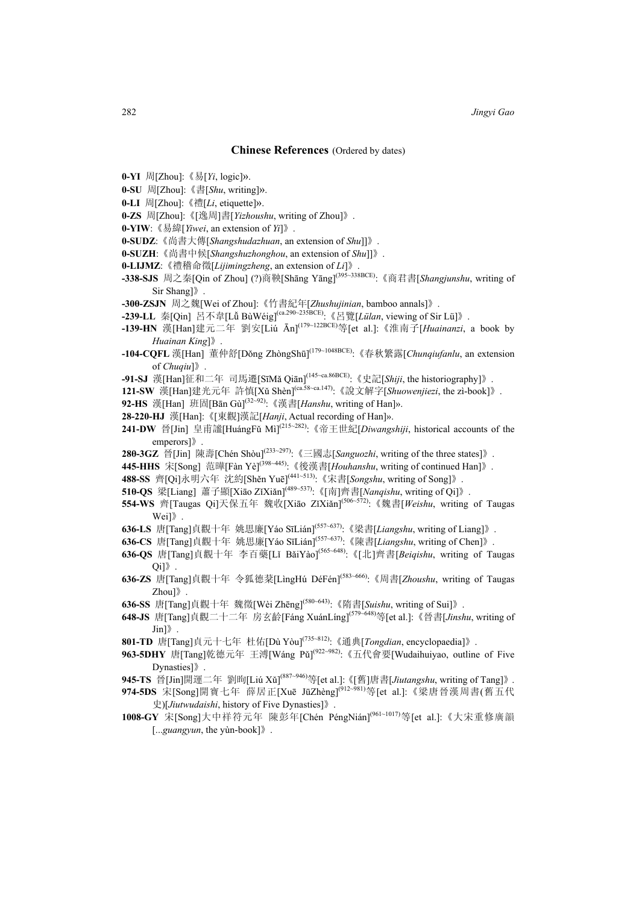## Chinese References (Ordered by dates)

**0-YI** 周[Zhou]:《易[*Yi*, logic]».

**0-SU** 周[Zhou]:《書[*Shu*, writing]».

**0-LI** 周[Zhou]:《禮[*Li*, etiquette]».

**0-ZS** 周[Zhou]:《[逸周]書[*Yizhoushu*, writing of Zhou]》.

**0-YIW**:《易緯[*Yiwei*, an extension of *Yi*]》.

**0-SUDZ**:《尚書大傳[*Shangshudazhuan*, an extension of *Shu*]]》.

**0-SUZH**:《尚書中候[*Shangshuzhonghou*, an extension of *Shu*]]》.

**0-LIJMZ**:《禮稽命徵[*Lijimingzheng*, an extension of *Li*]》.

**-338-SJS** 周之秦[Qin of Zhou] (?)商鞅[Shāng Yāng][395~338BCE]:《商君書[*Shangjunshu*, writing of Sir Shang]》.

**-300-ZSJN** 周之魏[Wei of Zhou]:《竹書紀年[*Zhushujinian*, bamboo annals]》.

**-239-LL** 秦[Qin] 呂不韋[Lǚ BùWéig][ca.290~235BCE]:《呂覽[*Lülan*, viewing of Sir Lü]》.

**-139-HN** 漢[Han]建元二年 劉安[Liú Ān][179~122BCE]等[et al.]:《淮南子[*Huainanzi*, a book by *Huainan King*]》.

**-104-CQFL** 漢[Han] 董仲舒[Dǒng ZhòngShū][179~1048BCE]:《春秋繁露[*Chunqiufanlu*, an extension of *Chuqiu*]》.

**-91-SJ** 漢[Han]征和二年 司馬遷[SīMǎ Qiān][145~ca.86BCE]:《史記[*Shiji*, the historiography]》.

**121-SW** 漢[Han]建光元年 許慎[Xǔ Shèn][ca.58~ca.147]:《說文解字[*Shuowenjiezi*, the zì-book]》.

**92-HS** 漢[Han] 班固[Bān Gù][32~92]:《漢書[*Hanshu*, writing of Han]».

**28-220-HJ** 漢[Han]:《[東觀]漢記[*Hanji*, Actual recording of Han]».

**241-DW** 晉[Jin] 皇甫謐[HuángFǔ Mì][215~282]:《帝王世紀[*Diwangshiji*, historical accounts of the emperors]》.

**280-3GZ** 晉[Jin] 陳壽[Chén Shòu][233~297]:《三國志[*Sanguozhi*, writing of the three states]》.

**445-HHS** 宋[Song] 范曄[Fàn Yè][398~445]:《後漢書[*Houhanshu*, writing of continued Han]》.

**488-SS** 齊[Qi]永明六年 沈約[Shěn Yuē][441~513]:《宋書[*Songshu*, writing of Song]》.

**510-QS** 梁[Liang] 蕭子顯[Xiāo ZǐXiǎn][489~537]:《[南]齊書[*Nanqishu*, writing of Qi]》.

**554-WS** 齊[Taugas Qi]天保五年 魏收[Xiāo ZǐXiǎn][506~572]:《魏書[*Weishu*, writing of Taugas Wei]》.

**636-LS** 唐[Tang]貞觀十年 姚思廉[Yáo SīLián][557~637]:《梁書[*Liangshu*, writing of Liang]》.

**636-CS** 唐[Tang]貞觀十年 姚思廉[Yáo SīLián][557~637]:《陳書[*Liangshu*, writing of Chen]》.

**636-QS** 唐[Tang]貞觀十年 李百藥[Lǐ BǎiYào][565~648]:《[北]齊書[*Beiqishu*, writing of Taugas Qi]》.

**636-ZS** 唐[Tang]貞觀十年 令狐德棻[LìngHú DéFén][583~666]:《周書[*Zhoushu*, writing of Taugas Zhou]》.

**636-SS** 唐[Tang]貞觀十年 魏徵[Wèi Zhēng][580~643]:《隋書[*Suishu*, writing of Sui]》.

**648-JS** 唐[Tang]貞觀二十二年 房玄齡[Fáng XuánLíng][579~648]等[et al.]:《晉書[*Jinshu*, writing of Jin]》.

**801-TD** 唐[Tang]貞元十七年 杜佑[Dù Yòu][735~812]:《通典[*Tongdian*, encyclopaedia]》.

**963-5DHY** 唐[Tang]乾德元年 王溥[Wáng Pǔ][922~982]:《五代會要[Wudaihuiyao, outline of Five Dynasties]》.

**945-TS** 晉[Jin]開運二年 劉昫[Liú Xǔ][887~946]等[et al.]:《[舊]唐書[*Jiutangshu*, writing of Tang]》.

**974-5DS** 宋[Song]開寶七年 薛居正[Xuē JūZhèng][912~981]等[et al.]:《梁唐晉漢周書(舊五代史)[*Jiutwudaishi*, history of Five Dynasties]》.

**1008-GY** 宋[Song]大中祥符元年 陳彭年[Chén PéngNián][961~1017]等[et al.]:《大宋重修廣韻[...*guangyun*, the yùn-book]》.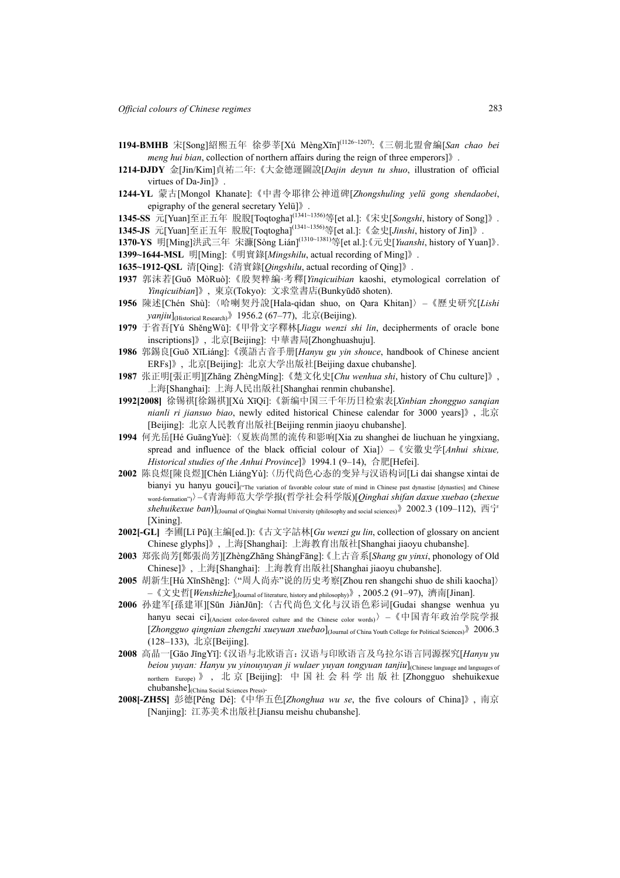**1194-BMHB** 宋[Song]紹熙五年 徐夢莘[Xú MèngXīn][(1126~1207)]:《三朝北盟會編[*San chao bei meng hui bian*, collection of northern affairs during the reign of three emperors]》.

**1214-DJDY** 金[Jin/Kim]貞祐二年:《大金德運圖說[*Dajin deyun tu shuo*, illustration of official virtues of Da-Jin]》.

**1244-YL** 蒙古[Mongol Khanate]:《中書令耶律公神道碑[*Zhongshuling yelü gong shendaobei*, epigraphy of the general secretary Yelü]》.

**1345-SS** 元[Yuan]至正五年 脫脫[Toqtogha][(1341~1356)]等[et al.]:《宋史[*Songshi*, history of Song]》.

**1345-JS** 元[Yuan]至正五年 脫脫[Toqtogha][(1341~1356)]等[et al.]:《金史[*Jinshi*, history of Jin]》.

**1370-YS** 明[Ming]洪武三年 宋濂[Sòng Lián][(1310~1381)]等[et al.]:《元史[*Yuanshi*, history of Yuan]》.

**1399~1644-MSL** 明[Ming]:《明實錄[*Mingshilu*, actual recording of Ming]》.

**1635~1912-QSL** 清[Qing]:《清實錄[*Qingshilu*, actual recording of Qing]》.

**1937** 郭沫若[Guō MòRuò]:《殷契粹編·考釋[*Yinqicuibian* kaoshi, etymological correlation of *Yinqicuibian*]》, 東京(Tokyo): 文求堂書店(Bunkyūdō shoten).

**1956** 陳述[Chén Shù]:〈哈喇契丹說[Hala-qidan shuo, on Qara Khitan]〉–《歷史研究[*Lishi yanjiu*](Historical Research)》1956.2 (67–77), 北京(Beijing).

**1979** 于省吾[Yú ShěngWǔ]:《甲骨文字釋林[*Jiagu wenzi shi lin*, decipherments of oracle bone inscriptions]》, 北京[Beijing]: 中華書局[Zhonghuashuju].

**1986** 郭錫良[Guō XīLiáng]:《漢語古音手册[*Hanyu gu yin shouce*, handbook of Chinese ancient ERFs]》, 北京[Beijing]: 北京大学出版社[Beijing daxue chubanshe].

**1987** 张正明[張正明][Zhāng ZhèngMíng]:《楚文化史[*Chu wenhua shi*, history of Chu culture]》, 上海[Shanghai]: 上海人民出版社[Shanghai renmin chubanshe].

**1992[2008]** 徐锡祺[徐錫祺][Xú XīQí]:《新编中国三千年历日检索表[*Xinbian zhongguo sanqian nianli ri jiansuo biao*, newly edited historical Chinese calendar for 3000 years]》, 北京[Beijing]: 北京人民教育出版社[Beijing renmin jiaoyu chubanshe].

**1994** 何光岳[Hé GuāngYuè]:〈夏族尚黑的流传和影响[Xia zu shanghei de liuchuan he yingxiang, spread and influence of the black official colour of Xia]〉–《安徽史学[*Anhui shixue, Historical studies of the Anhui Province*]》1994.1 (9–14), 合肥[Hefei].

**2002** 陈良煜[陳良煜][Chén LiángYù]:〈历代尚色心态的变异与汉语构词[Li dai shangse xintai de bianyi yu hanyu gouci](“The variation of favorable colour state of mind in Chinese past dynastie [dynasties] and Chinese word-formation”)〉–《青海师范大学学报(哲学社会科学版)[*Qinghai shifan daxue xuebao* (*zhexue shehuikexue ban*)](Journal of Qinghai Normal University (philosophy and social sciences))》2002.3 (109–112), 西宁[Xining].

**2002[-GL]** 李圃[Lǐ Pǔ](主編[ed.]):《古文字詁林[*Gu wenzi gu lin*, collection of glossary on ancient Chinese glyphs]》, 上海[Shanghai]: 上海教育出版社[Shanghai jiaoyu chubanshe].

**2003** 郑张尚芳[鄭張尚芳][ZhèngZhāng ShàngFāng]:《上古音系[*Shang gu yinxi*, phonology of Old Chinese]》, 上海[Shanghai]: 上海教育出版社[Shanghai jiaoyu chubanshe].

**2005** 胡新生[Hú XīnShēng]:〈"周人尚赤"说的历史考察[Zhou ren shangchi shuo de shili kaocha]〉–《文史哲[*Wenshizhe*](Journal of literature, history and philosophy)》, 2005.2 (91–97), 濟南[Jinan].

**2006** 孙建军[孫建軍][Sūn JiànJūn]:〈古代尚色文化与汉语色彩词[Gudai shangse wenhua yu hanyu secai ci](Ancient color-favored culture and the Chinese color words)〉–《中国青年政治学院学报[*Zhongguo qingnian zhengzhi xueyuan xuebao*](Journal of China Youth College for Political Sciences)》2006.3 (128–133), 北京[Beijing].

**2008** 高晶一[Gāo JīngYī]:《汉语与北欧语言：汉语与印欧语言及乌拉尔语言同源探究[*Hanyu yu beiou yuyan: Hanyu yu yinouyuyan ji wulaer yuyan tongyuan tanjiu*](Chinese language and languages of northern Europe)》, 北京[Beijing]: 中国社会科学出版社[Zhongguo shehuikexue chubanshe](China Social Sciences Press).

**2008[-ZH5S]** 彭德[Péng Dé]:《中华五色[*Zhonghua wu se*, the five colours of China]》, 南京[Nanjing]: 江苏美术出版社[Jiansu meishu chubanshe].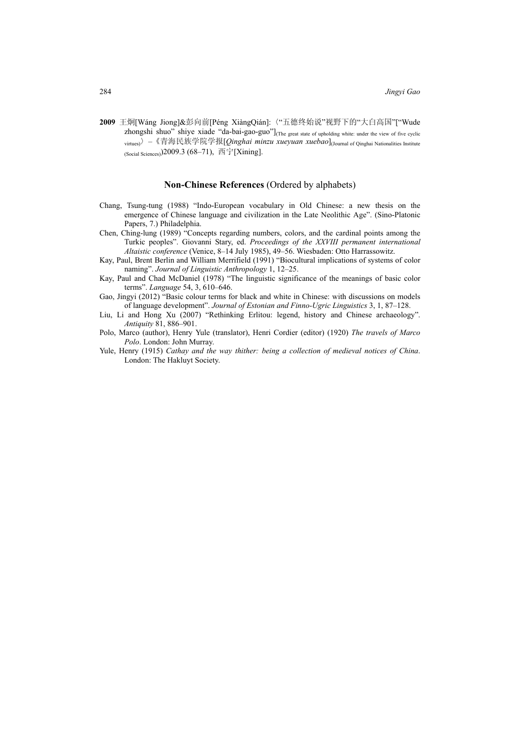**2009** 王炯[Wáng Jiong]&彭向前[Péng XiàngQián]:〈"五德终始说"视野下的"大白高国"["Wude zhongshi shuo" shiye xiade "da-bai-gao-guo"](The great state of upholding white: under the view of five cyclic virtues)〉–《青海民族学院学报[*Qinghai minzu xueyuan xuebao*](Journal of Qinghai Nationalities Institute (Social Sciences))2009.3 (68–71), 西宁[Xining].

## Non-Chinese References (Ordered by alphabets)

Chang, Tsung-tung (1988) "Indo-European vocabulary in Old Chinese: a new thesis on the emergence of Chinese language and civilization in the Late Neolithic Age". (Sino-Platonic Papers, 7.) Philadelphia.

Chen, Ching-lung (1989) "Concepts regarding numbers, colors, and the cardinal points among the Turkic peoples". Giovanni Stary, ed. *Proceedings of the XXVIII permanent international Altaistic conference* (Venice, 8–14 July 1985), 49–56. Wiesbaden: Otto Harrassowitz.

Kay, Paul, Brent Berlin and William Merrifield (1991) "Biocultural implications of systems of color naming". *Journal of Linguistic Anthropology* 1, 12–25.

Kay, Paul and Chad McDaniel (1978) "The linguistic significance of the meanings of basic color terms". *Language* 54, 3, 610–646.

Gao, Jingyi (2012) "Basic colour terms for black and white in Chinese: with discussions on models of language development". *Journal of Estonian and Finno-Ugric Linguistics* 3, 1, 87–128.

Liu, Li and Hong Xu (2007) "Rethinking Erlitou: legend, history and Chinese archaeology". *Antiquity* 81, 886–901.

Polo, Marco (author), Henry Yule (translator), Henri Cordier (editor) (1920) *The travels of Marco Polo*. London: John Murray.

Yule, Henry (1915) *Cathay and the way thither: being a collection of medieval notices of China*. London: The Hakluyt Society.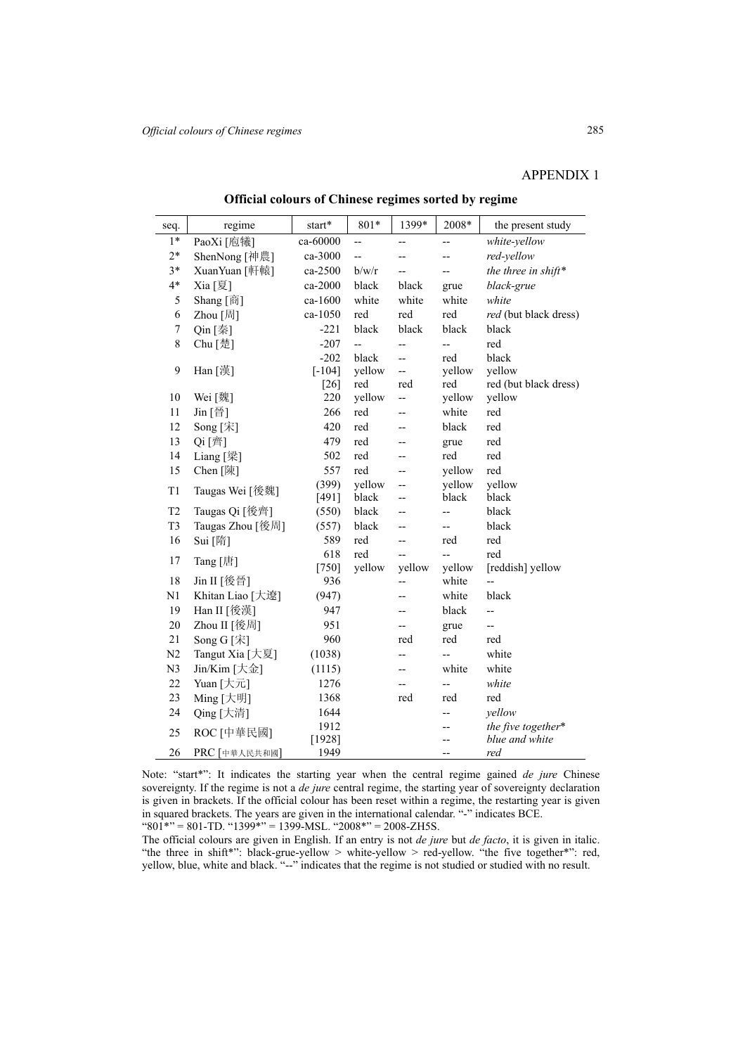# APPENDIX 1

**Official colours of Chinese regimes sorted by regime**

| seq. | regime | start* | 801* | 1399* | 2008* | the present study |
|---|---|---|---|---|---|---|
| 1* | PaoXi [庖犧] | ca-60000 | -- | -- | -- | *white-yellow* |
| 2* | ShenNong [神農] | ca-3000 | -- | -- | -- | *red-yellow* |
| 3* | XuanYuan [軒轅] | ca-2500 | b/w/r | -- | -- | *the three in shift** |
| 4* | Xia [夏] | ca-2000 | black | black | grue | *black-grue* |
| 5 | Shang [商] | ca-1600 | white | white | white | *white* |
| 6 | Zhou [周] | ca-1050 | red | red | red | *red* (but black dress) |
| 7 | Qin [秦] | -221 | black | black | black | black |
| 8 | Chu [楚] | -207 | -- | -- | -- | red |
| 9 | Han [漢] | -202 | black | -- | red | black |
| | | [-104] | yellow | -- | yellow | yellow |
| | | [26] | red | red | red | red (but black dress) |
| 10 | Wei [魏] | 220 | yellow | -- | yellow | yellow |
| 11 | Jin [晉] | 266 | red | -- | white | red |
| 12 | Song [宋] | 420 | red | -- | black | red |
| 13 | Qi [齊] | 479 | red | -- | grue | red |
| 14 | Liang [梁] | 502 | red | -- | red | red |
| 15 | Chen [陳] | 557 | red | -- | yellow | red |
| T1 | Taugas Wei [後魏] | (399) | yellow | -- | yellow | yellow |
| | | [491] | black | -- | black | black |
| T2 | Taugas Qi [後齊] | (550) | black | -- | -- | black |
| T3 | Taugas Zhou [後周] | (557) | black | -- | -- | black |
| 16 | Sui [隋] | 589 | red | -- | red | red |
| 17 | Tang [唐] | 618 | red | -- | -- | red |
| | | [750] | yellow | yellow | yellow | [reddish] yellow |
| 18 | Jin II [後晉] | 936 | | -- | white | -- |
| N1 | Khitan Liao [大遼] | (947) | | -- | white | black |
| 19 | Han II [後漢] | 947 | | -- | black | -- |
| 20 | Zhou II [後周] | 951 | | -- | grue | -- |
| 21 | Song G [宋] | 960 | | red | red | red |
| N2 | Tangut Xia [大夏] | (1038) | | -- | -- | white |
| N3 | Jin/Kim [大金] | (1115) | | -- | white | white |
| 22 | Yuan [大元] | 1276 | | -- | -- | *white* |
| 23 | Ming [大明] | 1368 | | red | red | red |
| 24 | Qing [大清] | 1644 | | | -- | *yellow* |
| 25 | ROC [中華民國] | 1912 | | | -- | *the five together** |
| | | [1928] | | | -- | blue and white |
| 26 | PRC [中華人民共和國] | 1949 | | | -- | *red* |

Note: "start*": It indicates the starting year when the central regime gained *de jure* Chinese sovereignty. If the regime is not a *de jure* central regime, the starting year of sovereignty declaration is given in brackets. If the official colour has been reset within a regime, the restarting year is given in squared brackets. The years are given in the international calendar. "-" indicates BCE.
"801*" = 801-TD. "1399*" = 1399-MSL. "2008*" = 2008-ZH5S.
The official colours are given in English. If an entry is not *de jure* but *de facto*, it is given in italic. "the three in shift*": black-grue-yellow > white-yellow > red-yellow. "the five together*": red, yellow, blue, white and black. "--" indicates that the regime is not studied or studied with no result.